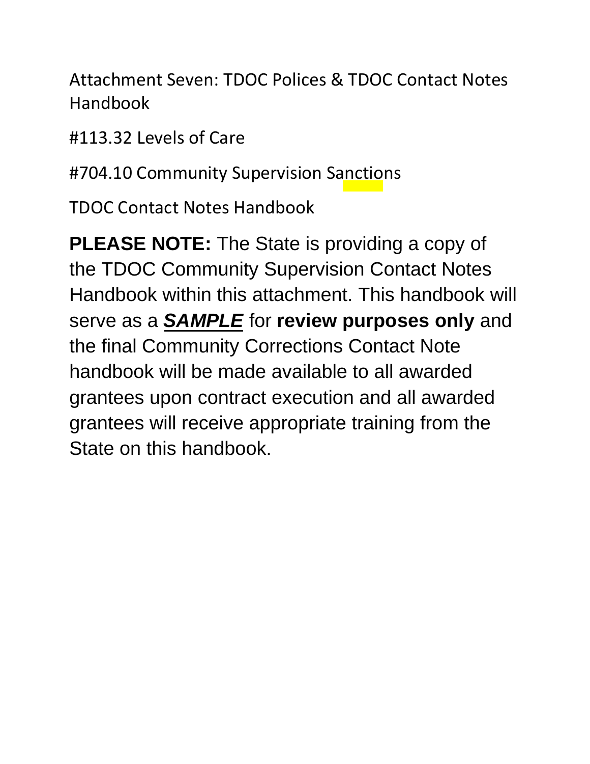Attachment Seven: TDOC Polices & TDOC Contact Notes Handbook

#113.32 Levels of Care

#704.10 Community Supervision Sanctions

TDOC Contact Notes Handbook

**PLEASE NOTE:** The State is providing a copy of the TDOC Community Supervision Contact Notes Handbook within this attachment. This handbook will serve as a ***SAMPLE*** for **review purposes only** and the final Community Corrections Contact Note handbook will be made available to all awarded grantees upon contract execution and all awarded grantees will receive appropriate training from the State on this handbook.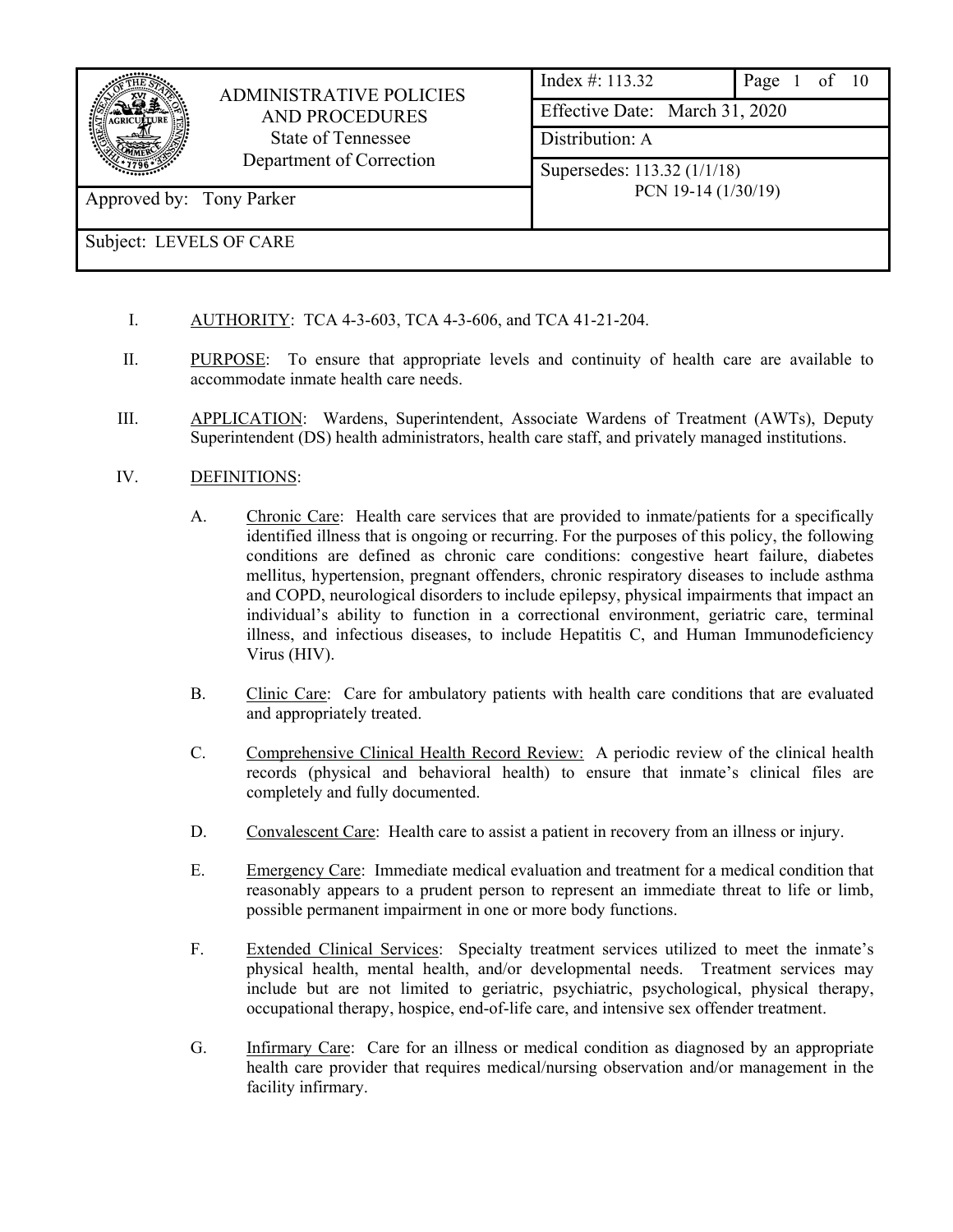| ADMINISTRATIVE POLICIES AND PROCEDURES<br>State of Tennessee<br>Department of Correction | Index #: 113.32 | Page 1 of 10 |
|---|---|---|
| | Effective Date: March 31, 2020 | |
| | Distribution: A | |
| Approved by: Tony Parker | Supersedes: 113.32 (1/1/18)<br>PCN 19-14 (1/30/19) | |
| Subject: LEVELS OF CARE | | |

I. AUTHORITY: TCA 4-3-603, TCA 4-3-606, and TCA 41-21-204.

II. PURPOSE: To ensure that appropriate levels and continuity of health care are available to accommodate inmate health care needs.

III. APPLICATION: Wardens, Superintendent, Associate Wardens of Treatment (AWTs), Deputy Superintendent (DS) health administrators, health care staff, and privately managed institutions.

IV. DEFINITIONS:

A. Chronic Care: Health care services that are provided to inmate/patients for a specifically identified illness that is ongoing or recurring. For the purposes of this policy, the following conditions are defined as chronic care conditions: congestive heart failure, diabetes mellitus, hypertension, pregnant offenders, chronic respiratory diseases to include asthma and COPD, neurological disorders to include epilepsy, physical impairments that impact an individual's ability to function in a correctional environment, geriatric care, terminal illness, and infectious diseases, to include Hepatitis C, and Human Immunodeficiency Virus (HIV).

B. Clinic Care: Care for ambulatory patients with health care conditions that are evaluated and appropriately treated.

C. Comprehensive Clinical Health Record Review: A periodic review of the clinical health records (physical and behavioral health) to ensure that inmate's clinical files are completely and fully documented.

D. Convalescent Care: Health care to assist a patient in recovery from an illness or injury.

E. Emergency Care: Immediate medical evaluation and treatment for a medical condition that reasonably appears to a prudent person to represent an immediate threat to life or limb, possible permanent impairment in one or more body functions.

F. Extended Clinical Services: Specialty treatment services utilized to meet the inmate's physical health, mental health, and/or developmental needs. Treatment services may include but are not limited to geriatric, psychiatric, psychological, physical therapy, occupational therapy, hospice, end-of-life care, and intensive sex offender treatment.

G. Infirmary Care: Care for an illness or medical condition as diagnosed by an appropriate health care provider that requires medical/nursing observation and/or management in the facility infirmary.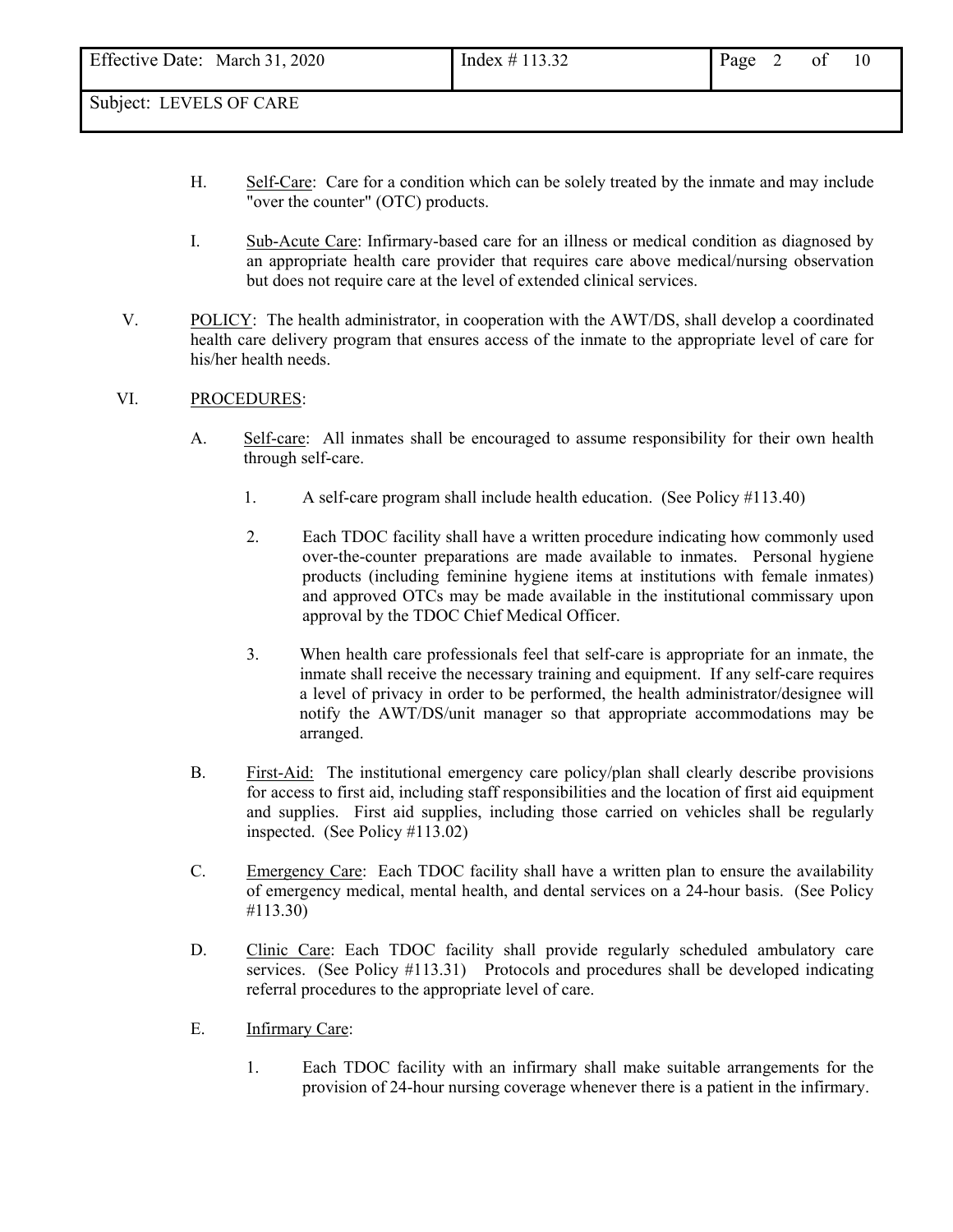H. Self-Care: Care for a condition which can be solely treated by the inmate and may include "over the counter" (OTC) products.

I. Sub-Acute Care: Infirmary-based care for an illness or medical condition as diagnosed by an appropriate health care provider that requires care above medical/nursing observation but does not require care at the level of extended clinical services.

V. POLICY: The health administrator, in cooperation with the AWT/DS, shall develop a coordinated health care delivery program that ensures access of the inmate to the appropriate level of care for his/her health needs.

VI. PROCEDURES:

A. Self-care: All inmates shall be encouraged to assume responsibility for their own health through self-care.

1. A self-care program shall include health education. (See Policy #113.40)

2. Each TDOC facility shall have a written procedure indicating how commonly used over-the-counter preparations are made available to inmates. Personal hygiene products (including feminine hygiene items at institutions with female inmates) and approved OTCs may be made available in the institutional commissary upon approval by the TDOC Chief Medical Officer.

3. When health care professionals feel that self-care is appropriate for an inmate, the inmate shall receive the necessary training and equipment. If any self-care requires a level of privacy in order to be performed, the health administrator/designee will notify the AWT/DS/unit manager so that appropriate accommodations may be arranged.

B. First-Aid: The institutional emergency care policy/plan shall clearly describe provisions for access to first aid, including staff responsibilities and the location of first aid equipment and supplies. First aid supplies, including those carried on vehicles shall be regularly inspected. (See Policy #113.02)

C. Emergency Care: Each TDOC facility shall have a written plan to ensure the availability of emergency medical, mental health, and dental services on a 24-hour basis. (See Policy #113.30)

D. Clinic Care: Each TDOC facility shall provide regularly scheduled ambulatory care services. (See Policy #113.31) Protocols and procedures shall be developed indicating referral procedures to the appropriate level of care.

E. Infirmary Care:

1. Each TDOC facility with an infirmary shall make suitable arrangements for the provision of 24-hour nursing coverage whenever there is a patient in the infirmary.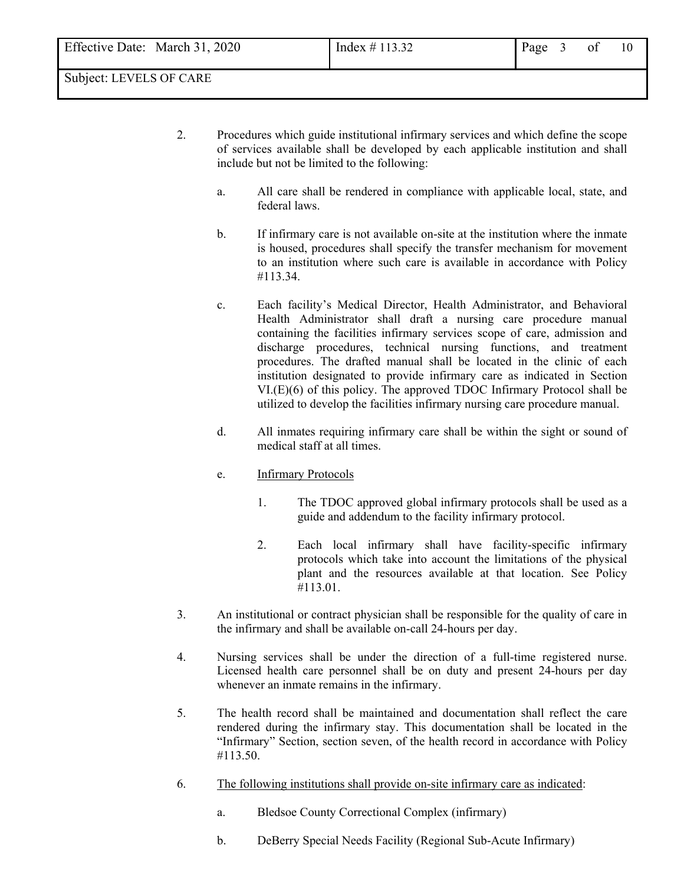2. Procedures which guide institutional infirmary services and which define the scope of services available shall be developed by each applicable institution and shall include but not be limited to the following:

   a. All care shall be rendered in compliance with applicable local, state, and federal laws.

   b. If infirmary care is not available on-site at the institution where the inmate is housed, procedures shall specify the transfer mechanism for movement to an institution where such care is available in accordance with Policy #113.34.

   c. Each facility's Medical Director, Health Administrator, and Behavioral Health Administrator shall draft a nursing care procedure manual containing the facilities infirmary services scope of care, admission and discharge procedures, technical nursing functions, and treatment procedures. The drafted manual shall be located in the clinic of each institution designated to provide infirmary care as indicated in Section VI.(E)(6) of this policy. The approved TDOC Infirmary Protocol shall be utilized to develop the facilities infirmary nursing care procedure manual.

   d. All inmates requiring infirmary care shall be within the sight or sound of medical staff at all times.

   e. <u>Infirmary Protocols</u>

      1. The TDOC approved global infirmary protocols shall be used as a guide and addendum to the facility infirmary protocol.

      2. Each local infirmary shall have facility-specific infirmary protocols which take into account the limitations of the physical plant and the resources available at that location. See Policy #113.01.

3. An institutional or contract physician shall be responsible for the quality of care in the infirmary and shall be available on-call 24-hours per day.

4. Nursing services shall be under the direction of a full-time registered nurse. Licensed health care personnel shall be on duty and present 24-hours per day whenever an inmate remains in the infirmary.

5. The health record shall be maintained and documentation shall reflect the care rendered during the infirmary stay. This documentation shall be located in the "Infirmary" Section, section seven, of the health record in accordance with Policy #113.50.

6. <u>The following institutions shall provide on-site infirmary care as indicated</u>:

   a. Bledsoe County Correctional Complex (infirmary)

   b. DeBerry Special Needs Facility (Regional Sub-Acute Infirmary)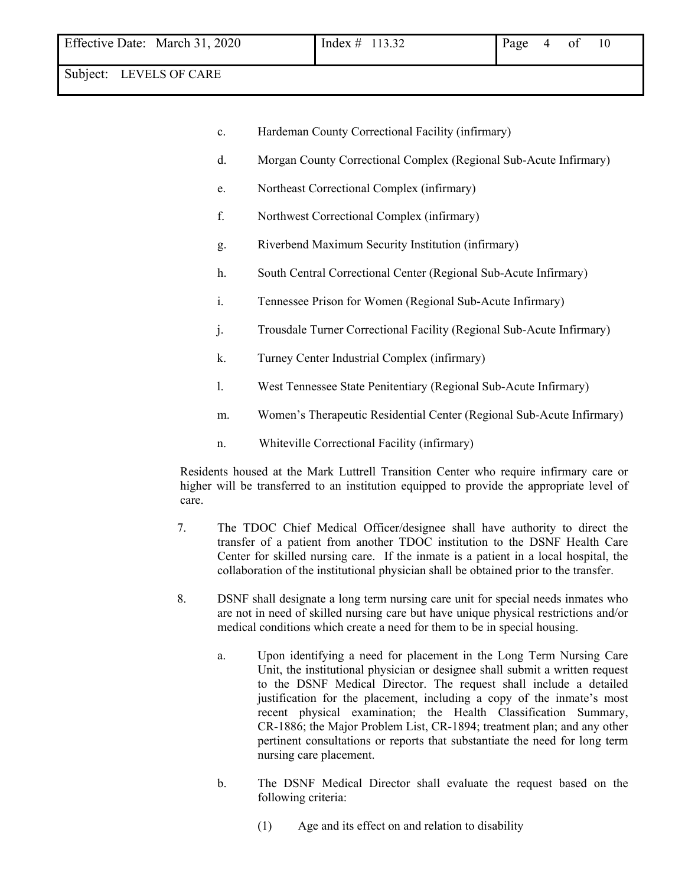c. Hardeman County Correctional Facility (infirmary)

d. Morgan County Correctional Complex (Regional Sub-Acute Infirmary)

e. Northeast Correctional Complex (infirmary)

f. Northwest Correctional Complex (infirmary)

g. Riverbend Maximum Security Institution (infirmary)

h. South Central Correctional Center (Regional Sub-Acute Infirmary)

i. Tennessee Prison for Women (Regional Sub-Acute Infirmary)

j. Trousdale Turner Correctional Facility (Regional Sub-Acute Infirmary)

k. Turney Center Industrial Complex (infirmary)

l. West Tennessee State Penitentiary (Regional Sub-Acute Infirmary)

m. Women's Therapeutic Residential Center (Regional Sub-Acute Infirmary)

n. Whiteville Correctional Facility (infirmary)

Residents housed at the Mark Luttrell Transition Center who require infirmary care or higher will be transferred to an institution equipped to provide the appropriate level of care.

7. The TDOC Chief Medical Officer/designee shall have authority to direct the transfer of a patient from another TDOC institution to the DSNF Health Care Center for skilled nursing care. If the inmate is a patient in a local hospital, the collaboration of the institutional physician shall be obtained prior to the transfer.

8. DSNF shall designate a long term nursing care unit for special needs inmates who are not in need of skilled nursing care but have unique physical restrictions and/or medical conditions which create a need for them to be in special housing.

   a. Upon identifying a need for placement in the Long Term Nursing Care Unit, the institutional physician or designee shall submit a written request to the DSNF Medical Director. The request shall include a detailed justification for the placement, including a copy of the inmate's most recent physical examination; the Health Classification Summary, CR-1886; the Major Problem List, CR-1894; treatment plan; and any other pertinent consultations or reports that substantiate the need for long term nursing care placement.

   b. The DSNF Medical Director shall evaluate the request based on the following criteria:

      (1) Age and its effect on and relation to disability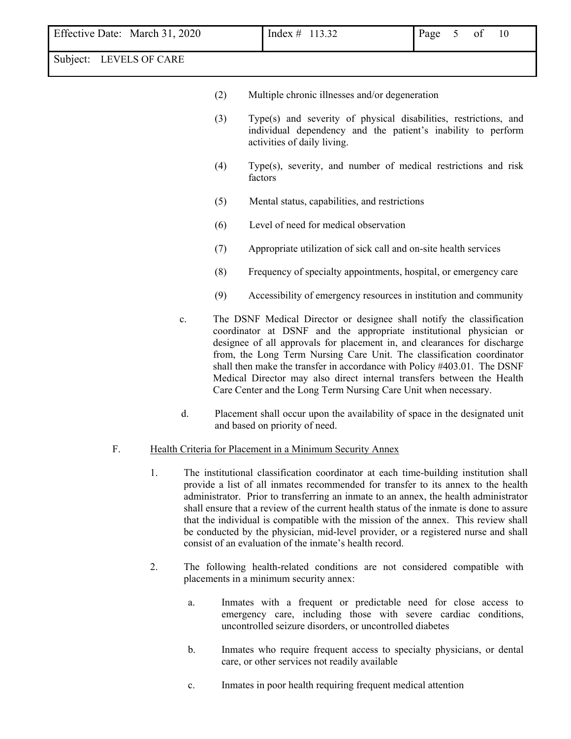(2) Multiple chronic illnesses and/or degeneration

(3) Type(s) and severity of physical disabilities, restrictions, and individual dependency and the patient's inability to perform activities of daily living.

(4) Type(s), severity, and number of medical restrictions and risk factors

(5) Mental status, capabilities, and restrictions

(6) Level of need for medical observation

(7) Appropriate utilization of sick call and on-site health services

(8) Frequency of specialty appointments, hospital, or emergency care

(9) Accessibility of emergency resources in institution and community

c. The DSNF Medical Director or designee shall notify the classification coordinator at DSNF and the appropriate institutional physician or designee of all approvals for placement in, and clearances for discharge from, the Long Term Nursing Care Unit. The classification coordinator shall then make the transfer in accordance with Policy #403.01. The DSNF Medical Director may also direct internal transfers between the Health Care Center and the Long Term Nursing Care Unit when necessary.

d. Placement shall occur upon the availability of space in the designated unit and based on priority of need.

F. Health Criteria for Placement in a Minimum Security Annex

1. The institutional classification coordinator at each time-building institution shall provide a list of all inmates recommended for transfer to its annex to the health administrator. Prior to transferring an inmate to an annex, the health administrator shall ensure that a review of the current health status of the inmate is done to assure that the individual is compatible with the mission of the annex. This review shall be conducted by the physician, mid-level provider, or a registered nurse and shall consist of an evaluation of the inmate's health record.

2. The following health-related conditions are not considered compatible with placements in a minimum security annex:

   a. Inmates with a frequent or predictable need for close access to emergency care, including those with severe cardiac conditions, uncontrolled seizure disorders, or uncontrolled diabetes

   b. Inmates who require frequent access to specialty physicians, or dental care, or other services not readily available

   c. Inmates in poor health requiring frequent medical attention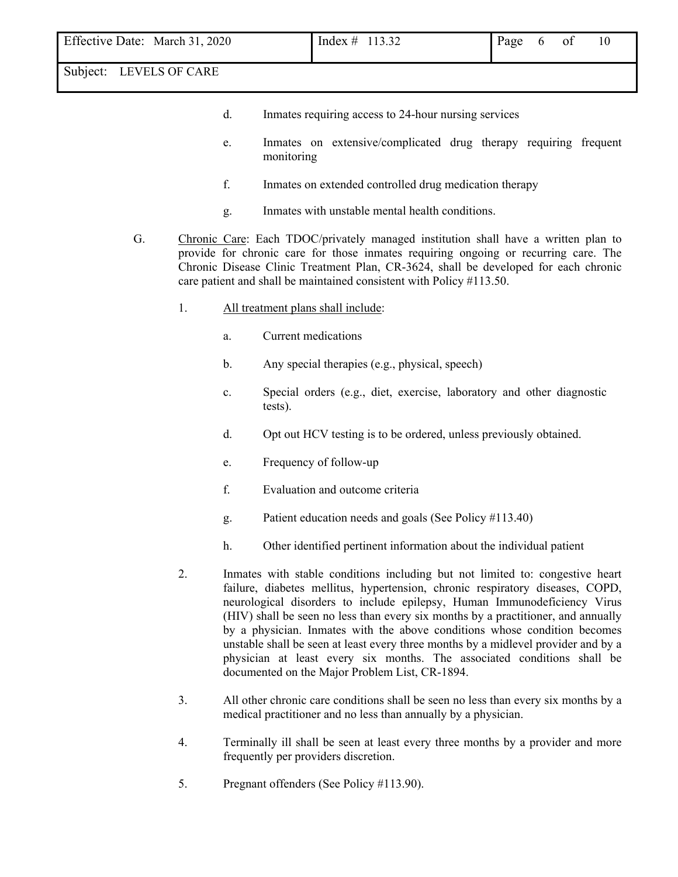d. Inmates requiring access to 24-hour nursing services

e. Inmates on extensive/complicated drug therapy requiring frequent monitoring

f. Inmates on extended controlled drug medication therapy

g. Inmates with unstable mental health conditions.

G. Chronic Care: Each TDOC/privately managed institution shall have a written plan to provide for chronic care for those inmates requiring ongoing or recurring care. The Chronic Disease Clinic Treatment Plan, CR-3624, shall be developed for each chronic care patient and shall be maintained consistent with Policy #113.50.

1. All treatment plans shall include:

    a. Current medications

    b. Any special therapies (e.g., physical, speech)

    c. Special orders (e.g., diet, exercise, laboratory and other diagnostic tests).

    d. Opt out HCV testing is to be ordered, unless previously obtained.

    e. Frequency of follow-up

    f. Evaluation and outcome criteria

    g. Patient education needs and goals (See Policy #113.40)

    h. Other identified pertinent information about the individual patient

2. Inmates with stable conditions including but not limited to: congestive heart failure, diabetes mellitus, hypertension, chronic respiratory diseases, COPD, neurological disorders to include epilepsy, Human Immunodeficiency Virus (HIV) shall be seen no less than every six months by a practitioner, and annually by a physician. Inmates with the above conditions whose condition becomes unstable shall be seen at least every three months by a midlevel provider and by a physician at least every six months. The associated conditions shall be documented on the Major Problem List, CR-1894.

3. All other chronic care conditions shall be seen no less than every six months by a medical practitioner and no less than annually by a physician.

4. Terminally ill shall be seen at least every three months by a provider and more frequently per providers discretion.

5. Pregnant offenders (See Policy #113.90).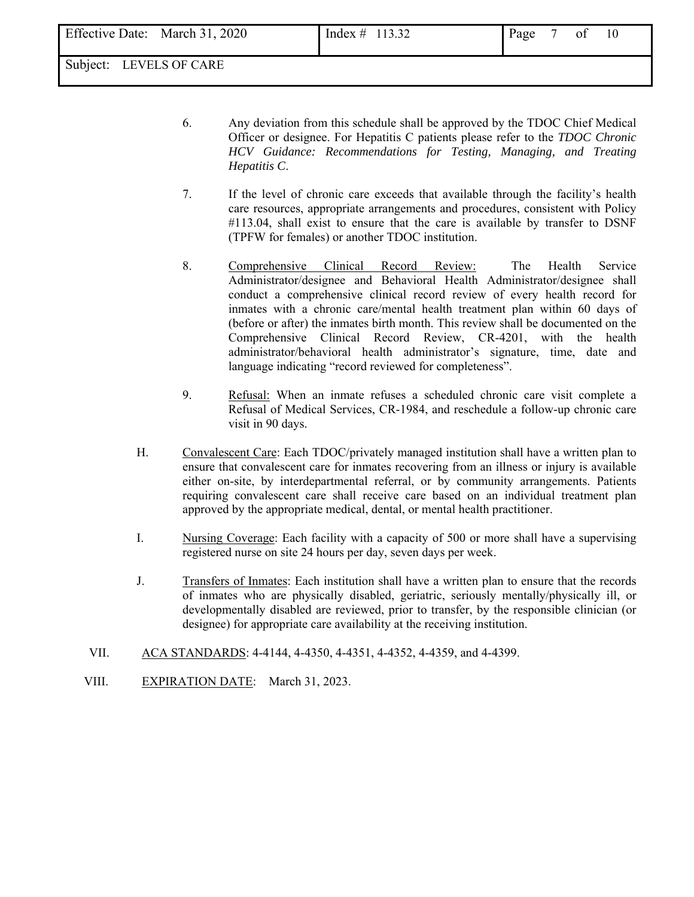6. Any deviation from this schedule shall be approved by the TDOC Chief Medical Officer or designee. For Hepatitis C patients please refer to the *TDOC Chronic HCV Guidance: Recommendations for Testing, Managing, and Treating Hepatitis C*.

7. If the level of chronic care exceeds that available through the facility's health care resources, appropriate arrangements and procedures, consistent with Policy #113.04, shall exist to ensure that the care is available by transfer to DSNF (TPFW for females) or another TDOC institution.

8. Comprehensive Clinical Record Review: The Health Service Administrator/designee and Behavioral Health Administrator/designee shall conduct a comprehensive clinical record review of every health record for inmates with a chronic care/mental health treatment plan within 60 days of (before or after) the inmates birth month. This review shall be documented on the Comprehensive Clinical Record Review, CR-4201, with the health administrator/behavioral health administrator's signature, time, date and language indicating "record reviewed for completeness".

9. Refusal: When an inmate refuses a scheduled chronic care visit complete a Refusal of Medical Services, CR-1984, and reschedule a follow-up chronic care visit in 90 days.

H. Convalescent Care: Each TDOC/privately managed institution shall have a written plan to ensure that convalescent care for inmates recovering from an illness or injury is available either on-site, by interdepartmental referral, or by community arrangements. Patients requiring convalescent care shall receive care based on an individual treatment plan approved by the appropriate medical, dental, or mental health practitioner.

I. Nursing Coverage: Each facility with a capacity of 500 or more shall have a supervising registered nurse on site 24 hours per day, seven days per week.

J. Transfers of Inmates: Each institution shall have a written plan to ensure that the records of inmates who are physically disabled, geriatric, seriously mentally/physically ill, or developmentally disabled are reviewed, prior to transfer, by the responsible clinician (or designee) for appropriate care availability at the receiving institution.

VII. ACA STANDARDS: 4-4144, 4-4350, 4-4351, 4-4352, 4-4359, and 4-4399.

VIII. EXPIRATION DATE: March 31, 2023.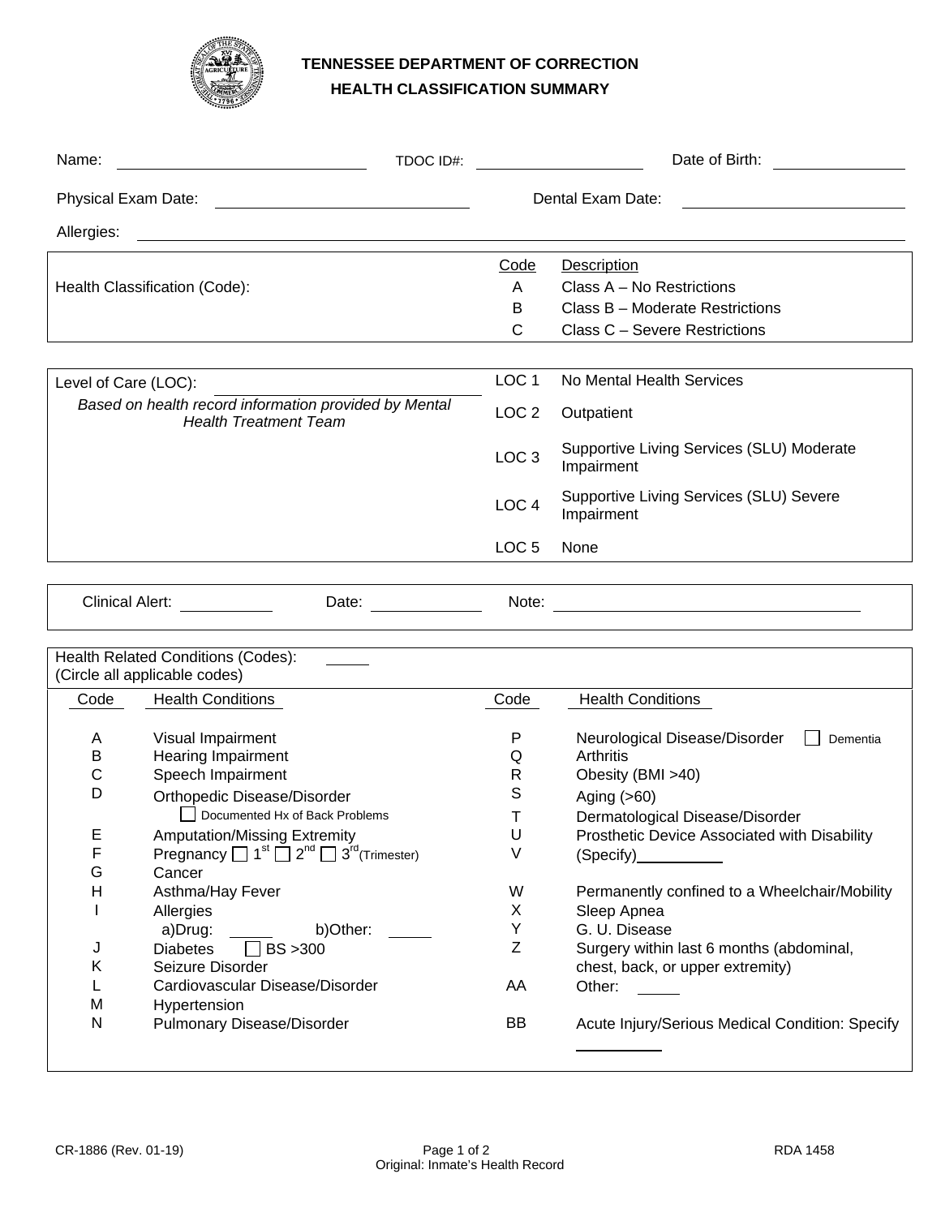# TENNESSEE DEPARTMENT OF CORRECTION

## HEALTH CLASSIFICATION SUMMARY

Name: ____________________ TDOC ID#: ____________________ Date of Birth: ____________________

Physical Exam Date: ____________________ Dental Exam Date: ____________________

Allergies: ________________________________________

| Health Classification (Code): | Code | Description |
|---|---|---|
| | A | Class A – No Restrictions |
| | B | Class B – Moderate Restrictions |
| | C | Class C – Severe Restrictions |

| Level of Care (LOC): ____________________ | | |
|---|---|---|
| *Based on health record information provided by Mental Health Treatment Team* | LOC 1 | No Mental Health Services |
| | LOC 2 | Outpatient |
| | LOC 3 | Supportive Living Services (SLU) Moderate Impairment |
| | LOC 4 | Supportive Living Services (SLU) Severe Impairment |
| | LOC 5 | None |

Clinical Alert: __________ Date: __________ Note: ____________________

Health Related Conditions (Codes): _____
(Circle all applicable codes)

| Code | Health Conditions | Code | Health Conditions |
|---|---|---|---|
| A | Visual Impairment | P | Neurological Disease/Disorder ☐ Dementia |
| B | Hearing Impairment | Q | Arthritis |
| C | Speech Impairment | R | Obesity (BMI >40) |
| D | Orthopedic Disease/Disorder ☐ Documented Hx of Back Problems | S | Aging (>60) |
| | | T | Dermatological Disease/Disorder |
| E | Amputation/Missing Extremity | U | Prosthetic Device Associated with Disability |
| F | Pregnancy ☐ 1st ☐ 2nd ☐ 3rd (Trimester) | V | (Specify) __________ |
| G | Cancer | | |
| H | Asthma/Hay Fever | W | Permanently confined to a Wheelchair/Mobility |
| I | Allergies a)Drug: _____ b)Other: _____ | X | Sleep Apnea |
| | | Y | G. U. Disease |
| J | Diabetes ☐ BS >300 | Z | Surgery within last 6 months (abdominal, chest, back, or upper extremity) |
| K | Seizure Disorder | | |
| L | Cardiovascular Disease/Disorder | AA | Other: _____ |
| M | Hypertension | | |
| N | Pulmonary Disease/Disorder | BB | Acute Injury/Serious Medical Condition: Specify __________ |

CR-1886 (Rev. 01-19) Original: Inmate's Health Record RDA 1458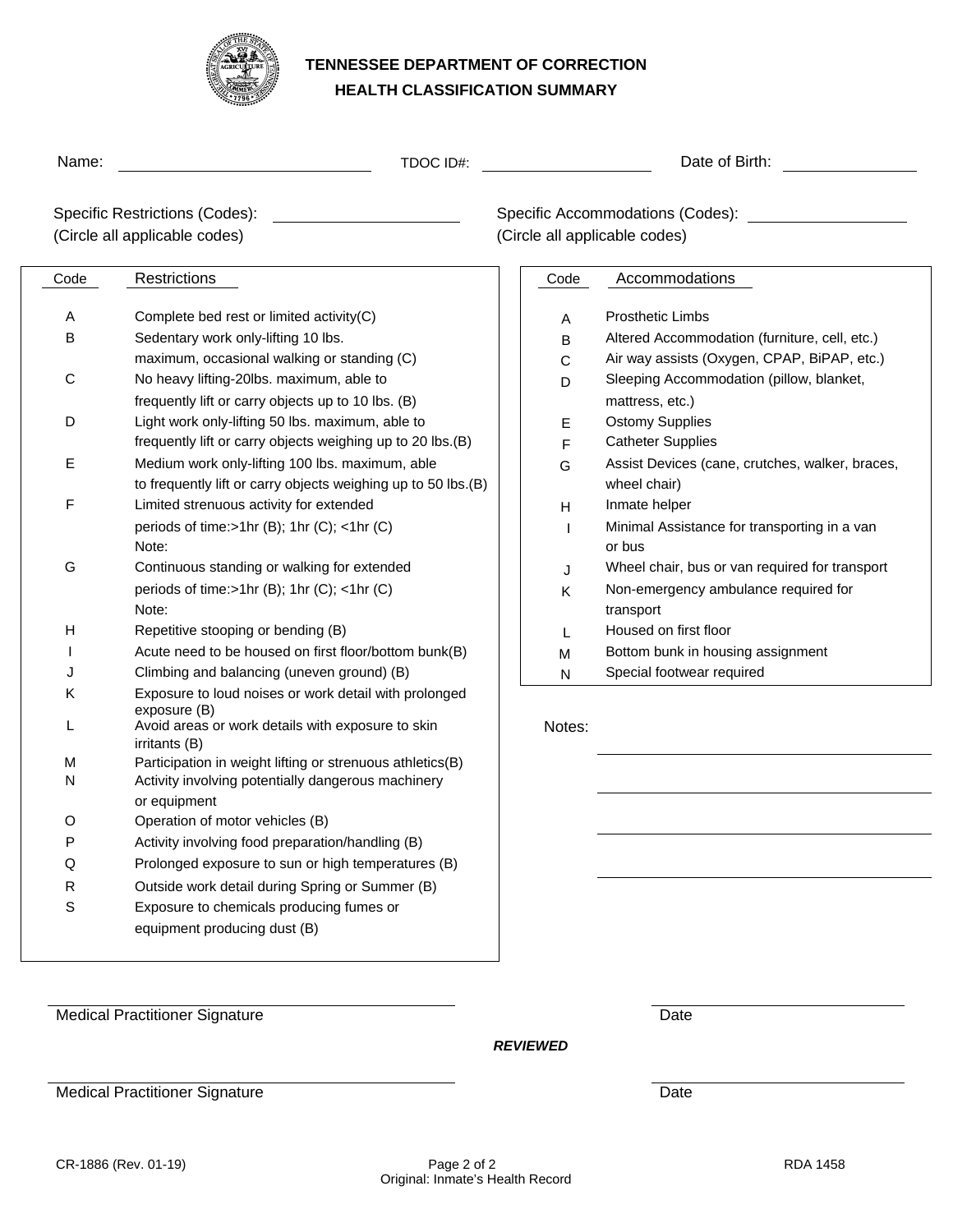# TENNESSEE DEPARTMENT OF CORRECTION
## HEALTH CLASSIFICATION SUMMARY

Name: ______________________ TDOC ID#: ______________________ Date of Birth: ______________________

Specific Restrictions (Codes): ______________________
(Circle all applicable codes)

Specific Accommodations (Codes): ______________________
(Circle all applicable codes)

| Code | Restrictions |
|---|---|
| A | Complete bed rest or limited activity(C) |
| B | Sedentary work only-lifting 10 lbs. maximum, occasional walking or standing (C) |
| C | No heavy lifting-20lbs. maximum, able to frequently lift or carry objects up to 10 lbs. (B) |
| D | Light work only-lifting 50 lbs. maximum, able to frequently lift or carry objects weighing up to 20 lbs.(B) |
| E | Medium work only-lifting 100 lbs. maximum, able to frequently lift or carry objects weighing up to 50 lbs.(B) |
| F | Limited strenuous activity for extended periods of time:>1hr (B); 1hr (C); <1hr (C) Note: |
| G | Continuous standing or walking for extended periods of time:>1hr (B); 1hr (C); <1hr (C) Note: |
| H | Repetitive stooping or bending (B) |
| I | Acute need to be housed on first floor/bottom bunk(B) |
| J | Climbing and balancing (uneven ground) (B) |
| K | Exposure to loud noises or work detail with prolonged exposure (B) |
| L | Avoid areas or work details with exposure to skin irritants (B) |
| M | Participation in weight lifting or strenuous athletics(B) |
| N | Activity involving potentially dangerous machinery or equipment |
| O | Operation of motor vehicles (B) |
| P | Activity involving food preparation/handling (B) |
| Q | Prolonged exposure to sun or high temperatures (B) |
| R | Outside work detail during Spring or Summer (B) |
| S | Exposure to chemicals producing fumes or equipment producing dust (B) |

| Code | Accommodations |
|---|---|
| A | Prosthetic Limbs |
| B | Altered Accommodation (furniture, cell, etc.) |
| C | Air way assists (Oxygen, CPAP, BiPAP, etc.) |
| D | Sleeping Accommodation (pillow, blanket, mattress, etc.) |
| E | Ostomy Supplies |
| F | Catheter Supplies |
| G | Assist Devices (cane, crutches, walker, braces, wheel chair) |
| H | Inmate helper |
| I | Minimal Assistance for transporting in a van or bus |
| J | Wheel chair, bus or van required for transport |
| K | Non-emergency ambulance required for transport |
| L | Housed on first floor |
| M | Bottom bunk in housing assignment |
| N | Special footwear required |

Notes: ______________________

______________________

______________________

______________________

______________________ Medical Practitioner Signature ______________________ Date

***REVIEWED***

______________________ Medical Practitioner Signature ______________________ Date

CR-1886 (Rev. 01-19) Original: Inmate's Health Record RDA 1458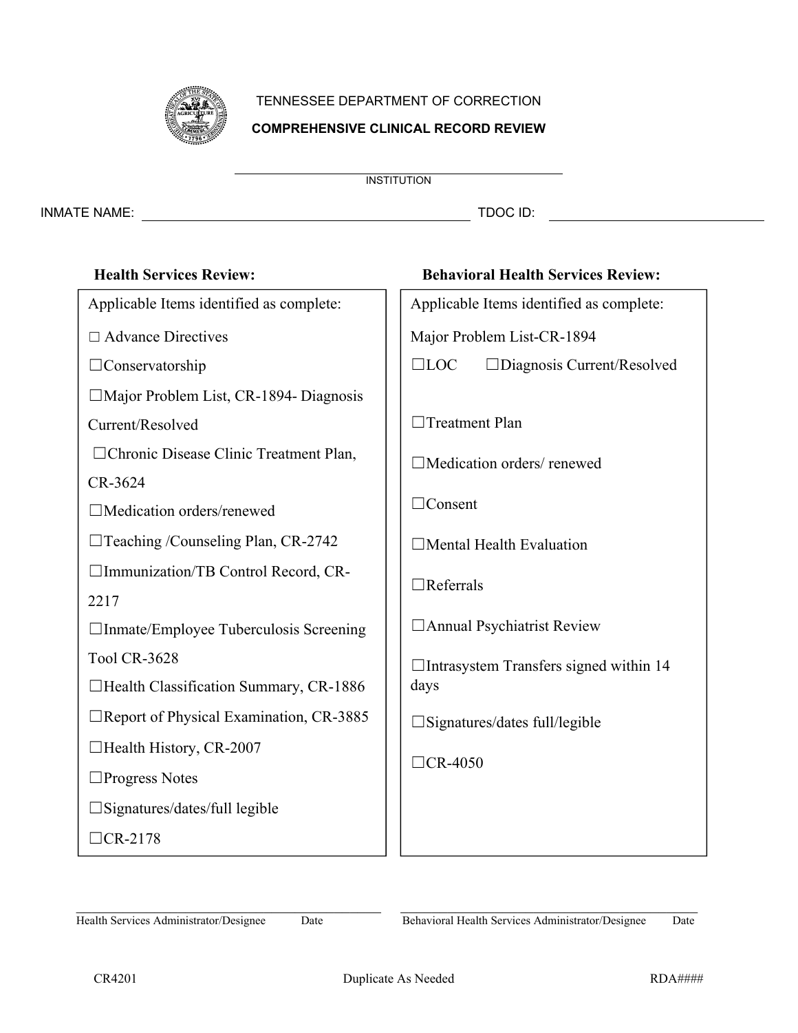TENNESSEE DEPARTMENT OF CORRECTION

**COMPREHENSIVE CLINICAL RECORD REVIEW**

______________________________
INSTITUTION

INMATE NAME: ______________________________ TDOC ID: ____________________

| **Health Services Review:** | **Behavioral Health Services Review:** |
|---|---|
| Applicable Items identified as complete: | Applicable Items identified as complete: |
| ☐ Advance Directives | Major Problem List-CR-1894 |
| ☐Conservatorship | ☐LOC ☐Diagnosis Current/Resolved |
| ☐Major Problem List, CR-1894- Diagnosis Current/Resolved | ☐Treatment Plan |
| ☐Chronic Disease Clinic Treatment Plan, CR-3624 | ☐Medication orders/ renewed |
| ☐Medication orders/renewed | ☐Consent |
| ☐Teaching /Counseling Plan, CR-2742 | ☐Mental Health Evaluation |
| ☐Immunization/TB Control Record, CR-2217 | ☐Referrals |
| ☐Inmate/Employee Tuberculosis Screening Tool CR-3628 | ☐Annual Psychiatrist Review |
| ☐Health Classification Summary, CR-1886 | ☐Intrasystem Transfers signed within 14 days |
| ☐Report of Physical Examination, CR-3885 | ☐Signatures/dates full/legible |
| ☐Health History, CR-2007 | ☐CR-4050 |
| ☐Progress Notes | |
| ☐Signatures/dates/full legible | |
| ☐CR-2178 | |

______________________________ ______________________________
Health Services Administrator/Designee Date Behavioral Health Services Administrator/Designee Date

CR4201 Duplicate As Needed RDA####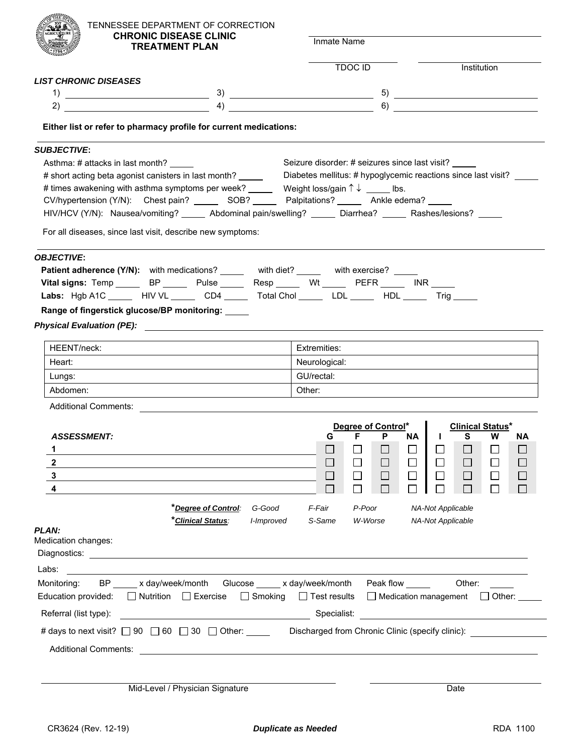TENNESSEE DEPARTMENT OF CORRECTION

**CHRONIC DISEASE CLINIC TREATMENT PLAN**

Inmate Name ______________________

TDOC ID __________ Institution __________

***LIST CHRONIC DISEASES***

1) ______________ 3) ______________ 5) ______________

2) ______________ 4) ______________ 6) ______________

**Either list or refer to pharmacy profile for current medications:**

---

***SUBJECTIVE*:**

Asthma: # attacks in last month? _____

# short acting beta agonist canisters in last month? _____

# times awakening with asthma symptoms per week? _____

Seizure disorder: # seizures since last visit? _____

Diabetes mellitus: # hypoglycemic reactions since last visit? _____

Weight loss/gain ↑ ↓ _____ lbs.

CV/hypertension (Y/N): Chest pain? _____ SOB? _____ Palpitations? _____ Ankle edema? _____

HIV/HCV (Y/N): Nausea/vomiting? _____ Abdominal pain/swelling? _____ Diarrhea? _____ Rashes/lesions? _____

For all diseases, since last visit, describe new symptoms:

---

***OBJECTIVE*:**

**Patient adherence (Y/N):** with medications? _____ with diet? _____ with exercise? _____

**Vital signs:** Temp _____ BP _____ Pulse _____ Resp _____ Wt _____ PEFR _____ INR _____

**Labs:** Hgb A1C _____ HIV VL _____ CD4 _____ Total Chol _____ LDL _____ HDL _____ Trig _____

**Range of fingerstick glucose/BP monitoring:** _____

***Physical Evaluation (PE):*** ______________________

| HEENT/neck: | Extremities: |
|---|---|
| Heart: | Neurological: |
| Lungs: | GU/rectal: |
| Abdomen: | Other: |

Additional Comments: ______________________

| ***ASSESSMENT:*** | Degree of Control* G | F | P | NA | Clinical Status* I | S | W | NA |
|---|---|---|---|---|---|---|---|---|
| 1 | ☐ | ☐ | ☐ | ☐ | ☐ | ☐ | ☐ | ☐ |
| 2 | ☐ | ☐ | ☐ | ☐ | ☐ | ☐ | ☐ | ☐ |
| 3 | ☐ | ☐ | ☐ | ☐ | ☐ | ☐ | ☐ | ☐ |
| 4 | ☐ | ☐ | ☐ | ☐ | ☐ | ☐ | ☐ | ☐ |

**Degree of Control*:** *G-Good F-Fair P-Poor NA-Not Applicable*

**Clinical Status*:** *I-Improved S-Same W-Worse NA-Not Applicable*

***PLAN:***

Medication changes:

Diagnostics: ______________________

Labs: ______________________

Monitoring: BP _____ x day/week/month Glucose _____ x day/week/month Peak flow _____ Other: _____

Education provided: ☐ Nutrition ☐ Exercise ☐ Smoking ☐ Test results ☐ Medication management ☐ Other: _____

Referral (list type): ______________ Specialist: ______________

# days to next visit? ☐ 90 ☐ 60 ☐ 30 ☐ Other: _____ Discharged from Chronic Clinic (specify clinic): __________

Additional Comments: ______________________

______________________ Mid-Level / Physician Signature

______________________ Date

CR3624 (Rev. 12-19) ***Duplicate as Needed*** RDA 1100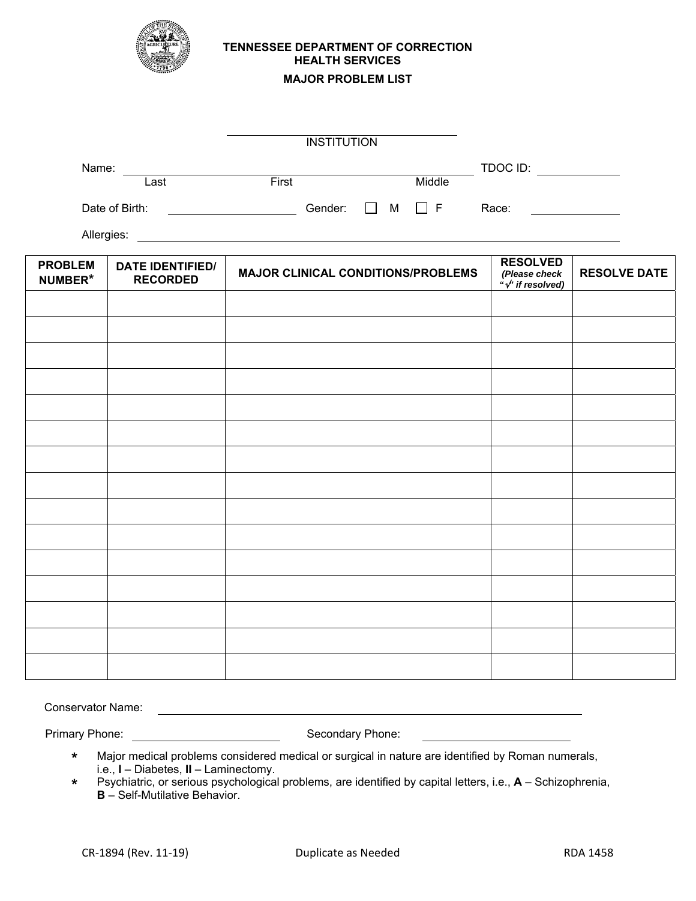**TENNESSEE DEPARTMENT OF CORRECTION**
**HEALTH SERVICES**

**MAJOR PROBLEM LIST**

______________________________
INSTITUTION

Name: ______________________________ TDOC ID: __________
Last First Middle

Date of Birth: __________ Gender: ☐ M ☐ F Race: __________

Allergies: ______________________________

| PROBLEM NUMBER* | DATE IDENTIFIED/ RECORDED | MAJOR CLINICAL CONDITIONS/PROBLEMS | RESOLVED *(Please check "√" if resolved)* | RESOLVE DATE |
|---|---|---|---|---|
| | | | | |
| | | | | |
| | | | | |
| | | | | |
| | | | | |
| | | | | |
| | | | | |
| | | | | |
| | | | | |
| | | | | |
| | | | | |
| | | | | |
| | | | | |
| | | | | |
| | | | | |

Conservator Name: ______________________________

Primary Phone: __________ Secondary Phone: __________

- * Major medical problems considered medical or surgical in nature are identified by Roman numerals, i.e., **I** – Diabetes, **II** – Laminectomy.
- * Psychiatric, or serious psychological problems, are identified by capital letters, i.e., **A** – Schizophrenia, **B** – Self-Mutilative Behavior.

CR-1894 (Rev. 11-19) Duplicate as Needed RDA 1458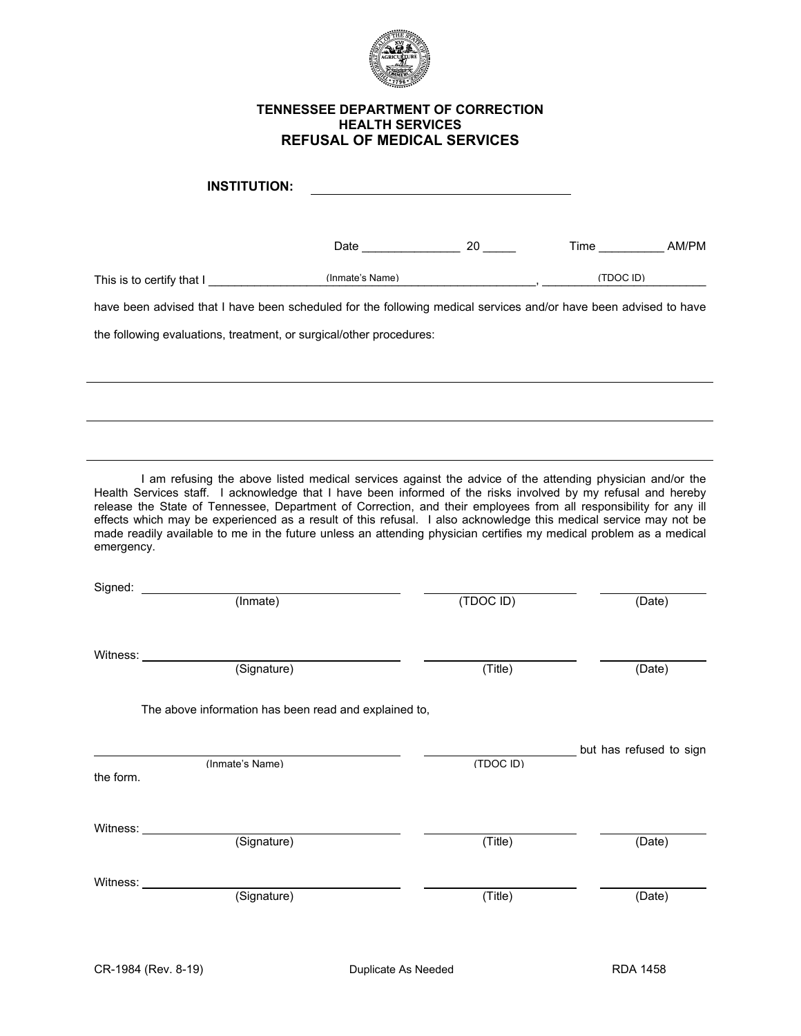# TENNESSEE DEPARTMENT OF CORRECTION
## HEALTH SERVICES
## REFUSAL OF MEDICAL SERVICES

**INSTITUTION:** ______________________________

Date _______________ 20 _____ Time __________ AM/PM

This is to certify that I _________________ (Inmate's Name) _________________, _________ (TDOC ID) _________

have been advised that I have been scheduled for the following medical services and/or have been advised to have the following evaluations, treatment, or surgical/other procedures:

______________________________________________________________________________

______________________________________________________________________________

______________________________________________________________________________

I am refusing the above listed medical services against the advice of the attending physician and/or the Health Services staff. I acknowledge that I have been informed of the risks involved by my refusal and hereby release the State of Tennessee, Department of Correction, and their employees from all responsibility for any ill effects which may be experienced as a result of this refusal. I also acknowledge this medical service may not be made readily available to me in the future unless an attending physician certifies my medical problem as a medical emergency.

Signed: ______________________ ______________________ ______________
(Inmate) (TDOC ID) (Date)

Witness: ______________________ ______________________ ______________
(Signature) (Title) (Date)

The above information has been read and explained to,

______________________ ______________________ but has refused to sign the form.
(Inmate's Name) (TDOC ID)

Witness: ______________________ ______________________ ______________
(Signature) (Title) (Date)

Witness: ______________________ ______________________ ______________
(Signature) (Title) (Date)

CR-1984 (Rev. 8-19) Duplicate As Needed RDA 1458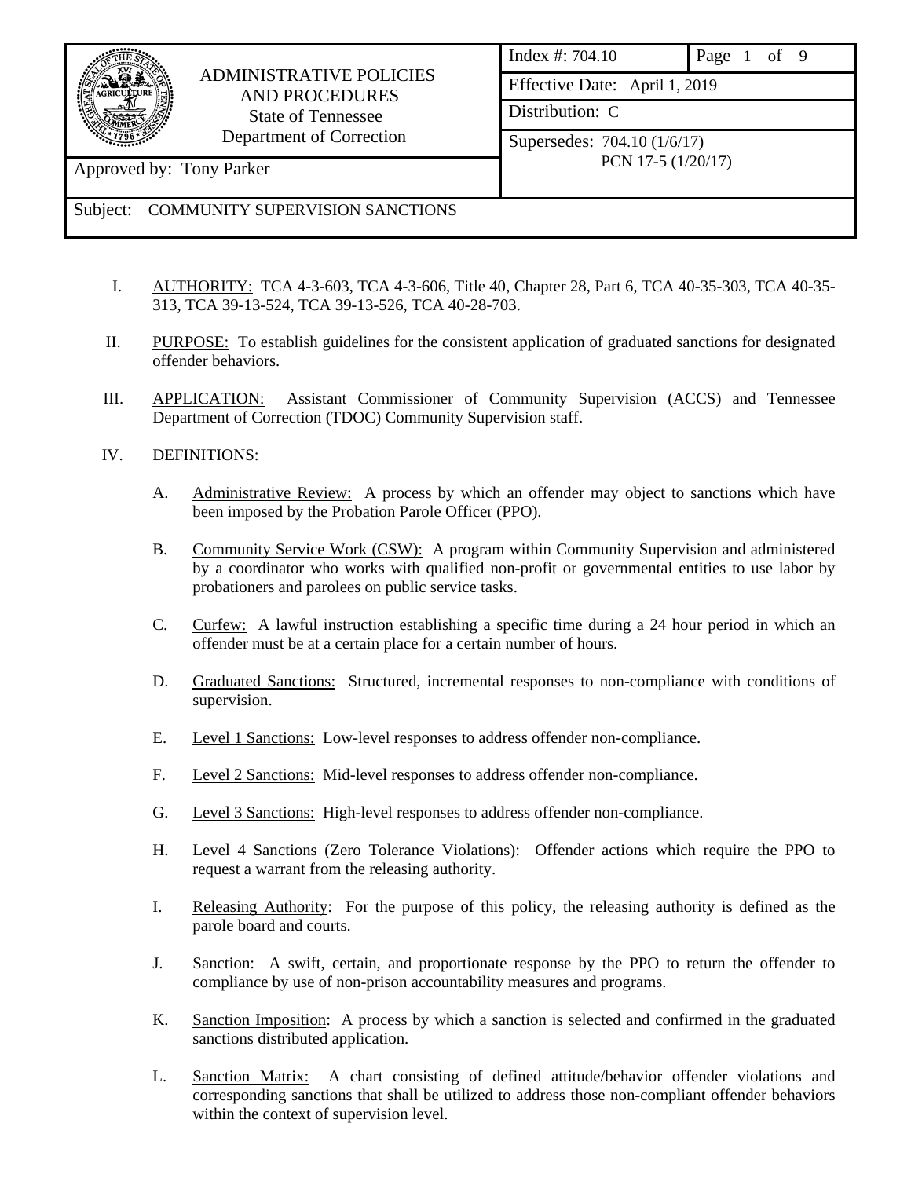| ADMINISTRATIVE POLICIES AND PROCEDURES State of Tennessee Department of Correction | Index #: 704.10 | Page 1 of 9 |
|---|---|---|
| | Effective Date: April 1, 2019 | |
| | Distribution: C | |
| Approved by: Tony Parker | Supersedes: 704.10 (1/6/17) PCN 17-5 (1/20/17) | |
| Subject: COMMUNITY SUPERVISION SANCTIONS | | |

I. AUTHORITY: TCA 4-3-603, TCA 4-3-606, Title 40, Chapter 28, Part 6, TCA 40-35-303, TCA 40-35-313, TCA 39-13-524, TCA 39-13-526, TCA 40-28-703.

II. PURPOSE: To establish guidelines for the consistent application of graduated sanctions for designated offender behaviors.

III. APPLICATION: Assistant Commissioner of Community Supervision (ACCS) and Tennessee Department of Correction (TDOC) Community Supervision staff.

IV. DEFINITIONS:

A. Administrative Review: A process by which an offender may object to sanctions which have been imposed by the Probation Parole Officer (PPO).

B. Community Service Work (CSW): A program within Community Supervision and administered by a coordinator who works with qualified non-profit or governmental entities to use labor by probationers and parolees on public service tasks.

C. Curfew: A lawful instruction establishing a specific time during a 24 hour period in which an offender must be at a certain place for a certain number of hours.

D. Graduated Sanctions: Structured, incremental responses to non-compliance with conditions of supervision.

E. Level 1 Sanctions: Low-level responses to address offender non-compliance.

F. Level 2 Sanctions: Mid-level responses to address offender non-compliance.

G. Level 3 Sanctions: High-level responses to address offender non-compliance.

H. Level 4 Sanctions (Zero Tolerance Violations): Offender actions which require the PPO to request a warrant from the releasing authority.

I. Releasing Authority: For the purpose of this policy, the releasing authority is defined as the parole board and courts.

J. Sanction: A swift, certain, and proportionate response by the PPO to return the offender to compliance by use of non-prison accountability measures and programs.

K. Sanction Imposition: A process by which a sanction is selected and confirmed in the graduated sanctions distributed application.

L. Sanction Matrix: A chart consisting of defined attitude/behavior offender violations and corresponding sanctions that shall be utilized to address those non-compliant offender behaviors within the context of supervision level.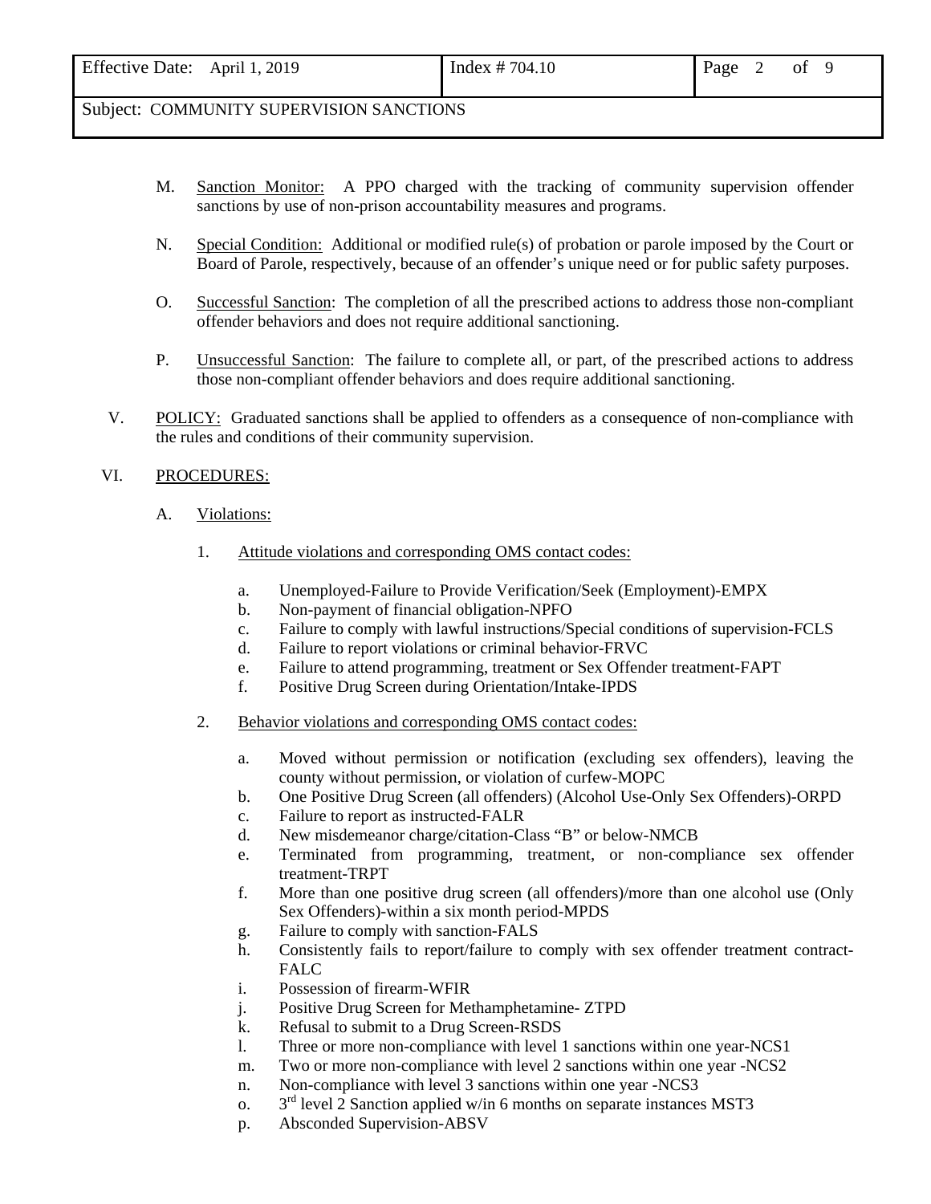M. Sanction Monitor: A PPO charged with the tracking of community supervision offender sanctions by use of non-prison accountability measures and programs.

N. Special Condition: Additional or modified rule(s) of probation or parole imposed by the Court or Board of Parole, respectively, because of an offender's unique need or for public safety purposes.

O. Successful Sanction: The completion of all the prescribed actions to address those non-compliant offender behaviors and does not require additional sanctioning.

P. Unsuccessful Sanction: The failure to complete all, or part, of the prescribed actions to address those non-compliant offender behaviors and does require additional sanctioning.

V. POLICY: Graduated sanctions shall be applied to offenders as a consequence of non-compliance with the rules and conditions of their community supervision.

VI. PROCEDURES:

A. Violations:

1. Attitude violations and corresponding OMS contact codes:

a. Unemployed-Failure to Provide Verification/Seek (Employment)-EMPX
b. Non-payment of financial obligation-NPFO
c. Failure to comply with lawful instructions/Special conditions of supervision-FCLS
d. Failure to report violations or criminal behavior-FRVC
e. Failure to attend programming, treatment or Sex Offender treatment-FAPT
f. Positive Drug Screen during Orientation/Intake-IPDS

2. Behavior violations and corresponding OMS contact codes:

a. Moved without permission or notification (excluding sex offenders), leaving the county without permission, or violation of curfew-MOPC
b. One Positive Drug Screen (all offenders) (Alcohol Use-Only Sex Offenders)-ORPD
c. Failure to report as instructed-FALR
d. New misdemeanor charge/citation-Class "B" or below-NMCB
e. Terminated from programming, treatment, or non-compliance sex offender treatment-TRPT
f. More than one positive drug screen (all offenders)/more than one alcohol use (Only Sex Offenders)-within a six month period-MPDS
g. Failure to comply with sanction-FALS
h. Consistently fails to report/failure to comply with sex offender treatment contract-FALC
i. Possession of firearm-WFIR
j. Positive Drug Screen for Methamphetamine- ZTPD
k. Refusal to submit to a Drug Screen-RSDS
l. Three or more non-compliance with level 1 sanctions within one year-NCS1
m. Two or more non-compliance with level 2 sanctions within one year -NCS2
n. Non-compliance with level 3 sanctions within one year -NCS3
o. 3rd level 2 Sanction applied w/in 6 months on separate instances MST3
p. Absconded Supervision-ABSV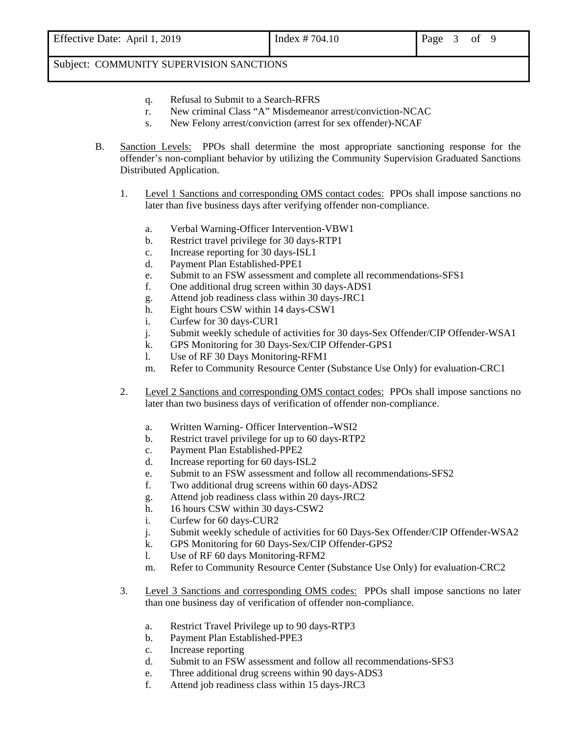q. Refusal to Submit to a Search-RFRS
r. New criminal Class "A" Misdemeanor arrest/conviction-NCAC
s. New Felony arrest/conviction (arrest for sex offender)-NCAF

B. Sanction Levels: PPOs shall determine the most appropriate sanctioning response for the offender's non-compliant behavior by utilizing the Community Supervision Graduated Sanctions Distributed Application.

1. Level 1 Sanctions and corresponding OMS contact codes: PPOs shall impose sanctions no later than five business days after verifying offender non-compliance.

   a. Verbal Warning-Officer Intervention-VBW1
   b. Restrict travel privilege for 30 days-RTP1
   c. Increase reporting for 30 days-ISL1
   d. Payment Plan Established-PPE1
   e. Submit to an FSW assessment and complete all recommendations-SFS1
   f. One additional drug screen within 30 days-ADS1
   g. Attend job readiness class within 30 days-JRC1
   h. Eight hours CSW within 14 days-CSW1
   i. Curfew for 30 days-CUR1
   j. Submit weekly schedule of activities for 30 days-Sex Offender/CIP Offender-WSA1
   k. GPS Monitoring for 30 Days-Sex/CIP Offender-GPS1
   l. Use of RF 30 Days Monitoring-RFM1
   m. Refer to Community Resource Center (Substance Use Only) for evaluation-CRC1

2. Level 2 Sanctions and corresponding OMS contact codes: PPOs shall impose sanctions no later than two business days of verification of offender non-compliance.

   a. Written Warning- Officer Intervention–WSI2
   b. Restrict travel privilege for up to 60 days-RTP2
   c. Payment Plan Established-PPE2
   d. Increase reporting for 60 days-ISL2
   e. Submit to an FSW assessment and follow all recommendations-SFS2
   f. Two additional drug screens within 60 days-ADS2
   g. Attend job readiness class within 20 days-JRC2
   h. 16 hours CSW within 30 days-CSW2
   i. Curfew for 60 days-CUR2
   j. Submit weekly schedule of activities for 60 Days-Sex Offender/CIP Offender-WSA2
   k. GPS Monitoring for 60 Days-Sex/CIP Offender-GPS2
   l. Use of RF 60 days Monitoring-RFM2
   m. Refer to Community Resource Center (Substance Use Only) for evaluation-CRC2

3. Level 3 Sanctions and corresponding OMS codes: PPOs shall impose sanctions no later than one business day of verification of offender non-compliance.

   a. Restrict Travel Privilege up to 90 days-RTP3
   b. Payment Plan Established-PPE3
   c. Increase reporting
   d. Submit to an FSW assessment and follow all recommendations-SFS3
   e. Three additional drug screens within 90 days-ADS3
   f. Attend job readiness class within 15 days-JRC3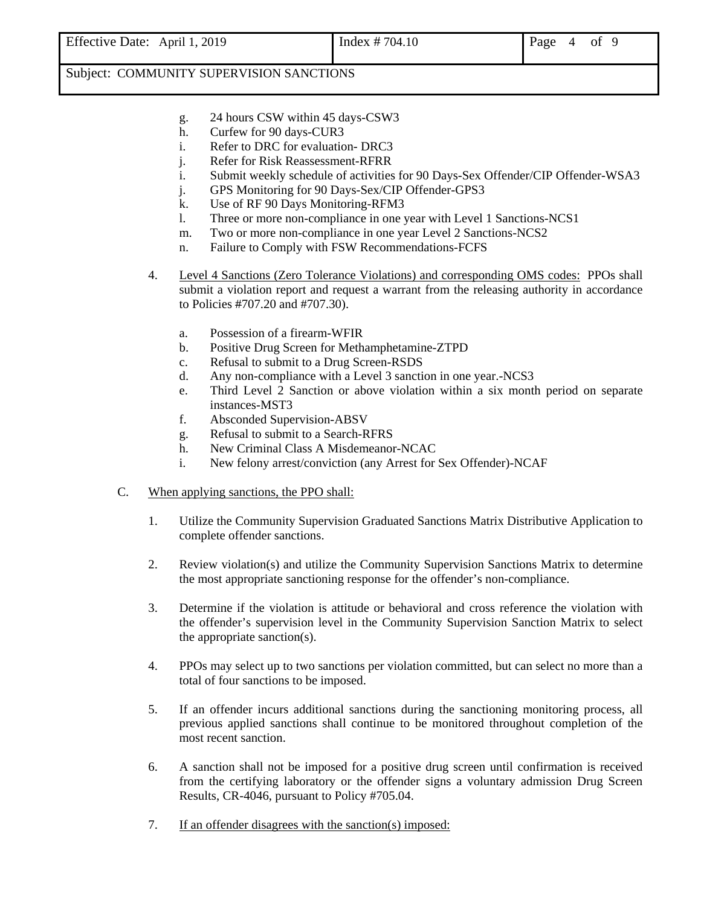g. 24 hours CSW within 45 days-CSW3
h. Curfew for 90 days-CUR3
i. Refer to DRC for evaluation- DRC3
j. Refer for Risk Reassessment-RFRR
i. Submit weekly schedule of activities for 90 Days-Sex Offender/CIP Offender-WSA3
j. GPS Monitoring for 90 Days-Sex/CIP Offender-GPS3
k. Use of RF 90 Days Monitoring-RFM3
l. Three or more non-compliance in one year with Level 1 Sanctions-NCS1
m. Two or more non-compliance in one year Level 2 Sanctions-NCS2
n. Failure to Comply with FSW Recommendations-FCFS

4. Level 4 Sanctions (Zero Tolerance Violations) and corresponding OMS codes: PPOs shall submit a violation report and request a warrant from the releasing authority in accordance to Policies #707.20 and #707.30).

   a. Possession of a firearm-WFIR
   b. Positive Drug Screen for Methamphetamine-ZTPD
   c. Refusal to submit to a Drug Screen-RSDS
   d. Any non-compliance with a Level 3 sanction in one year.-NCS3
   e. Third Level 2 Sanction or above violation within a six month period on separate instances-MST3
   f. Absconded Supervision-ABSV
   g. Refusal to submit to a Search-RFRS
   h. New Criminal Class A Misdemeanor-NCAC
   i. New felony arrest/conviction (any Arrest for Sex Offender)-NCAF

C. When applying sanctions, the PPO shall:

   1. Utilize the Community Supervision Graduated Sanctions Matrix Distributive Application to complete offender sanctions.

   2. Review violation(s) and utilize the Community Supervision Sanctions Matrix to determine the most appropriate sanctioning response for the offender's non-compliance.

   3. Determine if the violation is attitude or behavioral and cross reference the violation with the offender's supervision level in the Community Supervision Sanction Matrix to select the appropriate sanction(s).

   4. PPOs may select up to two sanctions per violation committed, but can select no more than a total of four sanctions to be imposed.

   5. If an offender incurs additional sanctions during the sanctioning monitoring process, all previous applied sanctions shall continue to be monitored throughout completion of the most recent sanction.

   6. A sanction shall not be imposed for a positive drug screen until confirmation is received from the certifying laboratory or the offender signs a voluntary admission Drug Screen Results, CR-4046, pursuant to Policy #705.04.

   7. If an offender disagrees with the sanction(s) imposed: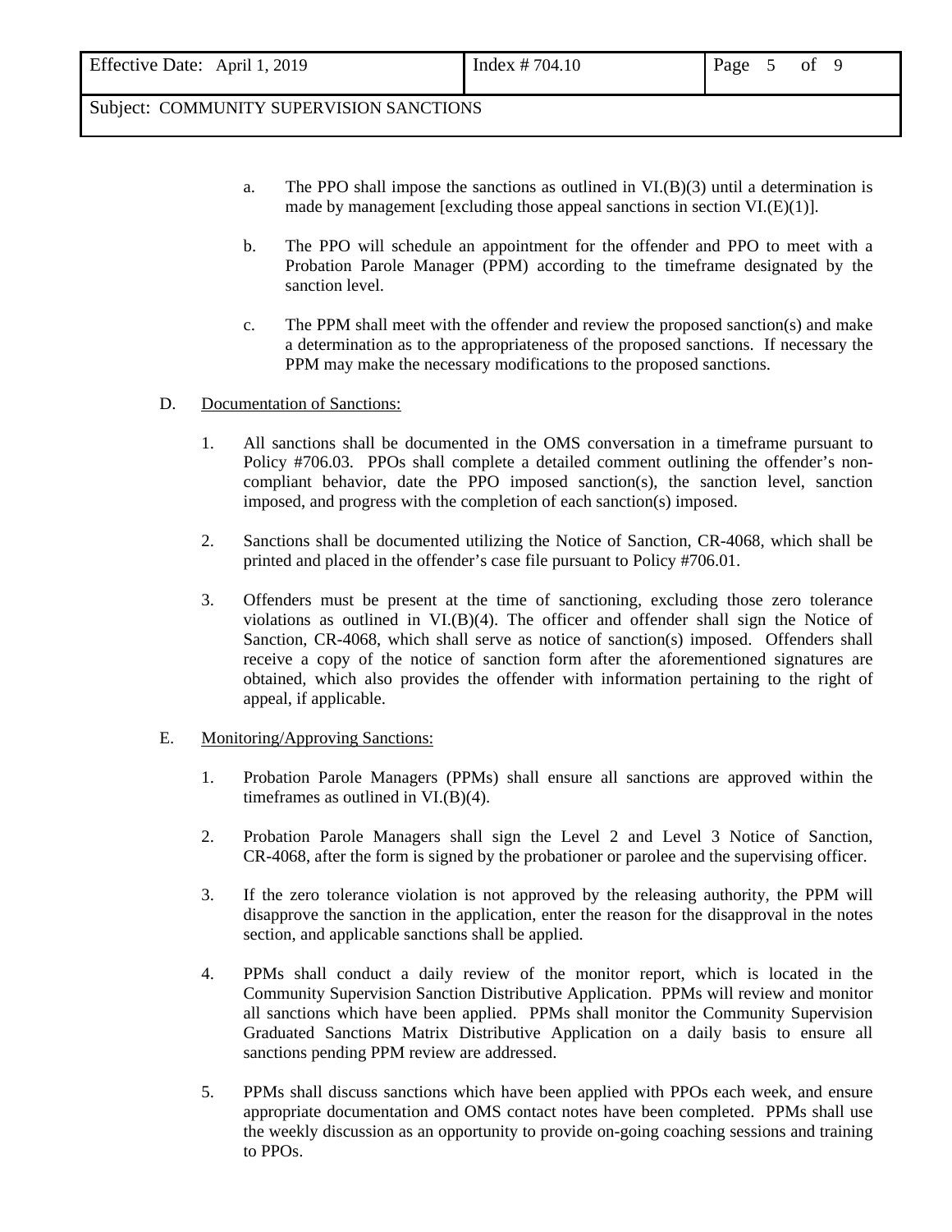a. The PPO shall impose the sanctions as outlined in VI.(B)(3) until a determination is made by management [excluding those appeal sanctions in section VI.(E)(1)].

b. The PPO will schedule an appointment for the offender and PPO to meet with a Probation Parole Manager (PPM) according to the timeframe designated by the sanction level.

c. The PPM shall meet with the offender and review the proposed sanction(s) and make a determination as to the appropriateness of the proposed sanctions. If necessary the PPM may make the necessary modifications to the proposed sanctions.

D. Documentation of Sanctions:

1. All sanctions shall be documented in the OMS conversation in a timeframe pursuant to Policy #706.03. PPOs shall complete a detailed comment outlining the offender's non-compliant behavior, date the PPO imposed sanction(s), the sanction level, sanction imposed, and progress with the completion of each sanction(s) imposed.

2. Sanctions shall be documented utilizing the Notice of Sanction, CR-4068, which shall be printed and placed in the offender's case file pursuant to Policy #706.01.

3. Offenders must be present at the time of sanctioning, excluding those zero tolerance violations as outlined in VI.(B)(4). The officer and offender shall sign the Notice of Sanction, CR-4068, which shall serve as notice of sanction(s) imposed. Offenders shall receive a copy of the notice of sanction form after the aforementioned signatures are obtained, which also provides the offender with information pertaining to the right of appeal, if applicable.

E. Monitoring/Approving Sanctions:

1. Probation Parole Managers (PPMs) shall ensure all sanctions are approved within the timeframes as outlined in VI.(B)(4).

2. Probation Parole Managers shall sign the Level 2 and Level 3 Notice of Sanction, CR-4068, after the form is signed by the probationer or parolee and the supervising officer.

3. If the zero tolerance violation is not approved by the releasing authority, the PPM will disapprove the sanction in the application, enter the reason for the disapproval in the notes section, and applicable sanctions shall be applied.

4. PPMs shall conduct a daily review of the monitor report, which is located in the Community Supervision Sanction Distributive Application. PPMs will review and monitor all sanctions which have been applied. PPMs shall monitor the Community Supervision Graduated Sanctions Matrix Distributive Application on a daily basis to ensure all sanctions pending PPM review are addressed.

5. PPMs shall discuss sanctions which have been applied with PPOs each week, and ensure appropriate documentation and OMS contact notes have been completed. PPMs shall use the weekly discussion as an opportunity to provide on-going coaching sessions and training to PPOs.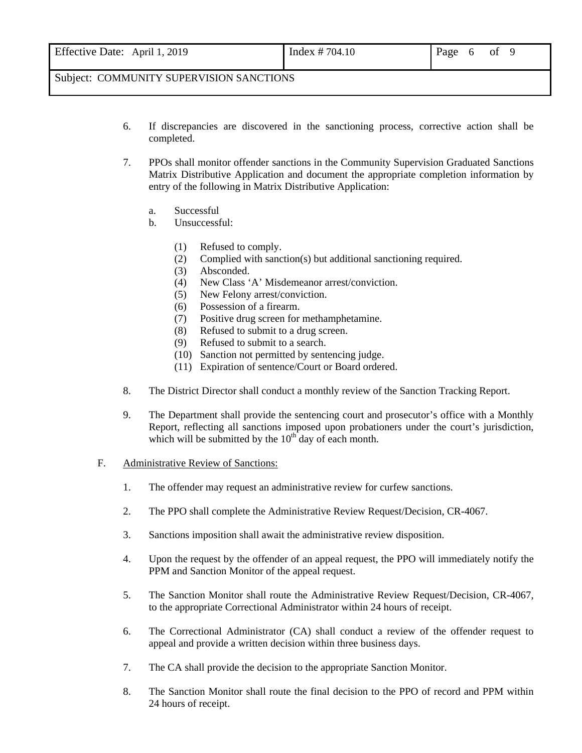6. If discrepancies are discovered in the sanctioning process, corrective action shall be completed.

7. PPOs shall monitor offender sanctions in the Community Supervision Graduated Sanctions Matrix Distributive Application and document the appropriate completion information by entry of the following in Matrix Distributive Application:

   a. Successful
   b. Unsuccessful:

      (1) Refused to comply.
      (2) Complied with sanction(s) but additional sanctioning required.
      (3) Absconded.
      (4) New Class 'A' Misdemeanor arrest/conviction.
      (5) New Felony arrest/conviction.
      (6) Possession of a firearm.
      (7) Positive drug screen for methamphetamine.
      (8) Refused to submit to a drug screen.
      (9) Refused to submit to a search.
      (10) Sanction not permitted by sentencing judge.
      (11) Expiration of sentence/Court or Board ordered.

8. The District Director shall conduct a monthly review of the Sanction Tracking Report.

9. The Department shall provide the sentencing court and prosecutor's office with a Monthly Report, reflecting all sanctions imposed upon probationers under the court's jurisdiction, which will be submitted by the 10th day of each month.

F. <u>Administrative Review of Sanctions:</u>

1. The offender may request an administrative review for curfew sanctions.

2. The PPO shall complete the Administrative Review Request/Decision, CR-4067.

3. Sanctions imposition shall await the administrative review disposition.

4. Upon the request by the offender of an appeal request, the PPO will immediately notify the PPM and Sanction Monitor of the appeal request.

5. The Sanction Monitor shall route the Administrative Review Request/Decision, CR-4067, to the appropriate Correctional Administrator within 24 hours of receipt.

6. The Correctional Administrator (CA) shall conduct a review of the offender request to appeal and provide a written decision within three business days.

7. The CA shall provide the decision to the appropriate Sanction Monitor.

8. The Sanction Monitor shall route the final decision to the PPO of record and PPM within 24 hours of receipt.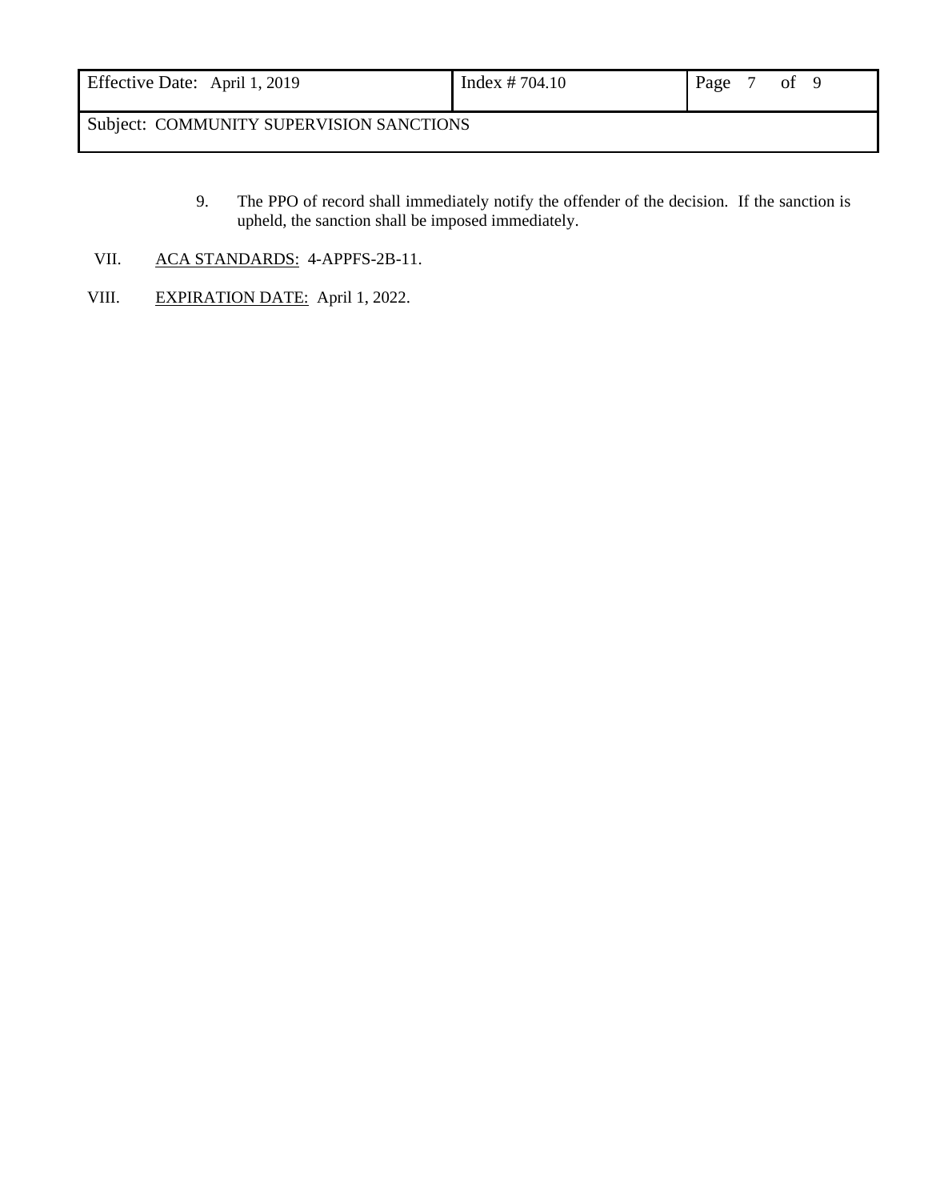9. The PPO of record shall immediately notify the offender of the decision. If the sanction is upheld, the sanction shall be imposed immediately.

VII. ACA STANDARDS: 4-APPFS-2B-11.

VIII. EXPIRATION DATE: April 1, 2022.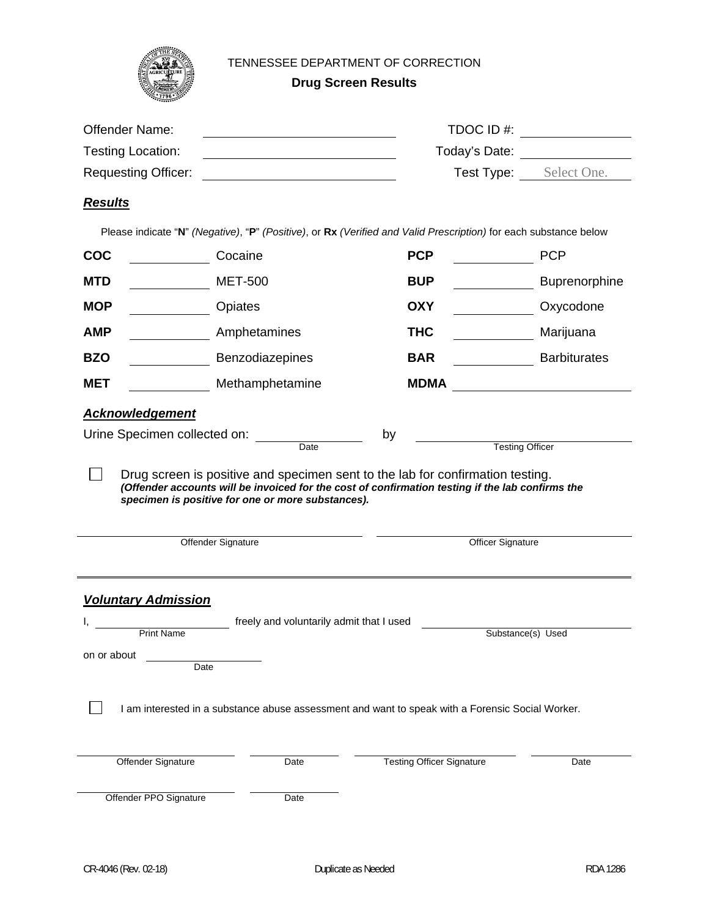TENNESSEE DEPARTMENT OF CORRECTION

**Drug Screen Results**

| | | | |
|---|---|---|---|
| Offender Name: | ______________________ | TDOC ID #: | ______________ |
| Testing Location: | ______________________ | Today's Date: | ______________ |
| Requesting Officer: | ______________________ | Test Type: | Select One. |

***Results***

Please indicate "**N**" *(Negative)*, "**P**" *(Positive)*, or **Rx** *(Verified and Valid Prescription)* for each substance below

| | | | | | |
|---|---|---|---|---|---|
| **COC** | ________ | Cocaine | **PCP** | ________ | PCP |
| **MTD** | ________ | MET-500 | **BUP** | ________ | Buprenorphine |
| **MOP** | ________ | Opiates | **OXY** | ________ | Oxycodone |
| **AMP** | ________ | Amphetamines | **THC** | ________ | Marijuana |
| **BZO** | ________ | Benzodiazepines | **BAR** | ________ | Barbiturates |
| **MET** | ________ | Methamphetamine | **MDMA** | ________ | |

***Acknowledgement***

Urine Specimen collected on: ______________ by ______________________
Date | Testing Officer

☐ Drug screen is positive and specimen sent to the lab for confirmation testing.
***(Offender accounts will be invoiced for the cost of confirmation testing if the lab confirms the specimen is positive for one or more substances).***

______________________ ______________________
Offender Signature | Officer Signature

---

***Voluntary Admission***

I, ______________ freely and voluntarily admit that I used ______________________
Print Name | Substance(s) Used

on or about ______________
Date

☐ I am interested in a substance abuse assessment and want to speak with a Forensic Social Worker.

______________ ________ ______________ ________
Offender Signature | Date | Testing Officer Signature | Date

______________ ________
Offender PPO Signature | Date

CR-4046 (Rev. 02-18) Duplicate as Needed RDA 1286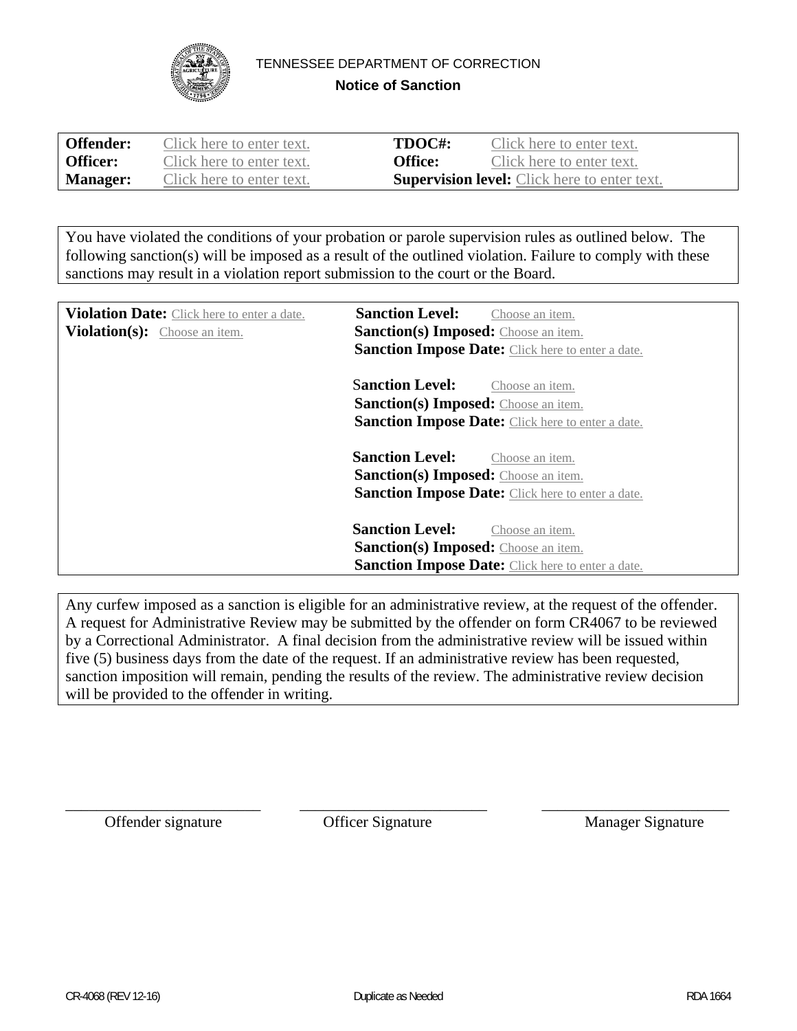TENNESSEE DEPARTMENT OF CORRECTION

**Notice of Sanction**

| | | | |
|---|---|---|---|
| **Offender:** | Click here to enter text. | **TDOC#:** | Click here to enter text. |
| **Officer:** | Click here to enter text. | **Office:** | Click here to enter text. |
| **Manager:** | Click here to enter text. | **Supervision level:** | Click here to enter text. |

You have violated the conditions of your probation or parole supervision rules as outlined below. The following sanction(s) will be imposed as a result of the outlined violation. Failure to comply with these sanctions may result in a violation report submission to the court or the Board.

**Violation Date:** Click here to enter a date.

**Violation(s):** Choose an item.

**Sanction Level:** Choose an item.
**Sanction(s) Imposed:** Choose an item.
**Sanction Impose Date:** Click here to enter a date.

**Sanction Level:** Choose an item.
**Sanction(s) Imposed:** Choose an item.
**Sanction Impose Date:** Click here to enter a date.

**Sanction Level:** Choose an item.
**Sanction(s) Imposed:** Choose an item.
**Sanction Impose Date:** Click here to enter a date.

**Sanction Level:** Choose an item.
**Sanction(s) Imposed:** Choose an item.
**Sanction Impose Date:** Click here to enter a date.

Any curfew imposed as a sanction is eligible for an administrative review, at the request of the offender. A request for Administrative Review may be submitted by the offender on form CR4067 to be reviewed by a Correctional Administrator. A final decision from the administrative review will be issued within five (5) business days from the date of the request. If an administrative review has been requested, sanction imposition will remain, pending the results of the review. The administrative review decision will be provided to the offender in writing.

| | | |
|---|---|---|
| ________________________ | ________________________ | ________________________ |
| Offender signature | Officer Signature | Manager Signature |

CR-4068 (REV 12-16) Duplicate as Needed RDA 1664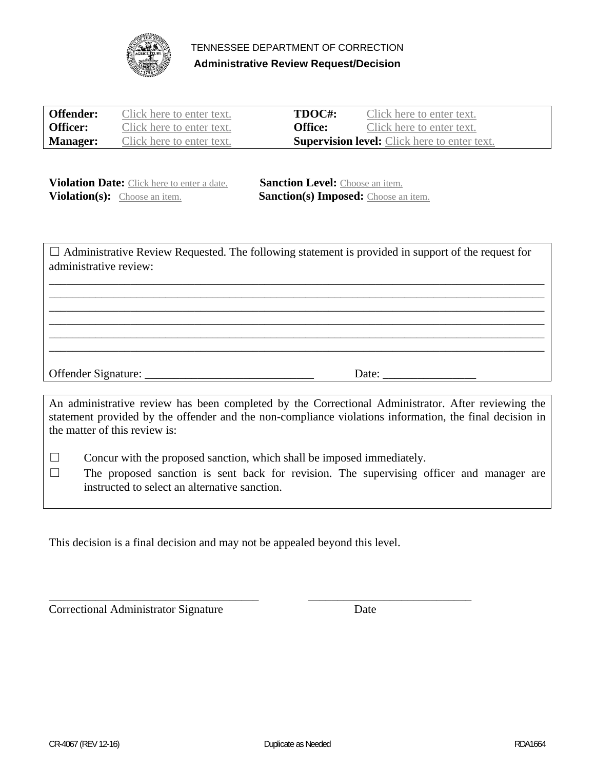TENNESSEE DEPARTMENT OF CORRECTION

**Administrative Review Request/Decision**

| | | | |
|---|---|---|---|
| **Offender:** | Click here to enter text. | **TDOC#:** | Click here to enter text. |
| **Officer:** | Click here to enter text. | **Office:** | Click here to enter text. |
| **Manager:** | Click here to enter text. | **Supervision level:** | Click here to enter text. |

**Violation Date:** Click here to enter a date. **Sanction Level:** Choose an item.
**Violation(s):** Choose an item. **Sanction(s) Imposed:** Choose an item.

☐ Administrative Review Requested. The following statement is provided in support of the request for administrative review:

______________________________________________________________________________
______________________________________________________________________________
______________________________________________________________________________
______________________________________________________________________________
______________________________________________________________________________
______________________________________________________________________________

Offender Signature: ____________________________ Date: ________________

An administrative review has been completed by the Correctional Administrator. After reviewing the statement provided by the offender and the non-compliance violations information, the final decision in the matter of this review is:

☐ Concur with the proposed sanction, which shall be imposed immediately.

☐ The proposed sanction is sent back for revision. The supervising officer and manager are instructed to select an alternative sanction.

This decision is a final decision and may not be appealed beyond this level.

____________________________________ ____________________________
Correctional Administrator Signature Date

CR-4067 (REV 12-16) Duplicate as Needed RDA1664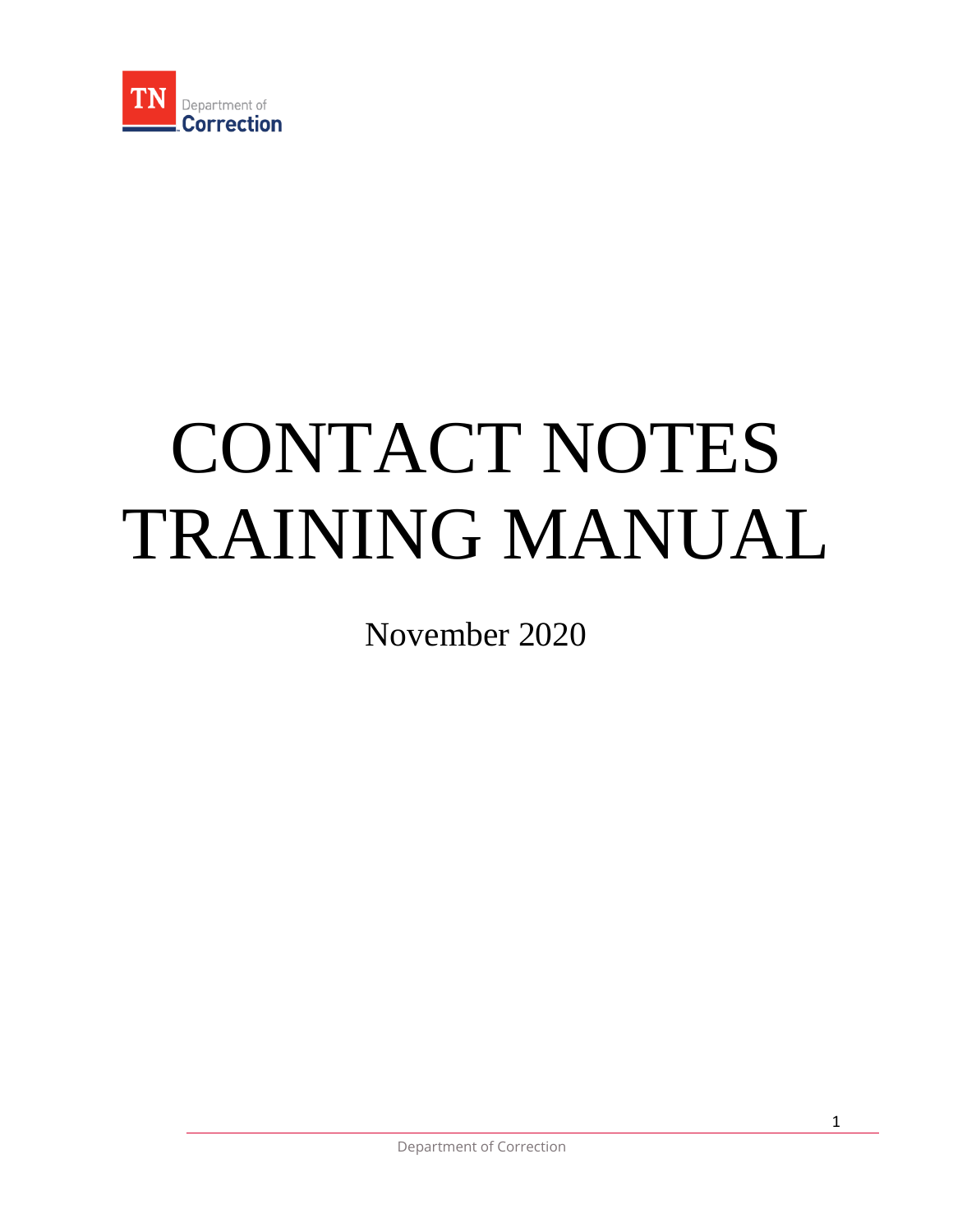TN Department of Correction

# CONTACT NOTES TRAINING MANUAL

November 2020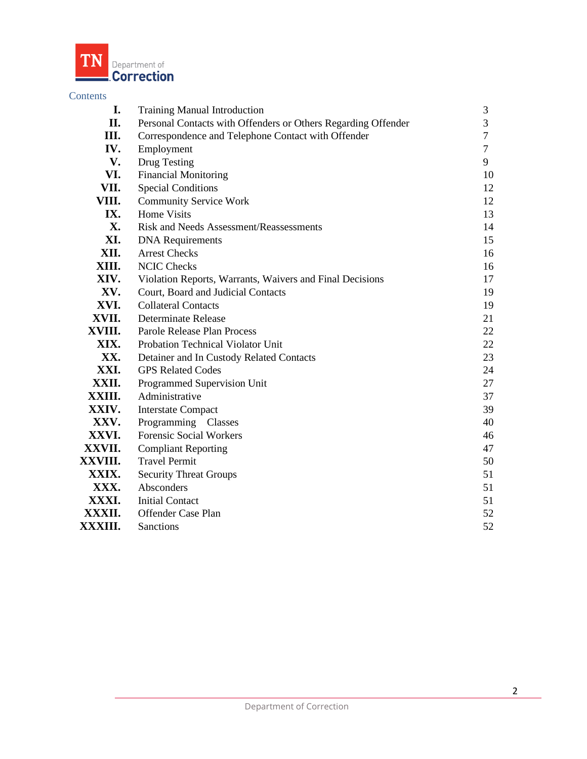TN Department of Correction

Contents

| | | |
|---|---|---|
| **I.** | Training Manual Introduction | 3 |
| **II.** | Personal Contacts with Offenders or Others Regarding Offender | 3 |
| **III.** | Correspondence and Telephone Contact with Offender | 7 |
| **IV.** | Employment | 7 |
| **V.** | Drug Testing | 9 |
| **VI.** | Financial Monitoring | 10 |
| **VII.** | Special Conditions | 12 |
| **VIII.** | Community Service Work | 12 |
| **IX.** | Home Visits | 13 |
| **X.** | Risk and Needs Assessment/Reassessments | 14 |
| **XI.** | DNA Requirements | 15 |
| **XII.** | Arrest Checks | 16 |
| **XIII.** | NCIC Checks | 16 |
| **XIV.** | Violation Reports, Warrants, Waivers and Final Decisions | 17 |
| **XV.** | Court, Board and Judicial Contacts | 19 |
| **XVI.** | Collateral Contacts | 19 |
| **XVII.** | Determinate Release | 21 |
| **XVIII.** | Parole Release Plan Process | 22 |
| **XIX.** | Probation Technical Violator Unit | 22 |
| **XX.** | Detainer and In Custody Related Contacts | 23 |
| **XXI.** | GPS Related Codes | 24 |
| **XXII.** | Programmed Supervision Unit | 27 |
| **XXIII.** | Administrative | 37 |
| **XXIV.** | Interstate Compact | 39 |
| **XXV.** | Programming Classes | 40 |
| **XXVI.** | Forensic Social Workers | 46 |
| **XXVII.** | Compliant Reporting | 47 |
| **XXVIII.** | Travel Permit | 50 |
| **XXIX.** | Security Threat Groups | 51 |
| **XXX.** | Absconders | 51 |
| **XXXI.** | Initial Contact | 51 |
| **XXXII.** | Offender Case Plan | 52 |
| **XXXIII.** | Sanctions | 52 |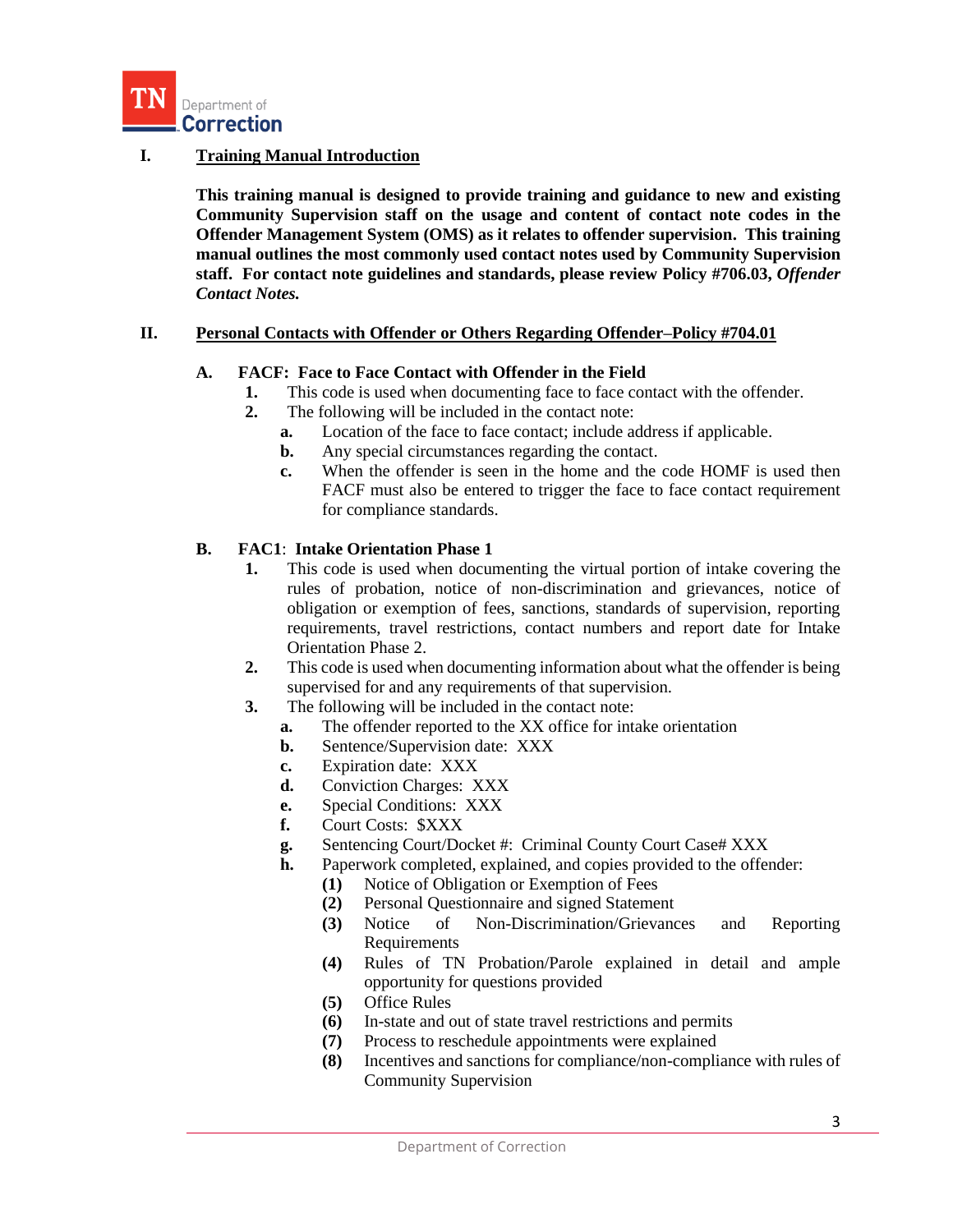## I. Training Manual Introduction

**This training manual is designed to provide training and guidance to new and existing Community Supervision staff on the usage and content of contact note codes in the Offender Management System (OMS) as it relates to offender supervision. This training manual outlines the most commonly used contact notes used by Community Supervision staff. For contact note guidelines and standards, please review Policy #706.03, *Offender Contact Notes.***

## II. Personal Contacts with Offender or Others Regarding Offender–Policy #704.01

### A. FACF: Face to Face Contact with Offender in the Field

1. This code is used when documenting face to face contact with the offender.
2. The following will be included in the contact note:
   - **a.** Location of the face to face contact; include address if applicable.
   - **b.** Any special circumstances regarding the contact.
   - **c.** When the offender is seen in the home and the code HOMF is used then FACF must also be entered to trigger the face to face contact requirement for compliance standards.

### B. FAC1: Intake Orientation Phase 1

1. This code is used when documenting the virtual portion of intake covering the rules of probation, notice of non-discrimination and grievances, notice of obligation or exemption of fees, sanctions, standards of supervision, reporting requirements, travel restrictions, contact numbers and report date for Intake Orientation Phase 2.
2. This code is used when documenting information about what the offender is being supervised for and any requirements of that supervision.
3. The following will be included in the contact note:
   - **a.** The offender reported to the XX office for intake orientation
   - **b.** Sentence/Supervision date: XXX
   - **c.** Expiration date: XXX
   - **d.** Conviction Charges: XXX
   - **e.** Special Conditions: XXX
   - **f.** Court Costs: $XXX
   - **g.** Sentencing Court/Docket #: Criminal County Court Case# XXX
   - **h.** Paperwork completed, explained, and copies provided to the offender:
     - **(1)** Notice of Obligation or Exemption of Fees
     - **(2)** Personal Questionnaire and signed Statement
     - **(3)** Notice of Non-Discrimination/Grievances and Reporting Requirements
     - **(4)** Rules of TN Probation/Parole explained in detail and ample opportunity for questions provided
     - **(5)** Office Rules
     - **(6)** In-state and out of state travel restrictions and permits
     - **(7)** Process to reschedule appointments were explained
     - **(8)** Incentives and sanctions for compliance/non-compliance with rules of Community Supervision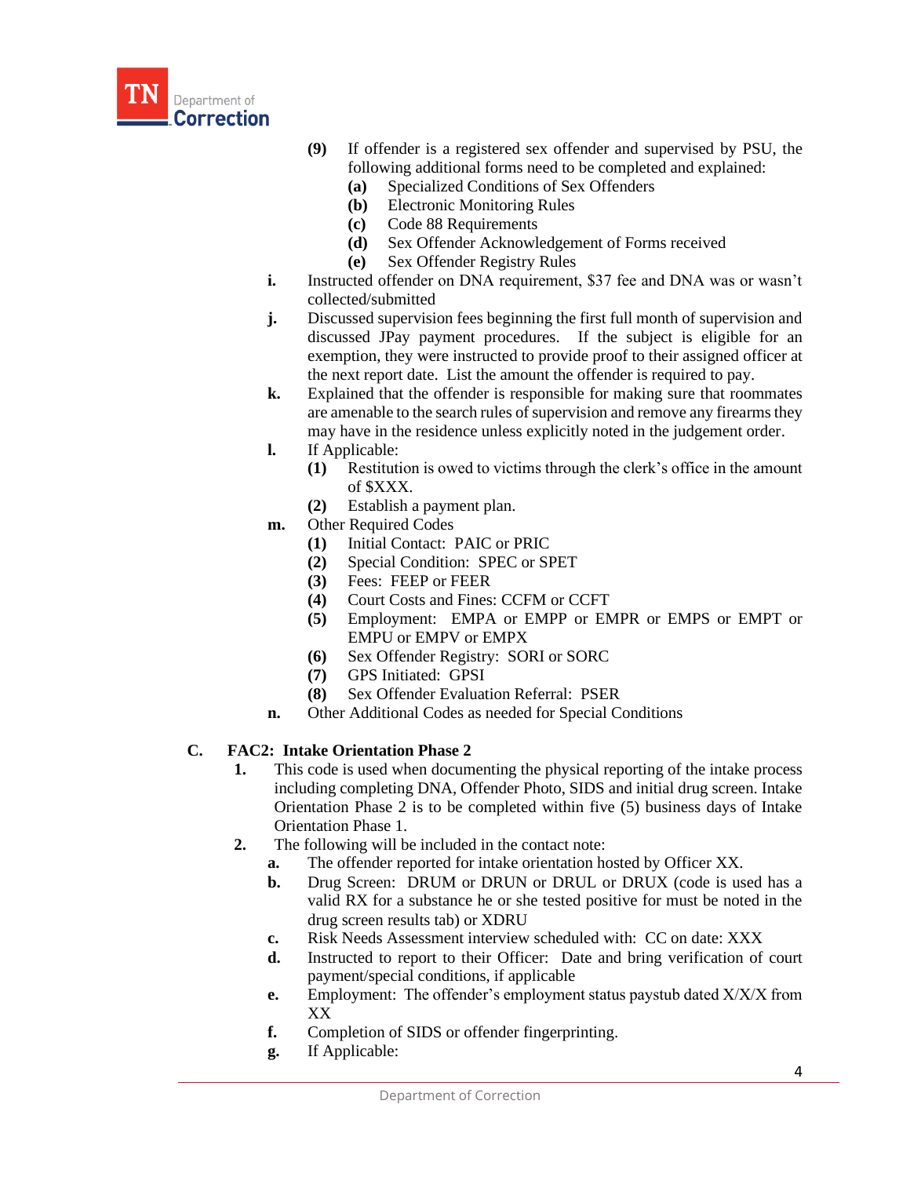(9) If offender is a registered sex offender and supervised by PSU, the following additional forms need to be completed and explained:
   (a) Specialized Conditions of Sex Offenders
   (b) Electronic Monitoring Rules
   (c) Code 88 Requirements
   (d) Sex Offender Acknowledgement of Forms received
   (e) Sex Offender Registry Rules

i. Instructed offender on DNA requirement, $37 fee and DNA was or wasn't collected/submitted

j. Discussed supervision fees beginning the first full month of supervision and discussed JPay payment procedures. If the subject is eligible for an exemption, they were instructed to provide proof to their assigned officer at the next report date. List the amount the offender is required to pay.

k. Explained that the offender is responsible for making sure that roommates are amenable to the search rules of supervision and remove any firearms they may have in the residence unless explicitly noted in the judgement order.

l. If Applicable:
   (1) Restitution is owed to victims through the clerk's office in the amount of $XXX.
   (2) Establish a payment plan.

m. Other Required Codes
   (1) Initial Contact: PAIC or PRIC
   (2) Special Condition: SPEC or SPET
   (3) Fees: FEEP or FEER
   (4) Court Costs and Fines: CCFM or CCFT
   (5) Employment: EMPA or EMPP or EMPR or EMPS or EMPT or EMPU or EMPV or EMPX
   (6) Sex Offender Registry: SORI or SORC
   (7) GPS Initiated: GPSI
   (8) Sex Offender Evaluation Referral: PSER

n. Other Additional Codes as needed for Special Conditions

**C. FAC2: Intake Orientation Phase 2**

1. This code is used when documenting the physical reporting of the intake process including completing DNA, Offender Photo, SIDS and initial drug screen. Intake Orientation Phase 2 is to be completed within five (5) business days of Intake Orientation Phase 1.

2. The following will be included in the contact note:
   a. The offender reported for intake orientation hosted by Officer XX.
   b. Drug Screen: DRUM or DRUN or DRUL or DRUX (code is used has a valid RX for a substance he or she tested positive for must be noted in the drug screen results tab) or XDRU
   c. Risk Needs Assessment interview scheduled with: CC on date: XXX
   d. Instructed to report to their Officer: Date and bring verification of court payment/special conditions, if applicable
   e. Employment: The offender's employment status paystub dated X/X/X from XX
   f. Completion of SIDS or offender fingerprinting.
   g. If Applicable: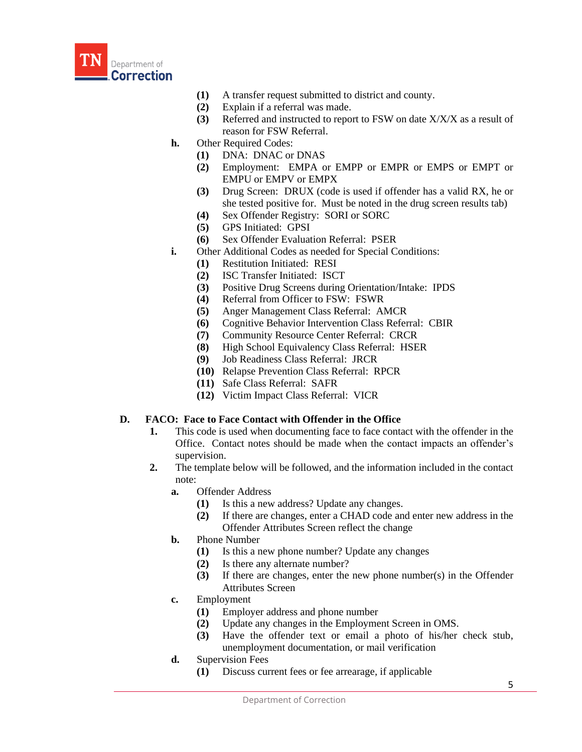(1) A transfer request submitted to district and county.
(2) Explain if a referral was made.
(3) Referred and instructed to report to FSW on date X/X/X as a result of reason for FSW Referral.

**h.** Other Required Codes:
- **(1)** DNA: DNAC or DNAS
- **(2)** Employment: EMPA or EMPP or EMPR or EMPS or EMPT or EMPU or EMPV or EMPX
- **(3)** Drug Screen: DRUX (code is used if offender has a valid RX, he or she tested positive for. Must be noted in the drug screen results tab)
- **(4)** Sex Offender Registry: SORI or SORC
- **(5)** GPS Initiated: GPSI
- **(6)** Sex Offender Evaluation Referral: PSER

**i.** Other Additional Codes as needed for Special Conditions:
- **(1)** Restitution Initiated: RESI
- **(2)** ISC Transfer Initiated: ISCT
- **(3)** Positive Drug Screens during Orientation/Intake: IPDS
- **(4)** Referral from Officer to FSW: FSWR
- **(5)** Anger Management Class Referral: AMCR
- **(6)** Cognitive Behavior Intervention Class Referral: CBIR
- **(7)** Community Resource Center Referral: CRCR
- **(8)** High School Equivalency Class Referral: HSER
- **(9)** Job Readiness Class Referral: JRCR
- **(10)** Relapse Prevention Class Referral: RPCR
- **(11)** Safe Class Referral: SAFR
- **(12)** Victim Impact Class Referral: VICR

## D. FACO: Face to Face Contact with Offender in the Office

**1.** This code is used when documenting face to face contact with the offender in the Office. Contact notes should be made when the contact impacts an offender's supervision.

**2.** The template below will be followed, and the information included in the contact note:

**a.** Offender Address
- **(1)** Is this a new address? Update any changes.
- **(2)** If there are changes, enter a CHAD code and enter new address in the Offender Attributes Screen reflect the change

**b.** Phone Number
- **(1)** Is this a new phone number? Update any changes
- **(2)** Is there any alternate number?
- **(3)** If there are changes, enter the new phone number(s) in the Offender Attributes Screen

**c.** Employment
- **(1)** Employer address and phone number
- **(2)** Update any changes in the Employment Screen in OMS.
- **(3)** Have the offender text or email a photo of his/her check stub, unemployment documentation, or mail verification

**d.** Supervision Fees
- **(1)** Discuss current fees or fee arrearage, if applicable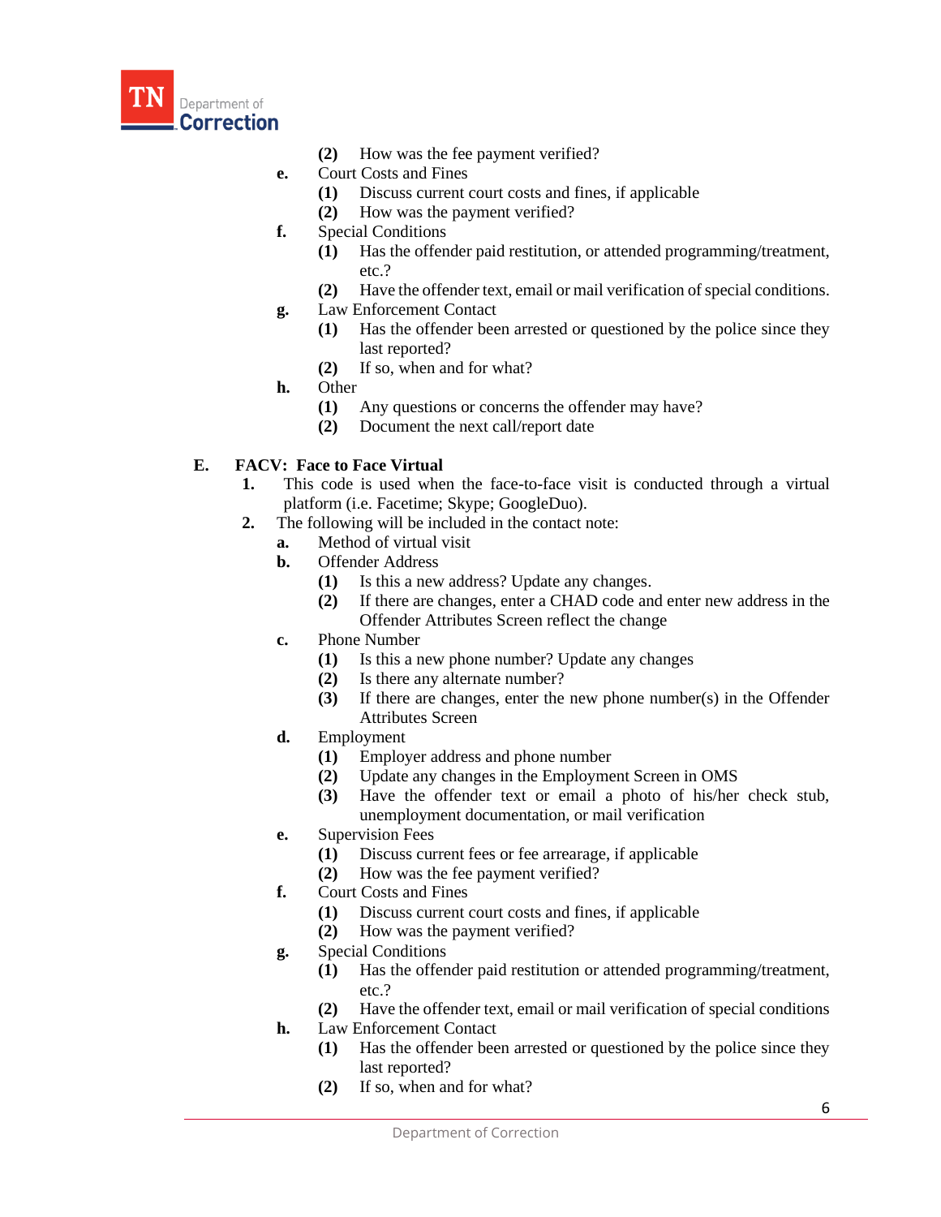(2) How was the fee payment verified?

e. Court Costs and Fines
   (1) Discuss current court costs and fines, if applicable
   (2) How was the payment verified?

f. Special Conditions
   (1) Has the offender paid restitution, or attended programming/treatment, etc.?
   (2) Have the offender text, email or mail verification of special conditions.

g. Law Enforcement Contact
   (1) Has the offender been arrested or questioned by the police since they last reported?
   (2) If so, when and for what?

h. Other
   (1) Any questions or concerns the offender may have?
   (2) Document the next call/report date

**E. FACV: Face to Face Virtual**

1. This code is used when the face-to-face visit is conducted through a virtual platform (i.e. Facetime; Skype; GoogleDuo).
2. The following will be included in the contact note:
   a. Method of virtual visit
   b. Offender Address
      (1) Is this a new address? Update any changes.
      (2) If there are changes, enter a CHAD code and enter new address in the Offender Attributes Screen reflect the change
   c. Phone Number
      (1) Is this a new phone number? Update any changes
      (2) Is there any alternate number?
      (3) If there are changes, enter the new phone number(s) in the Offender Attributes Screen
   d. Employment
      (1) Employer address and phone number
      (2) Update any changes in the Employment Screen in OMS
      (3) Have the offender text or email a photo of his/her check stub, unemployment documentation, or mail verification
   e. Supervision Fees
      (1) Discuss current fees or fee arrearage, if applicable
      (2) How was the fee payment verified?
   f. Court Costs and Fines
      (1) Discuss current court costs and fines, if applicable
      (2) How was the payment verified?
   g. Special Conditions
      (1) Has the offender paid restitution or attended programming/treatment, etc.?
      (2) Have the offender text, email or mail verification of special conditions
   h. Law Enforcement Contact
      (1) Has the offender been arrested or questioned by the police since they last reported?
      (2) If so, when and for what?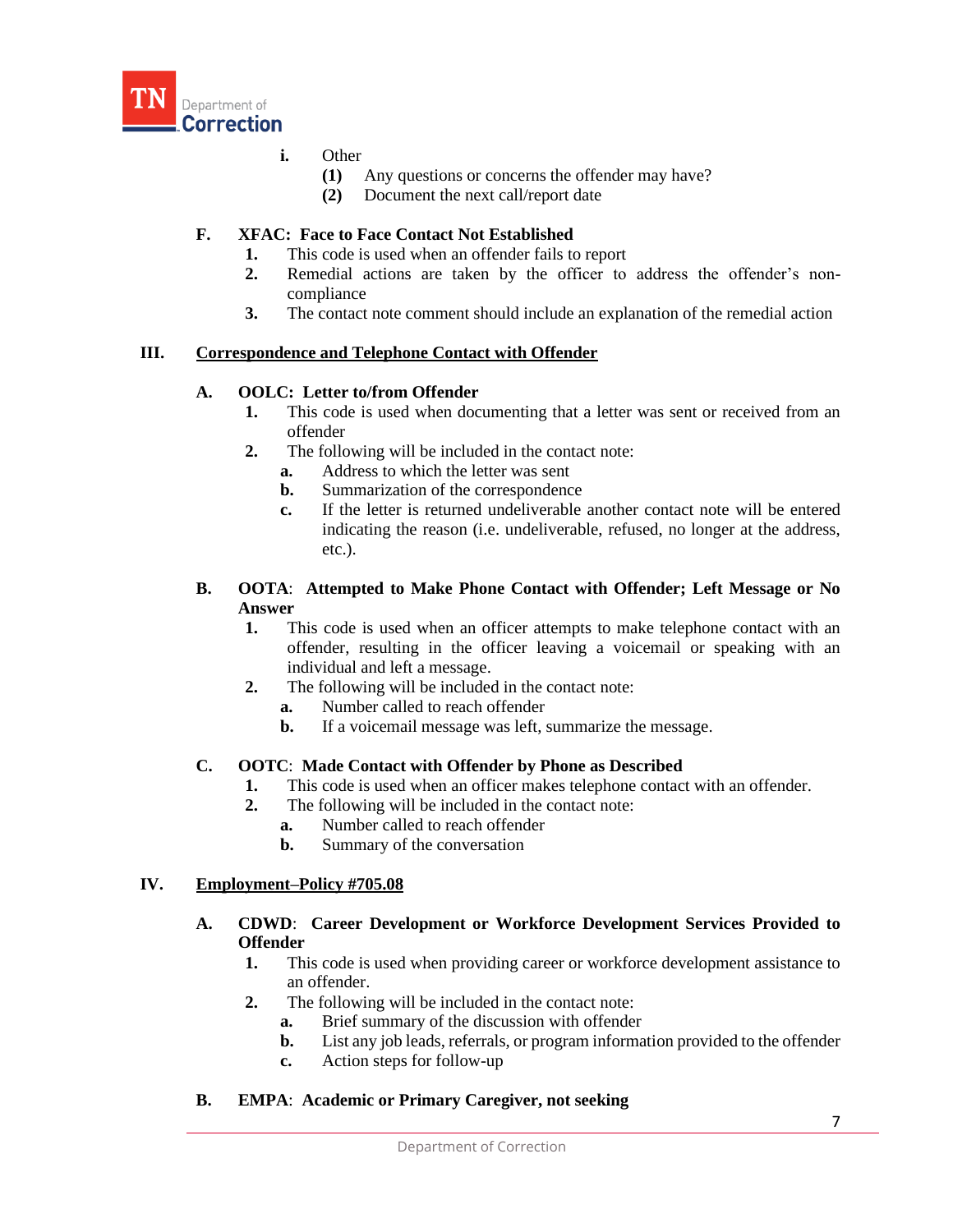i. Other
   (1) Any questions or concerns the offender may have?
   (2) Document the next call/report date

**F. XFAC: Face to Face Contact Not Established**

1. This code is used when an offender fails to report
2. Remedial actions are taken by the officer to address the offender's non-compliance
3. The contact note comment should include an explanation of the remedial action

## III. <u>Correspondence and Telephone Contact with Offender</u>

**A. OOLC: Letter to/from Offender**

1. This code is used when documenting that a letter was sent or received from an offender
2. The following will be included in the contact note:
   a. Address to which the letter was sent
   b. Summarization of the correspondence
   c. If the letter is returned undeliverable another contact note will be entered indicating the reason (i.e. undeliverable, refused, no longer at the address, etc.).

**B. OOTA: Attempted to Make Phone Contact with Offender; Left Message or No Answer**

1. This code is used when an officer attempts to make telephone contact with an offender, resulting in the officer leaving a voicemail or speaking with an individual and left a message.
2. The following will be included in the contact note:
   a. Number called to reach offender
   b. If a voicemail message was left, summarize the message.

**C. OOTC: Made Contact with Offender by Phone as Described**

1. This code is used when an officer makes telephone contact with an offender.
2. The following will be included in the contact note:
   a. Number called to reach offender
   b. Summary of the conversation

## IV. <u>Employment–Policy #705.08</u>

**A. CDWD: Career Development or Workforce Development Services Provided to Offender**

1. This code is used when providing career or workforce development assistance to an offender.
2. The following will be included in the contact note:
   a. Brief summary of the discussion with offender
   b. List any job leads, referrals, or program information provided to the offender
   c. Action steps for follow-up

**B. EMPA: Academic or Primary Caregiver, not seeking**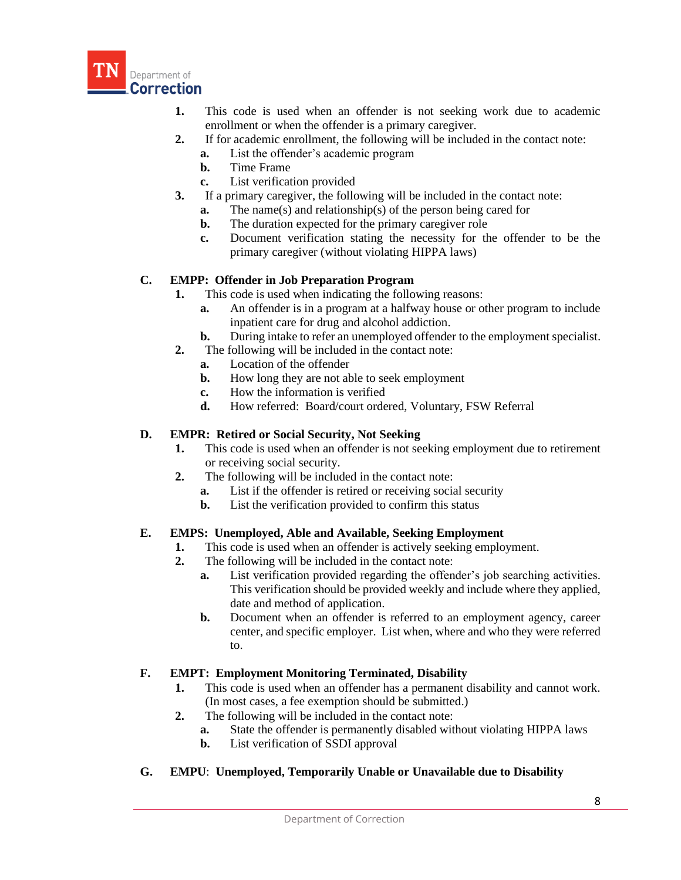1. This code is used when an offender is not seeking work due to academic enrollment or when the offender is a primary caregiver.
2. If for academic enrollment, the following will be included in the contact note:
   - a. List the offender's academic program
   - b. Time Frame
   - c. List verification provided
3. If a primary caregiver, the following will be included in the contact note:
   - a. The name(s) and relationship(s) of the person being cared for
   - b. The duration expected for the primary caregiver role
   - c. Document verification stating the necessity for the offender to be the primary caregiver (without violating HIPPA laws)

**C. EMPP: Offender in Job Preparation Program**

1. This code is used when indicating the following reasons:
   - a. An offender is in a program at a halfway house or other program to include inpatient care for drug and alcohol addiction.
   - b. During intake to refer an unemployed offender to the employment specialist.
2. The following will be included in the contact note:
   - a. Location of the offender
   - b. How long they are not able to seek employment
   - c. How the information is verified
   - d. How referred: Board/court ordered, Voluntary, FSW Referral

**D. EMPR: Retired or Social Security, Not Seeking**

1. This code is used when an offender is not seeking employment due to retirement or receiving social security.
2. The following will be included in the contact note:
   - a. List if the offender is retired or receiving social security
   - b. List the verification provided to confirm this status

**E. EMPS: Unemployed, Able and Available, Seeking Employment**

1. This code is used when an offender is actively seeking employment.
2. The following will be included in the contact note:
   - a. List verification provided regarding the offender's job searching activities. This verification should be provided weekly and include where they applied, date and method of application.
   - b. Document when an offender is referred to an employment agency, career center, and specific employer. List when, where and who they were referred to.

**F. EMPT: Employment Monitoring Terminated, Disability**

1. This code is used when an offender has a permanent disability and cannot work. (In most cases, a fee exemption should be submitted.)
2. The following will be included in the contact note:
   - a. State the offender is permanently disabled without violating HIPPA laws
   - b. List verification of SSDI approval

**G. EMPU: Unemployed, Temporarily Unable or Unavailable due to Disability**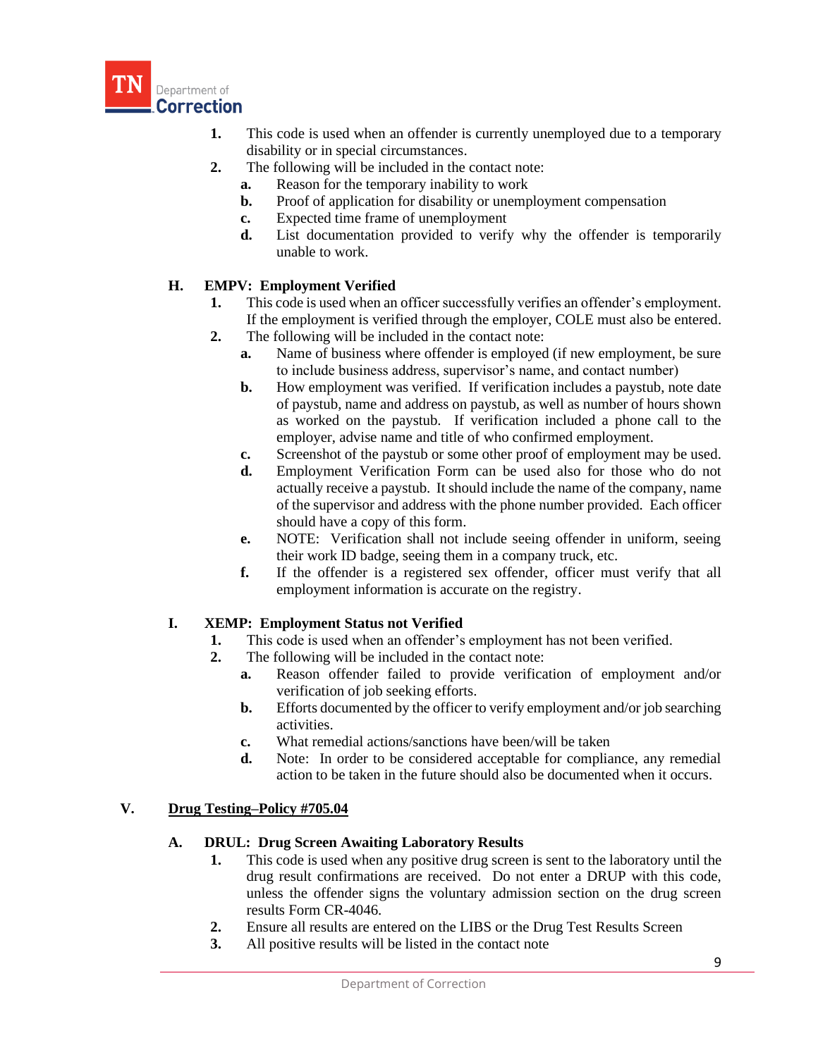1. This code is used when an offender is currently unemployed due to a temporary disability or in special circumstances.
2. The following will be included in the contact note:
   a. Reason for the temporary inability to work
   b. Proof of application for disability or unemployment compensation
   c. Expected time frame of unemployment
   d. List documentation provided to verify why the offender is temporarily unable to work.

### H. EMPV: Employment Verified

1. This code is used when an officer successfully verifies an offender's employment. If the employment is verified through the employer, COLE must also be entered.
2. The following will be included in the contact note:
   a. Name of business where offender is employed (if new employment, be sure to include business address, supervisor's name, and contact number)
   b. How employment was verified. If verification includes a paystub, note date of paystub, name and address on paystub, as well as number of hours shown as worked on the paystub. If verification included a phone call to the employer, advise name and title of who confirmed employment.
   c. Screenshot of the paystub or some other proof of employment may be used.
   d. Employment Verification Form can be used also for those who do not actually receive a paystub. It should include the name of the company, name of the supervisor and address with the phone number provided. Each officer should have a copy of this form.
   e. NOTE: Verification shall not include seeing offender in uniform, seeing their work ID badge, seeing them in a company truck, etc.
   f. If the offender is a registered sex offender, officer must verify that all employment information is accurate on the registry.

### I. XEMP: Employment Status not Verified

1. This code is used when an offender's employment has not been verified.
2. The following will be included in the contact note:
   a. Reason offender failed to provide verification of employment and/or verification of job seeking efforts.
   b. Efforts documented by the officer to verify employment and/or job searching activities.
   c. What remedial actions/sanctions have been/will be taken
   d. Note: In order to be considered acceptable for compliance, any remedial action to be taken in the future should also be documented when it occurs.

## V. Drug Testing–Policy #705.04

### A. DRUL: Drug Screen Awaiting Laboratory Results

1. This code is used when any positive drug screen is sent to the laboratory until the drug result confirmations are received. Do not enter a DRUP with this code, unless the offender signs the voluntary admission section on the drug screen results Form CR-4046.
2. Ensure all results are entered on the LIBS or the Drug Test Results Screen
3. All positive results will be listed in the contact note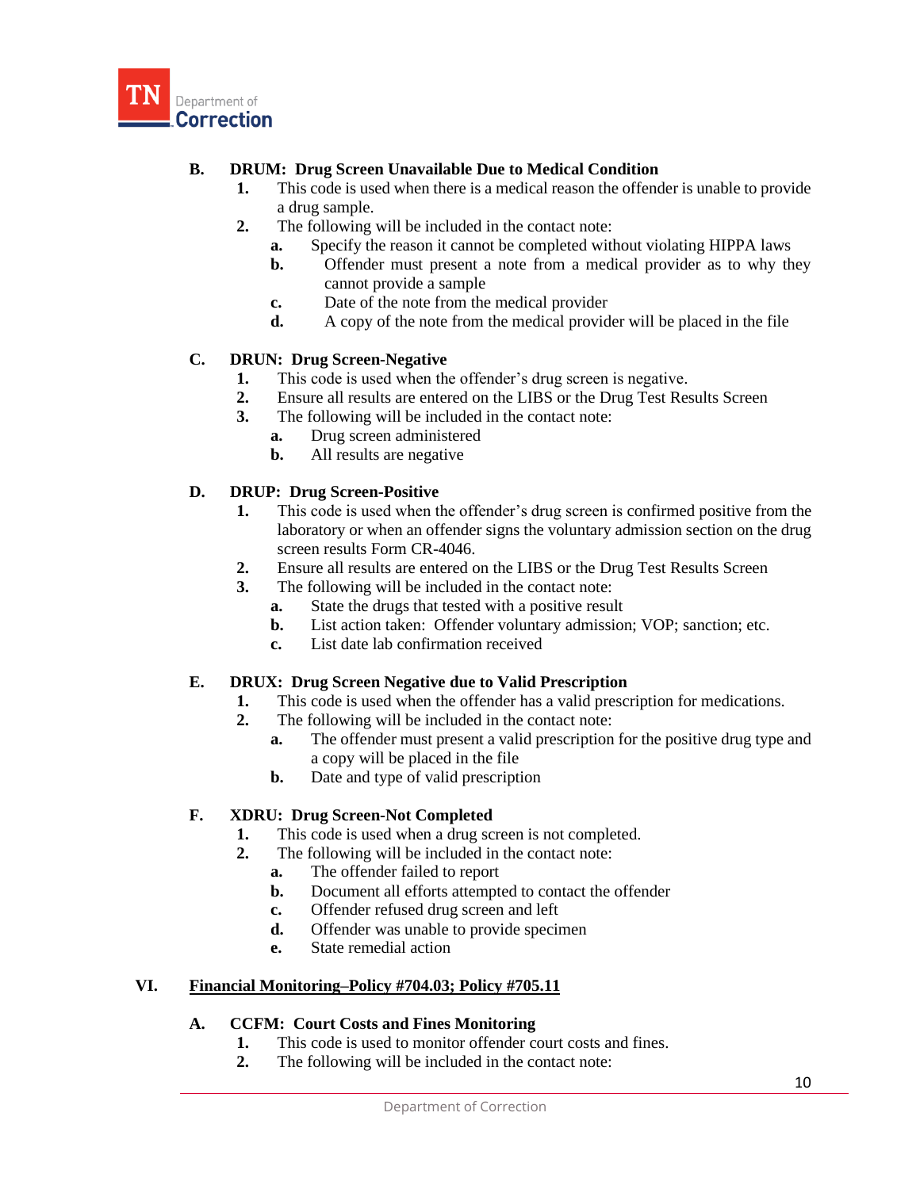**B. DRUM: Drug Screen Unavailable Due to Medical Condition**

1. This code is used when there is a medical reason the offender is unable to provide a drug sample.
2. The following will be included in the contact note:
   a. Specify the reason it cannot be completed without violating HIPPA laws
   b. Offender must present a note from a medical provider as to why they cannot provide a sample
   c. Date of the note from the medical provider
   d. A copy of the note from the medical provider will be placed in the file

**C. DRUN: Drug Screen-Negative**

1. This code is used when the offender's drug screen is negative.
2. Ensure all results are entered on the LIBS or the Drug Test Results Screen
3. The following will be included in the contact note:
   a. Drug screen administered
   b. All results are negative

**D. DRUP: Drug Screen-Positive**

1. This code is used when the offender's drug screen is confirmed positive from the laboratory or when an offender signs the voluntary admission section on the drug screen results Form CR-4046.
2. Ensure all results are entered on the LIBS or the Drug Test Results Screen
3. The following will be included in the contact note:
   a. State the drugs that tested with a positive result
   b. List action taken: Offender voluntary admission; VOP; sanction; etc.
   c. List date lab confirmation received

**E. DRUX: Drug Screen Negative due to Valid Prescription**

1. This code is used when the offender has a valid prescription for medications.
2. The following will be included in the contact note:
   a. The offender must present a valid prescription for the positive drug type and a copy will be placed in the file
   b. Date and type of valid prescription

**F. XDRU: Drug Screen-Not Completed**

1. This code is used when a drug screen is not completed.
2. The following will be included in the contact note:
   a. The offender failed to report
   b. Document all efforts attempted to contact the offender
   c. Offender refused drug screen and left
   d. Offender was unable to provide specimen
   e. State remedial action

## VI. Financial Monitoring–Policy #704.03; Policy #705.11

**A. CCFM: Court Costs and Fines Monitoring**

1. This code is used to monitor offender court costs and fines.
2. The following will be included in the contact note: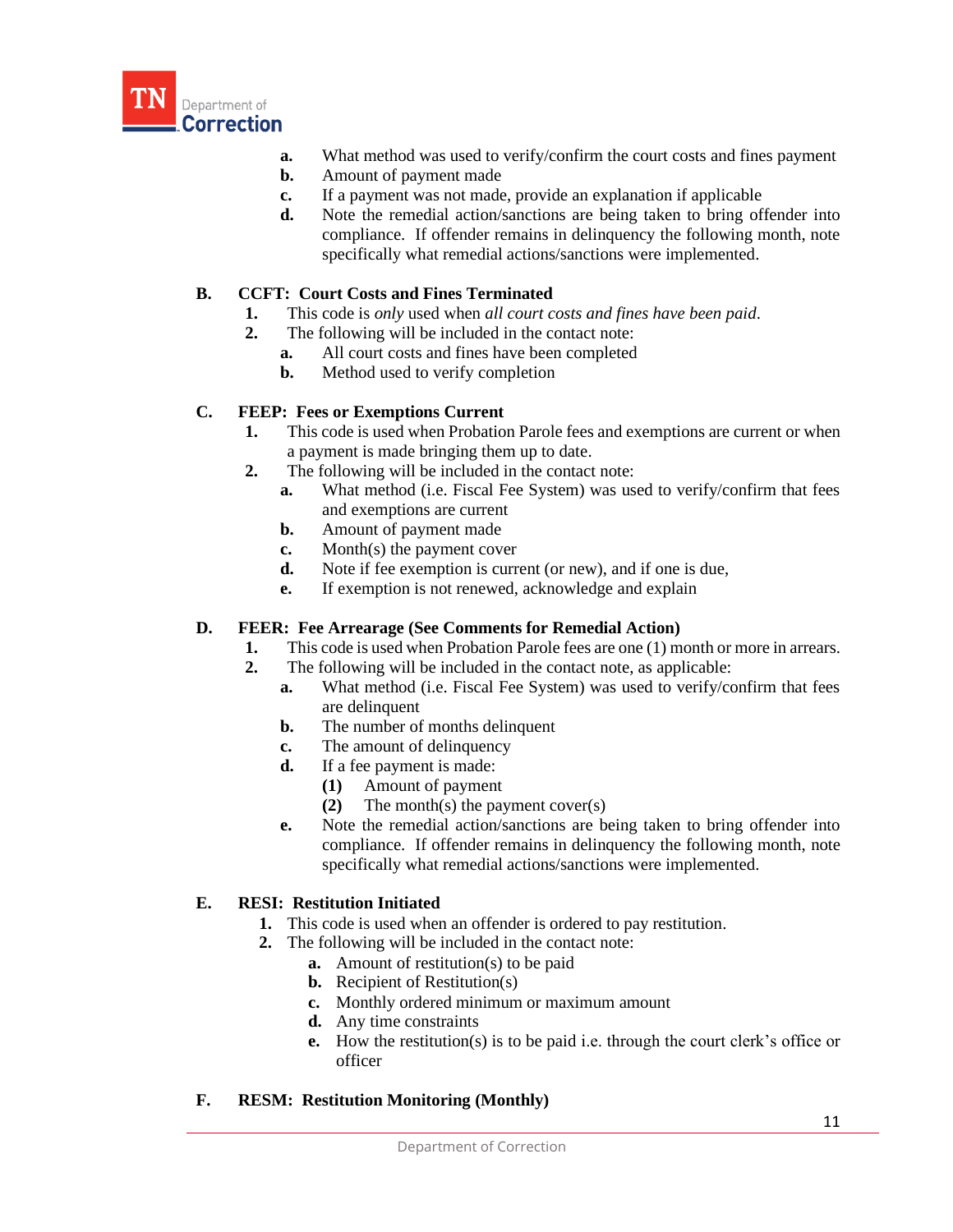- **a.** What method was used to verify/confirm the court costs and fines payment
- **b.** Amount of payment made
- **c.** If a payment was not made, provide an explanation if applicable
- **d.** Note the remedial action/sanctions are being taken to bring offender into compliance. If offender remains in delinquency the following month, note specifically what remedial actions/sanctions were implemented.

**B. CCFT: Court Costs and Fines Terminated**

1. This code is *only* used when *all court costs and fines have been paid*.
2. The following will be included in the contact note:
   - **a.** All court costs and fines have been completed
   - **b.** Method used to verify completion

**C. FEEP: Fees or Exemptions Current**

1. This code is used when Probation Parole fees and exemptions are current or when a payment is made bringing them up to date.
2. The following will be included in the contact note:
   - **a.** What method (i.e. Fiscal Fee System) was used to verify/confirm that fees and exemptions are current
   - **b.** Amount of payment made
   - **c.** Month(s) the payment cover
   - **d.** Note if fee exemption is current (or new), and if one is due,
   - **e.** If exemption is not renewed, acknowledge and explain

**D. FEER: Fee Arrearage (See Comments for Remedial Action)**

1. This code is used when Probation Parole fees are one (1) month or more in arrears.
2. The following will be included in the contact note, as applicable:
   - **a.** What method (i.e. Fiscal Fee System) was used to verify/confirm that fees are delinquent
   - **b.** The number of months delinquent
   - **c.** The amount of delinquency
   - **d.** If a fee payment is made:
     - **(1)** Amount of payment
     - **(2)** The month(s) the payment cover(s)
   - **e.** Note the remedial action/sanctions are being taken to bring offender into compliance. If offender remains in delinquency the following month, note specifically what remedial actions/sanctions were implemented.

**E. RESI: Restitution Initiated**

1. This code is used when an offender is ordered to pay restitution.
2. The following will be included in the contact note:
   - **a.** Amount of restitution(s) to be paid
   - **b.** Recipient of Restitution(s)
   - **c.** Monthly ordered minimum or maximum amount
   - **d.** Any time constraints
   - **e.** How the restitution(s) is to be paid i.e. through the court clerk's office or officer

**F. RESM: Restitution Monitoring (Monthly)**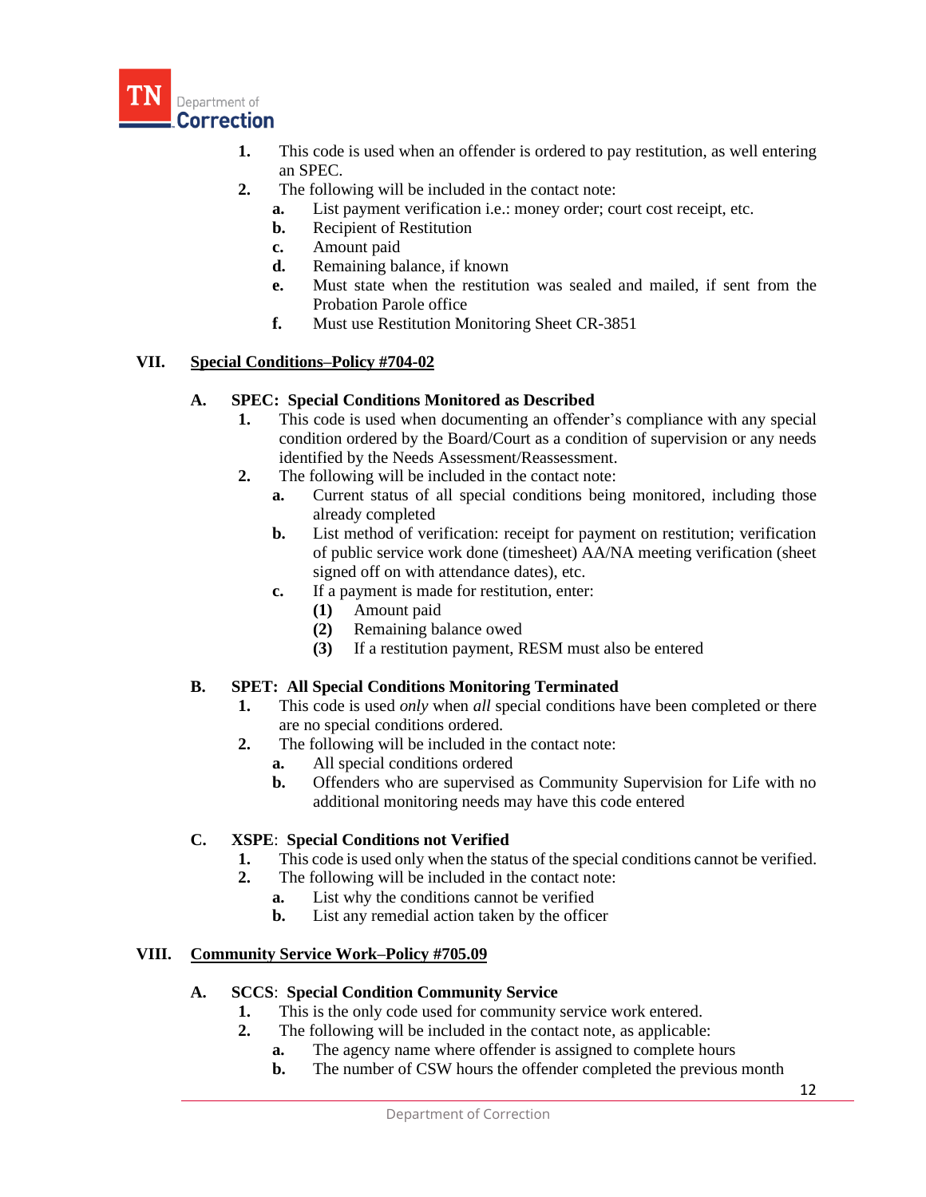1. This code is used when an offender is ordered to pay restitution, as well entering an SPEC.
2. The following will be included in the contact note:
    a. List payment verification i.e.: money order; court cost receipt, etc.
    b. Recipient of Restitution
    c. Amount paid
    d. Remaining balance, if known
    e. Must state when the restitution was sealed and mailed, if sent from the Probation Parole office
    f. Must use Restitution Monitoring Sheet CR-3851

## VII. Special Conditions–Policy #704-02

### A. SPEC: Special Conditions Monitored as Described

1. This code is used when documenting an offender's compliance with any special condition ordered by the Board/Court as a condition of supervision or any needs identified by the Needs Assessment/Reassessment.
2. The following will be included in the contact note:
    a. Current status of all special conditions being monitored, including those already completed
    b. List method of verification: receipt for payment on restitution; verification of public service work done (timesheet) AA/NA meeting verification (sheet signed off on with attendance dates), etc.
    c. If a payment is made for restitution, enter:
        (1) Amount paid
        (2) Remaining balance owed
        (3) If a restitution payment, RESM must also be entered

### B. SPET: All Special Conditions Monitoring Terminated

1. This code is used *only* when *all* special conditions have been completed or there are no special conditions ordered.
2. The following will be included in the contact note:
    a. All special conditions ordered
    b. Offenders who are supervised as Community Supervision for Life with no additional monitoring needs may have this code entered

### C. XSPE: Special Conditions not Verified

1. This code is used only when the status of the special conditions cannot be verified.
2. The following will be included in the contact note:
    a. List why the conditions cannot be verified
    b. List any remedial action taken by the officer

## VIII. Community Service Work–Policy #705.09

### A. SCCS: Special Condition Community Service

1. This is the only code used for community service work entered.
2. The following will be included in the contact note, as applicable:
    a. The agency name where offender is assigned to complete hours
    b. The number of CSW hours the offender completed the previous month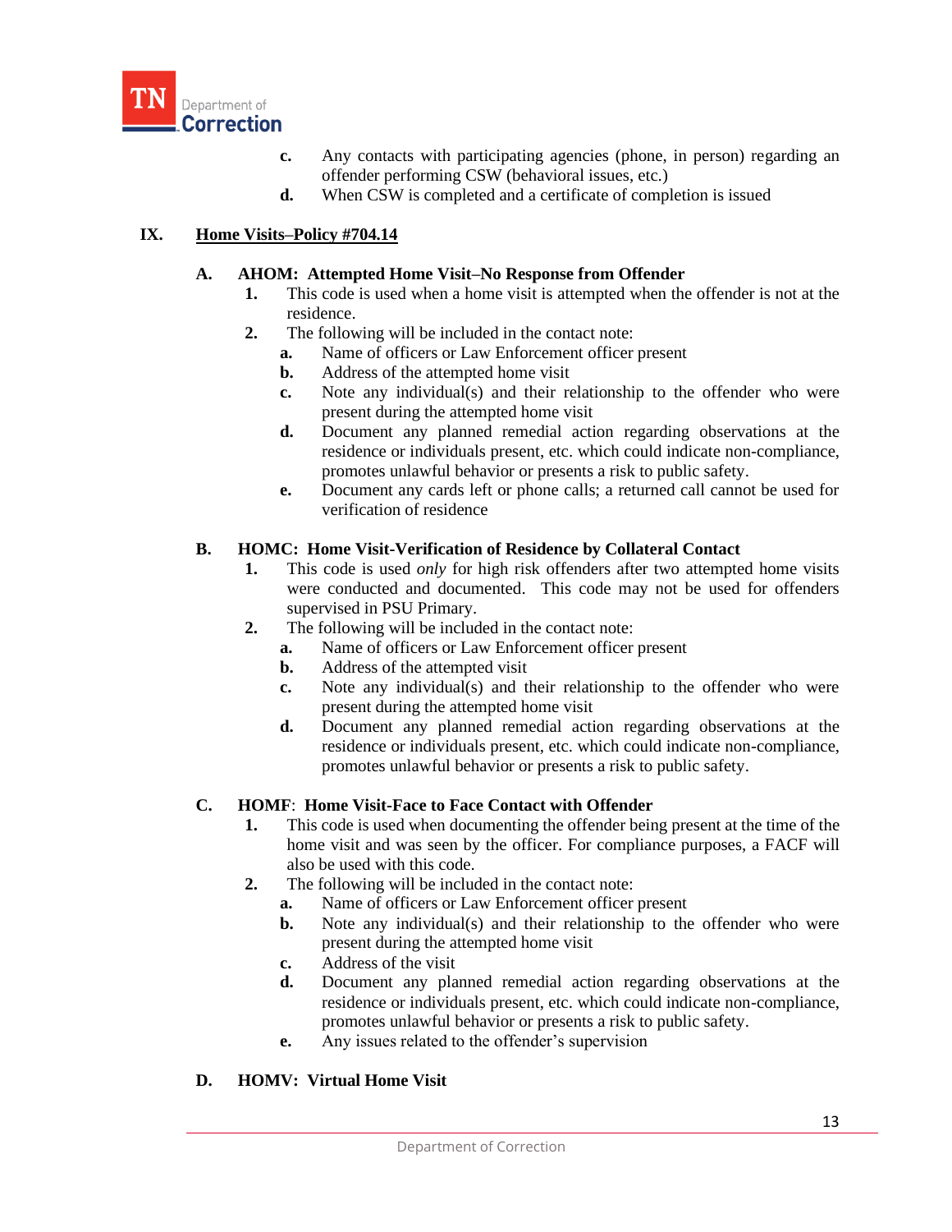c. Any contacts with participating agencies (phone, in person) regarding an offender performing CSW (behavioral issues, etc.)

d. When CSW is completed and a certificate of completion is issued

## IX. Home Visits–Policy #704.14

### A. AHOM: Attempted Home Visit–No Response from Offender

1. This code is used when a home visit is attempted when the offender is not at the residence.
2. The following will be included in the contact note:
   - a. Name of officers or Law Enforcement officer present
   - b. Address of the attempted home visit
   - c. Note any individual(s) and their relationship to the offender who were present during the attempted home visit
   - d. Document any planned remedial action regarding observations at the residence or individuals present, etc. which could indicate non-compliance, promotes unlawful behavior or presents a risk to public safety.
   - e. Document any cards left or phone calls; a returned call cannot be used for verification of residence

### B. HOMC: Home Visit-Verification of Residence by Collateral Contact

1. This code is used *only* for high risk offenders after two attempted home visits were conducted and documented. This code may not be used for offenders supervised in PSU Primary.
2. The following will be included in the contact note:
   - a. Name of officers or Law Enforcement officer present
   - b. Address of the attempted visit
   - c. Note any individual(s) and their relationship to the offender who were present during the attempted home visit
   - d. Document any planned remedial action regarding observations at the residence or individuals present, etc. which could indicate non-compliance, promotes unlawful behavior or presents a risk to public safety.

### C. HOMF: Home Visit-Face to Face Contact with Offender

1. This code is used when documenting the offender being present at the time of the home visit and was seen by the officer. For compliance purposes, a FACF will also be used with this code.
2. The following will be included in the contact note:
   - a. Name of officers or Law Enforcement officer present
   - b. Note any individual(s) and their relationship to the offender who were present during the attempted home visit
   - c. Address of the visit
   - d. Document any planned remedial action regarding observations at the residence or individuals present, etc. which could indicate non-compliance, promotes unlawful behavior or presents a risk to public safety.
   - e. Any issues related to the offender's supervision

### D. HOMV: Virtual Home Visit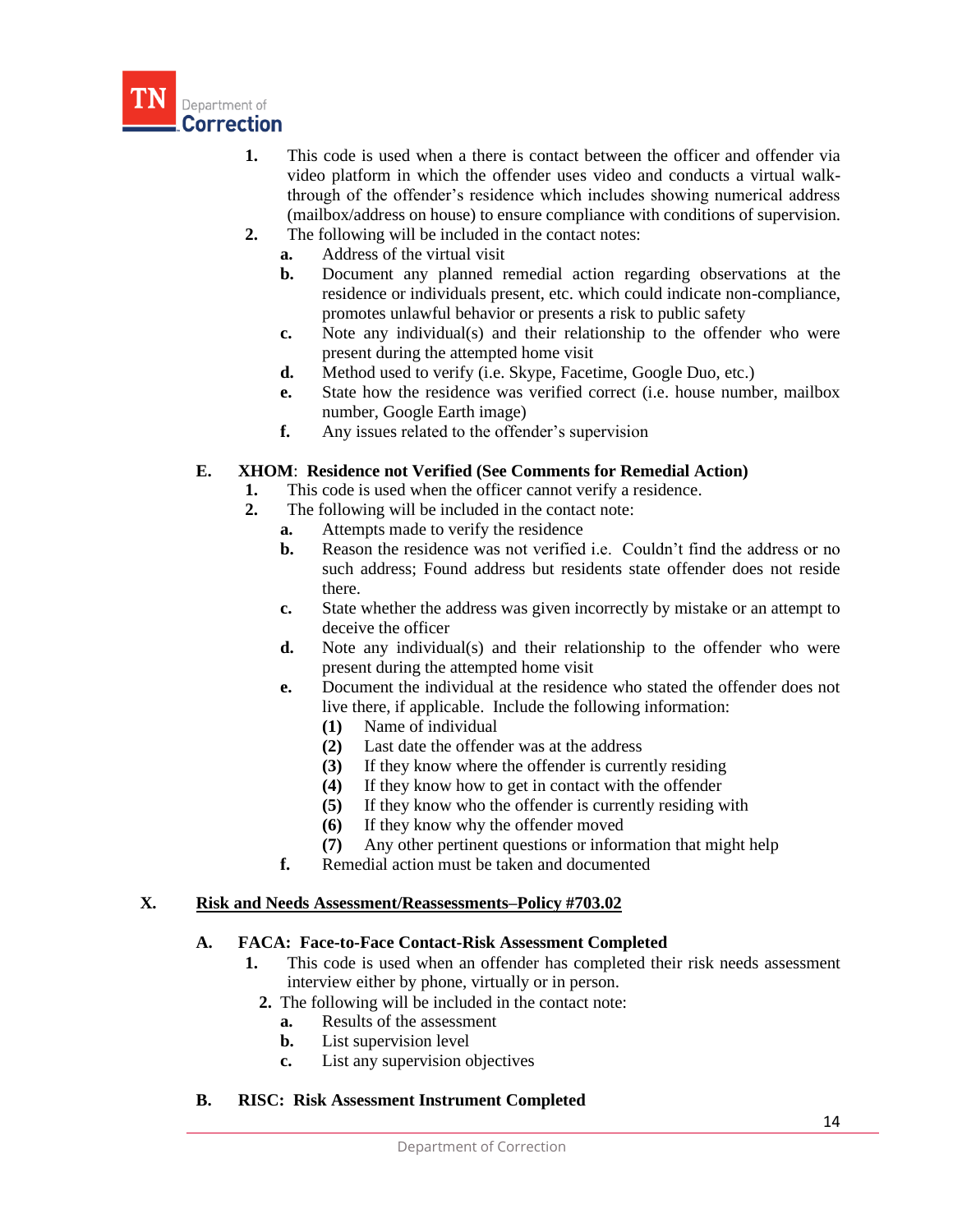1. This code is used when a there is contact between the officer and offender via video platform in which the offender uses video and conducts a virtual walk-through of the offender's residence which includes showing numerical address (mailbox/address on house) to ensure compliance with conditions of supervision.
2. The following will be included in the contact notes:
   - **a.** Address of the virtual visit
   - **b.** Document any planned remedial action regarding observations at the residence or individuals present, etc. which could indicate non-compliance, promotes unlawful behavior or presents a risk to public safety
   - **c.** Note any individual(s) and their relationship to the offender who were present during the attempted home visit
   - **d.** Method used to verify (i.e. Skype, Facetime, Google Duo, etc.)
   - **e.** State how the residence was verified correct (i.e. house number, mailbox number, Google Earth image)
   - **f.** Any issues related to the offender's supervision

### E. XHOM: Residence not Verified (See Comments for Remedial Action)

1. This code is used when the officer cannot verify a residence.
2. The following will be included in the contact note:
   - **a.** Attempts made to verify the residence
   - **b.** Reason the residence was not verified i.e. Couldn't find the address or no such address; Found address but residents state offender does not reside there.
   - **c.** State whether the address was given incorrectly by mistake or an attempt to deceive the officer
   - **d.** Note any individual(s) and their relationship to the offender who were present during the attempted home visit
   - **e.** Document the individual at the residence who stated the offender does not live there, if applicable. Include the following information:
     - **(1)** Name of individual
     - **(2)** Last date the offender was at the address
     - **(3)** If they know where the offender is currently residing
     - **(4)** If they know how to get in contact with the offender
     - **(5)** If they know who the offender is currently residing with
     - **(6)** If they know why the offender moved
     - **(7)** Any other pertinent questions or information that might help
   - **f.** Remedial action must be taken and documented

## X. Risk and Needs Assessment/Reassessments–Policy #703.02

### A. FACA: Face-to-Face Contact-Risk Assessment Completed

1. This code is used when an offender has completed their risk needs assessment interview either by phone, virtually or in person.
2. The following will be included in the contact note:
   - **a.** Results of the assessment
   - **b.** List supervision level
   - **c.** List any supervision objectives

### B. RISC: Risk Assessment Instrument Completed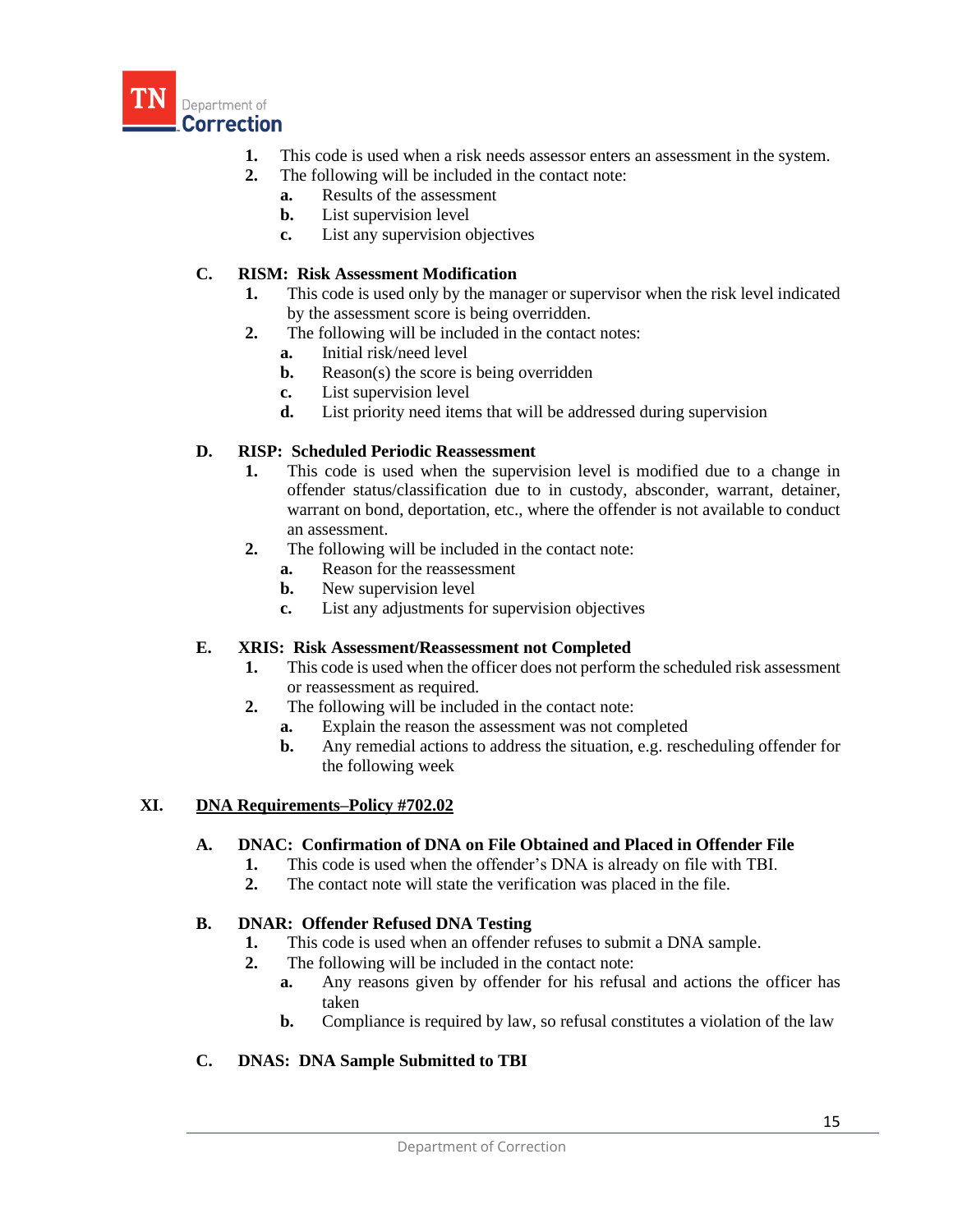1. This code is used when a risk needs assessor enters an assessment in the system.
2. The following will be included in the contact note:
   - a. Results of the assessment
   - b. List supervision level
   - c. List any supervision objectives

**C. RISM: Risk Assessment Modification**

1. This code is used only by the manager or supervisor when the risk level indicated by the assessment score is being overridden.
2. The following will be included in the contact notes:
   - a. Initial risk/need level
   - b. Reason(s) the score is being overridden
   - c. List supervision level
   - d. List priority need items that will be addressed during supervision

**D. RISP: Scheduled Periodic Reassessment**

1. This code is used when the supervision level is modified due to a change in offender status/classification due to in custody, absconder, warrant, detainer, warrant on bond, deportation, etc., where the offender is not available to conduct an assessment.
2. The following will be included in the contact note:
   - a. Reason for the reassessment
   - b. New supervision level
   - c. List any adjustments for supervision objectives

**E. XRIS: Risk Assessment/Reassessment not Completed**

1. This code is used when the officer does not perform the scheduled risk assessment or reassessment as required.
2. The following will be included in the contact note:
   - a. Explain the reason the assessment was not completed
   - b. Any remedial actions to address the situation, e.g. rescheduling offender for the following week

## XI. DNA Requirements–Policy #702.02

**A. DNAC: Confirmation of DNA on File Obtained and Placed in Offender File**

1. This code is used when the offender's DNA is already on file with TBI.
2. The contact note will state the verification was placed in the file.

**B. DNAR: Offender Refused DNA Testing**

1. This code is used when an offender refuses to submit a DNA sample.
2. The following will be included in the contact note:
   - a. Any reasons given by offender for his refusal and actions the officer has taken
   - b. Compliance is required by law, so refusal constitutes a violation of the law

**C. DNAS: DNA Sample Submitted to TBI**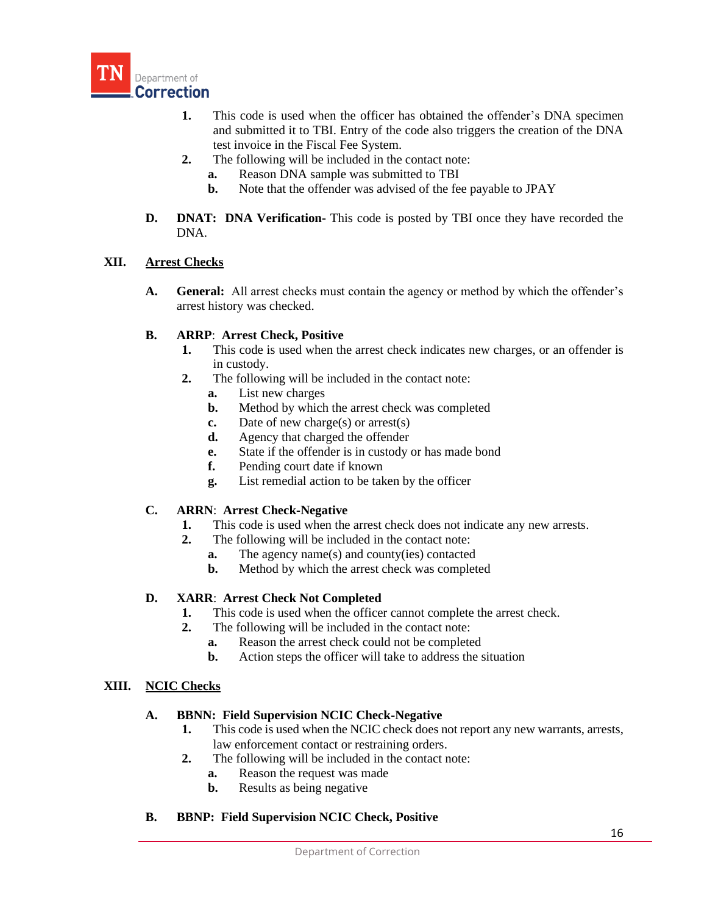1. This code is used when the officer has obtained the offender's DNA specimen and submitted it to TBI. Entry of the code also triggers the creation of the DNA test invoice in the Fiscal Fee System.
2. The following will be included in the contact note:
   a. Reason DNA sample was submitted to TBI
   b. Note that the offender was advised of the fee payable to JPAY

**D. DNAT: DNA Verification-** This code is posted by TBI once they have recorded the DNA.

## XII. Arrest Checks

**A. General:** All arrest checks must contain the agency or method by which the offender's arrest history was checked.

**B. ARRP: Arrest Check, Positive**

1. This code is used when the arrest check indicates new charges, or an offender is in custody.
2. The following will be included in the contact note:
   a. List new charges
   b. Method by which the arrest check was completed
   c. Date of new charge(s) or arrest(s)
   d. Agency that charged the offender
   e. State if the offender is in custody or has made bond
   f. Pending court date if known
   g. List remedial action to be taken by the officer

**C. ARRN: Arrest Check-Negative**

1. This code is used when the arrest check does not indicate any new arrests.
2. The following will be included in the contact note:
   a. The agency name(s) and county(ies) contacted
   b. Method by which the arrest check was completed

**D. XARR: Arrest Check Not Completed**

1. This code is used when the officer cannot complete the arrest check.
2. The following will be included in the contact note:
   a. Reason the arrest check could not be completed
   b. Action steps the officer will take to address the situation

## XIII. NCIC Checks

**A. BBNN: Field Supervision NCIC Check-Negative**

1. This code is used when the NCIC check does not report any new warrants, arrests, law enforcement contact or restraining orders.
2. The following will be included in the contact note:
   a. Reason the request was made
   b. Results as being negative

**B. BBNP: Field Supervision NCIC Check, Positive**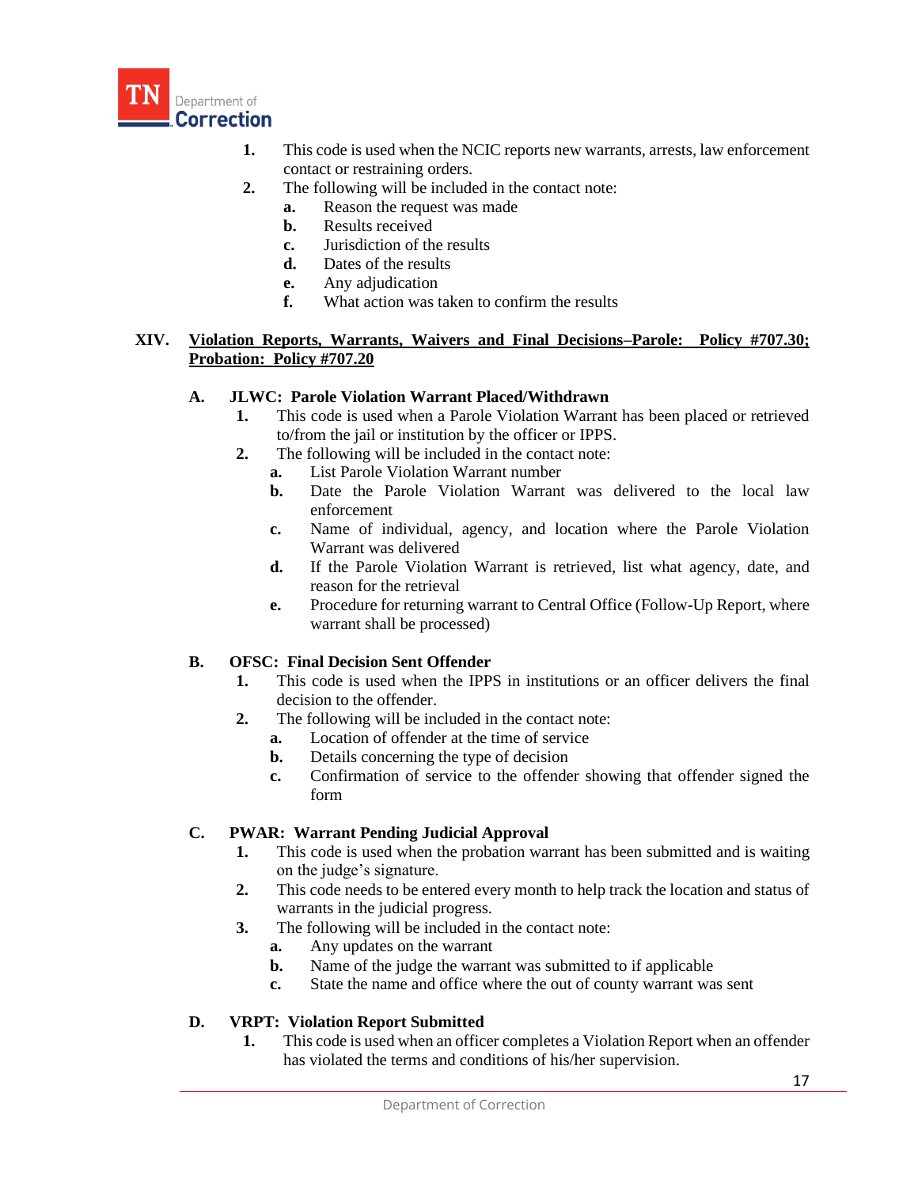1. This code is used when the NCIC reports new warrants, arrests, law enforcement contact or restraining orders.
2. The following will be included in the contact note:
   - a. Reason the request was made
   - b. Results received
   - c. Jurisdiction of the results
   - d. Dates of the results
   - e. Any adjudication
   - f. What action was taken to confirm the results

## XIV. Violation Reports, Warrants, Waivers and Final Decisions–Parole: Policy #707.30; Probation: Policy #707.20

### A. JLWC: Parole Violation Warrant Placed/Withdrawn

1. This code is used when a Parole Violation Warrant has been placed or retrieved to/from the jail or institution by the officer or IPPS.
2. The following will be included in the contact note:
   - a. List Parole Violation Warrant number
   - b. Date the Parole Violation Warrant was delivered to the local law enforcement
   - c. Name of individual, agency, and location where the Parole Violation Warrant was delivered
   - d. If the Parole Violation Warrant is retrieved, list what agency, date, and reason for the retrieval
   - e. Procedure for returning warrant to Central Office (Follow-Up Report, where warrant shall be processed)

### B. OFSC: Final Decision Sent Offender

1. This code is used when the IPPS in institutions or an officer delivers the final decision to the offender.
2. The following will be included in the contact note:
   - a. Location of offender at the time of service
   - b. Details concerning the type of decision
   - c. Confirmation of service to the offender showing that offender signed the form

### C. PWAR: Warrant Pending Judicial Approval

1. This code is used when the probation warrant has been submitted and is waiting on the judge's signature.
2. This code needs to be entered every month to help track the location and status of warrants in the judicial progress.
3. The following will be included in the contact note:
   - a. Any updates on the warrant
   - b. Name of the judge the warrant was submitted to if applicable
   - c. State the name and office where the out of county warrant was sent

### D. VRPT: Violation Report Submitted

1. This code is used when an officer completes a Violation Report when an offender has violated the terms and conditions of his/her supervision.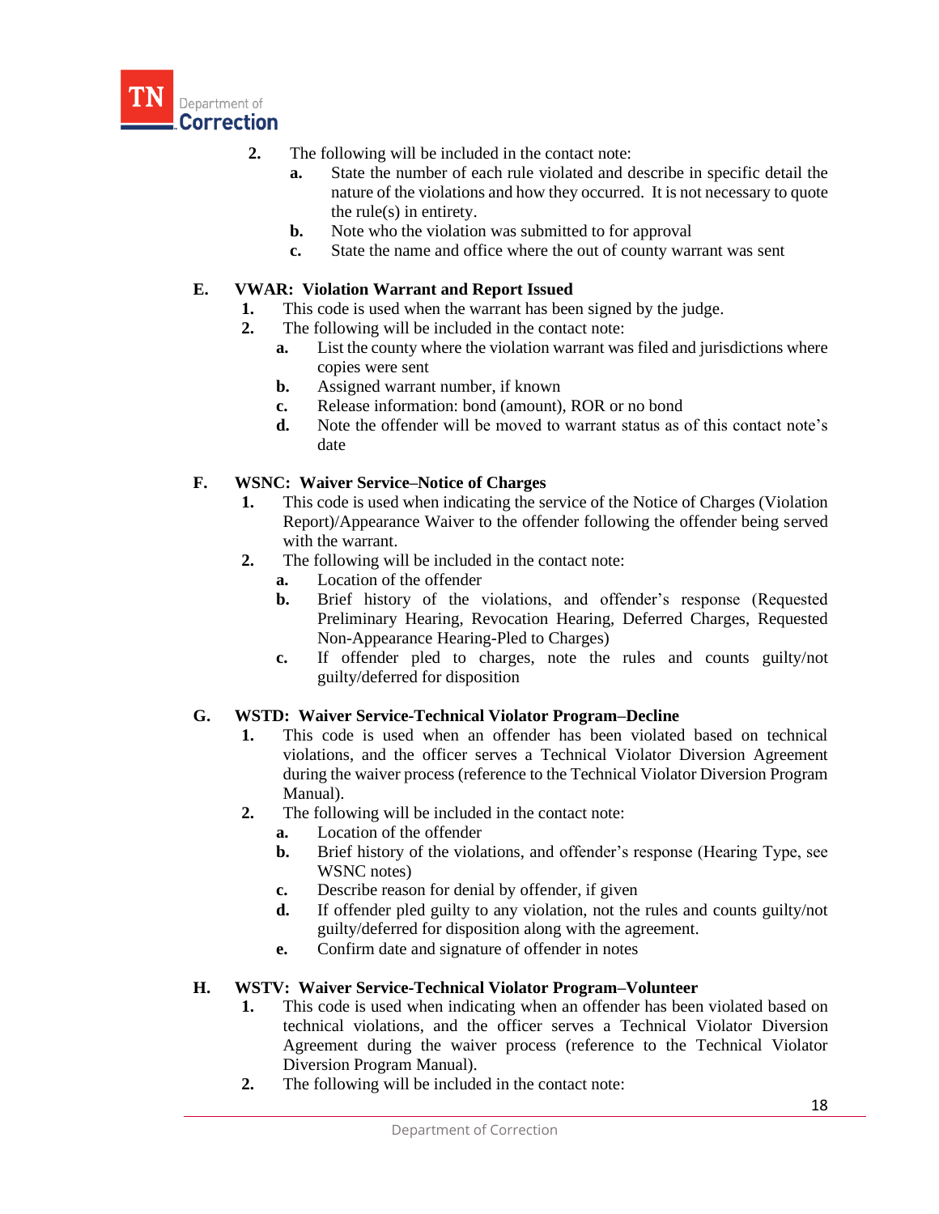2. The following will be included in the contact note:
   a. State the number of each rule violated and describe in specific detail the nature of the violations and how they occurred. It is not necessary to quote the rule(s) in entirety.
   b. Note who the violation was submitted to for approval
   c. State the name and office where the out of county warrant was sent

**E. VWAR: Violation Warrant and Report Issued**

1. This code is used when the warrant has been signed by the judge.
2. The following will be included in the contact note:
   a. List the county where the violation warrant was filed and jurisdictions where copies were sent
   b. Assigned warrant number, if known
   c. Release information: bond (amount), ROR or no bond
   d. Note the offender will be moved to warrant status as of this contact note's date

**F. WSNC: Waiver Service–Notice of Charges**

1. This code is used when indicating the service of the Notice of Charges (Violation Report)/Appearance Waiver to the offender following the offender being served with the warrant.
2. The following will be included in the contact note:
   a. Location of the offender
   b. Brief history of the violations, and offender's response (Requested Preliminary Hearing, Revocation Hearing, Deferred Charges, Requested Non-Appearance Hearing-Pled to Charges)
   c. If offender pled to charges, note the rules and counts guilty/not guilty/deferred for disposition

**G. WSTD: Waiver Service-Technical Violator Program–Decline**

1. This code is used when an offender has been violated based on technical violations, and the officer serves a Technical Violator Diversion Agreement during the waiver process (reference to the Technical Violator Diversion Program Manual).
2. The following will be included in the contact note:
   a. Location of the offender
   b. Brief history of the violations, and offender's response (Hearing Type, see WSNC notes)
   c. Describe reason for denial by offender, if given
   d. If offender pled guilty to any violation, not the rules and counts guilty/not guilty/deferred for disposition along with the agreement.
   e. Confirm date and signature of offender in notes

**H. WSTV: Waiver Service-Technical Violator Program–Volunteer**

1. This code is used when indicating when an offender has been violated based on technical violations, and the officer serves a Technical Violator Diversion Agreement during the waiver process (reference to the Technical Violator Diversion Program Manual).
2. The following will be included in the contact note: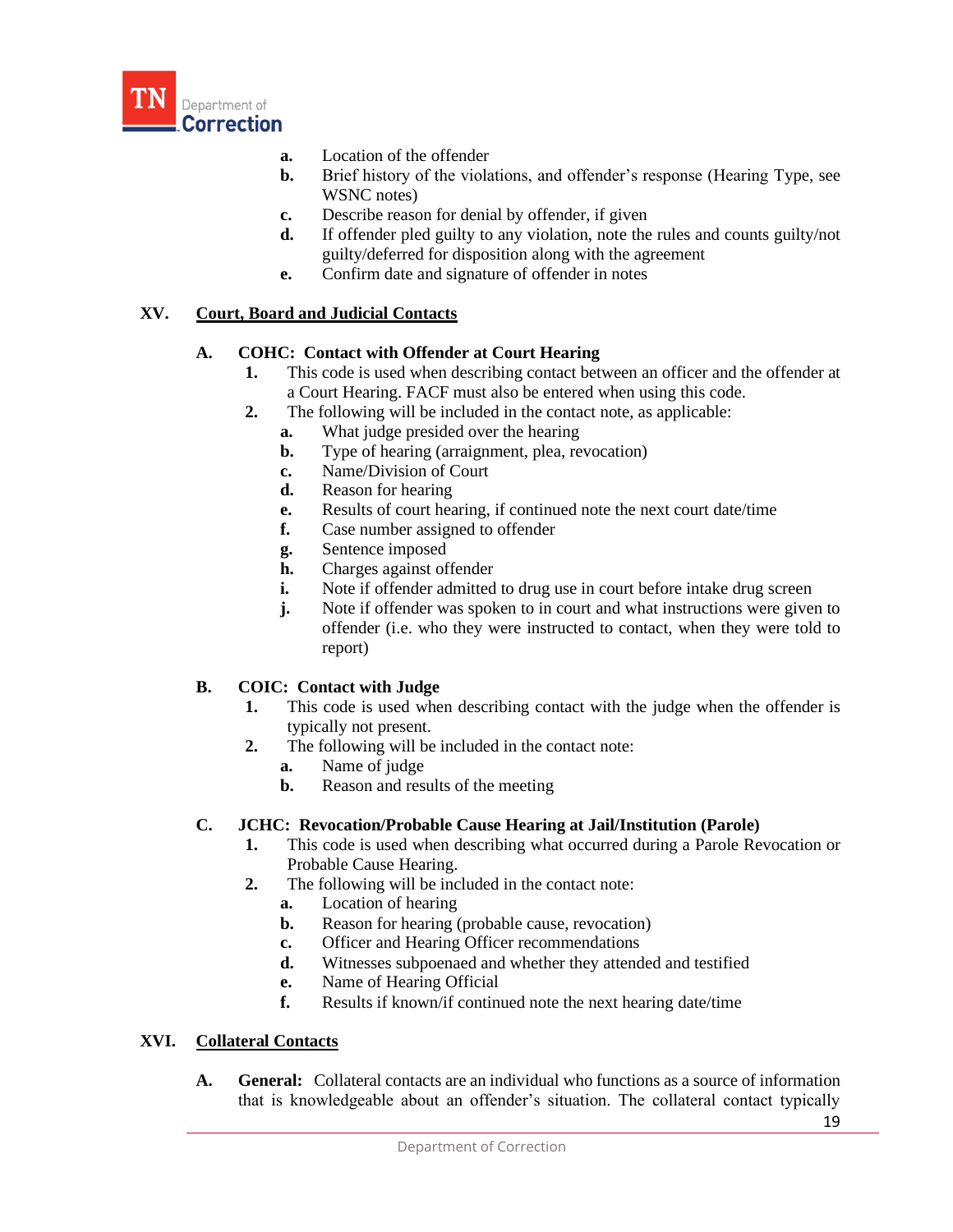a. Location of the offender
b. Brief history of the violations, and offender's response (Hearing Type, see WSNC notes)
c. Describe reason for denial by offender, if given
d. If offender pled guilty to any violation, note the rules and counts guilty/not guilty/deferred for disposition along with the agreement
e. Confirm date and signature of offender in notes

## XV. Court, Board and Judicial Contacts

### A. COHC: Contact with Offender at Court Hearing

1. This code is used when describing contact between an officer and the offender at a Court Hearing. FACF must also be entered when using this code.
2. The following will be included in the contact note, as applicable:
   a. What judge presided over the hearing
   b. Type of hearing (arraignment, plea, revocation)
   c. Name/Division of Court
   d. Reason for hearing
   e. Results of court hearing, if continued note the next court date/time
   f. Case number assigned to offender
   g. Sentence imposed
   h. Charges against offender
   i. Note if offender admitted to drug use in court before intake drug screen
   j. Note if offender was spoken to in court and what instructions were given to offender (i.e. who they were instructed to contact, when they were told to report)

### B. COIC: Contact with Judge

1. This code is used when describing contact with the judge when the offender is typically not present.
2. The following will be included in the contact note:
   a. Name of judge
   b. Reason and results of the meeting

### C. JCHC: Revocation/Probable Cause Hearing at Jail/Institution (Parole)

1. This code is used when describing what occurred during a Parole Revocation or Probable Cause Hearing.
2. The following will be included in the contact note:
   a. Location of hearing
   b. Reason for hearing (probable cause, revocation)
   c. Officer and Hearing Officer recommendations
   d. Witnesses subpoenaed and whether they attended and testified
   e. Name of Hearing Official
   f. Results if known/if continued note the next hearing date/time

## XVI. Collateral Contacts

**A. General:** Collateral contacts are an individual who functions as a source of information that is knowledgeable about an offender's situation. The collateral contact typically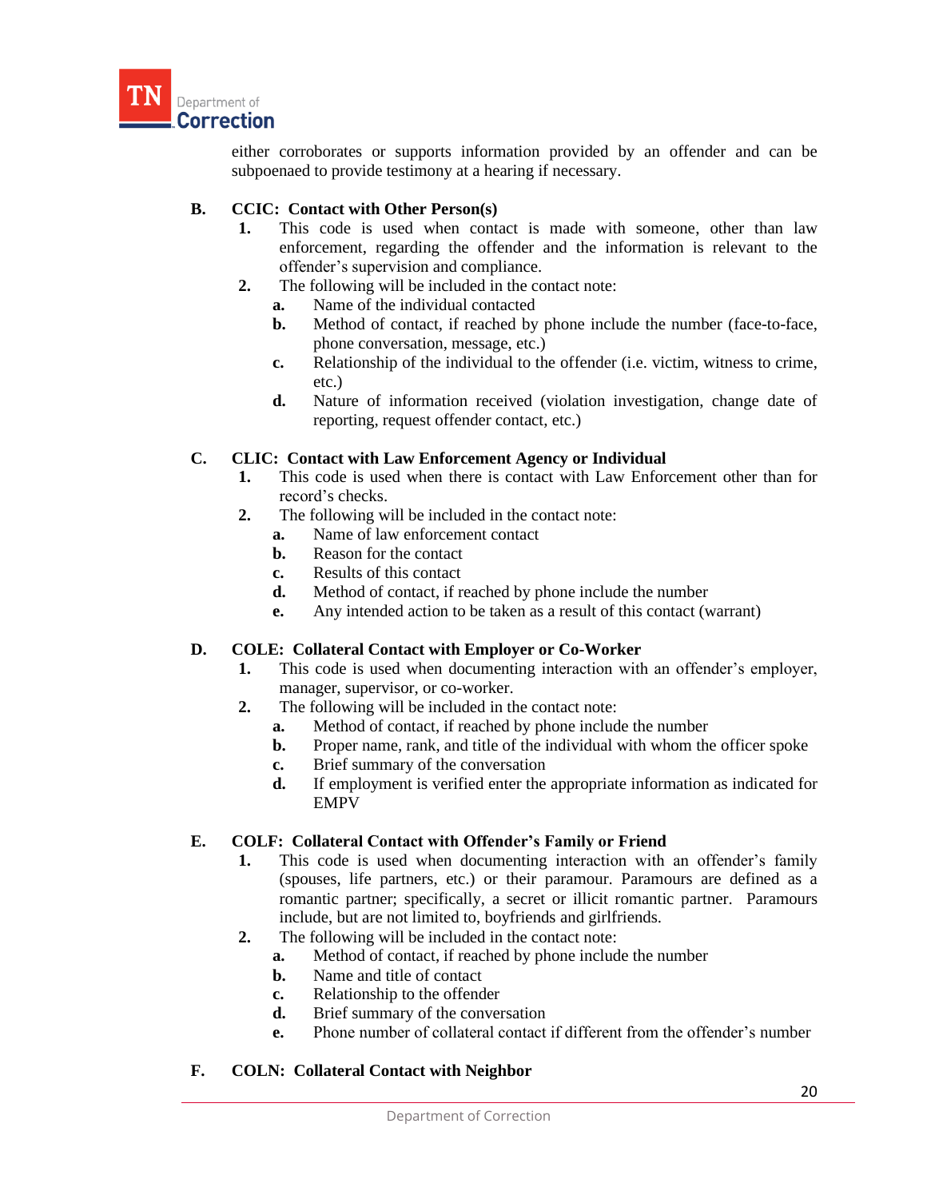either corroborates or supports information provided by an offender and can be subpoenaed to provide testimony at a hearing if necessary.

**B. CCIC: Contact with Other Person(s)**

1. This code is used when contact is made with someone, other than law enforcement, regarding the offender and the information is relevant to the offender's supervision and compliance.
2. The following will be included in the contact note:
   a. Name of the individual contacted
   b. Method of contact, if reached by phone include the number (face-to-face, phone conversation, message, etc.)
   c. Relationship of the individual to the offender (i.e. victim, witness to crime, etc.)
   d. Nature of information received (violation investigation, change date of reporting, request offender contact, etc.)

**C. CLIC: Contact with Law Enforcement Agency or Individual**

1. This code is used when there is contact with Law Enforcement other than for record's checks.
2. The following will be included in the contact note:
   a. Name of law enforcement contact
   b. Reason for the contact
   c. Results of this contact
   d. Method of contact, if reached by phone include the number
   e. Any intended action to be taken as a result of this contact (warrant)

**D. COLE: Collateral Contact with Employer or Co-Worker**

1. This code is used when documenting interaction with an offender's employer, manager, supervisor, or co-worker.
2. The following will be included in the contact note:
   a. Method of contact, if reached by phone include the number
   b. Proper name, rank, and title of the individual with whom the officer spoke
   c. Brief summary of the conversation
   d. If employment is verified enter the appropriate information as indicated for EMPV

**E. COLF: Collateral Contact with Offender's Family or Friend**

1. This code is used when documenting interaction with an offender's family (spouses, life partners, etc.) or their paramour. Paramours are defined as a romantic partner; specifically, a secret or illicit romantic partner. Paramours include, but are not limited to, boyfriends and girlfriends.
2. The following will be included in the contact note:
   a. Method of contact, if reached by phone include the number
   b. Name and title of contact
   c. Relationship to the offender
   d. Brief summary of the conversation
   e. Phone number of collateral contact if different from the offender's number

**F. COLN: Collateral Contact with Neighbor**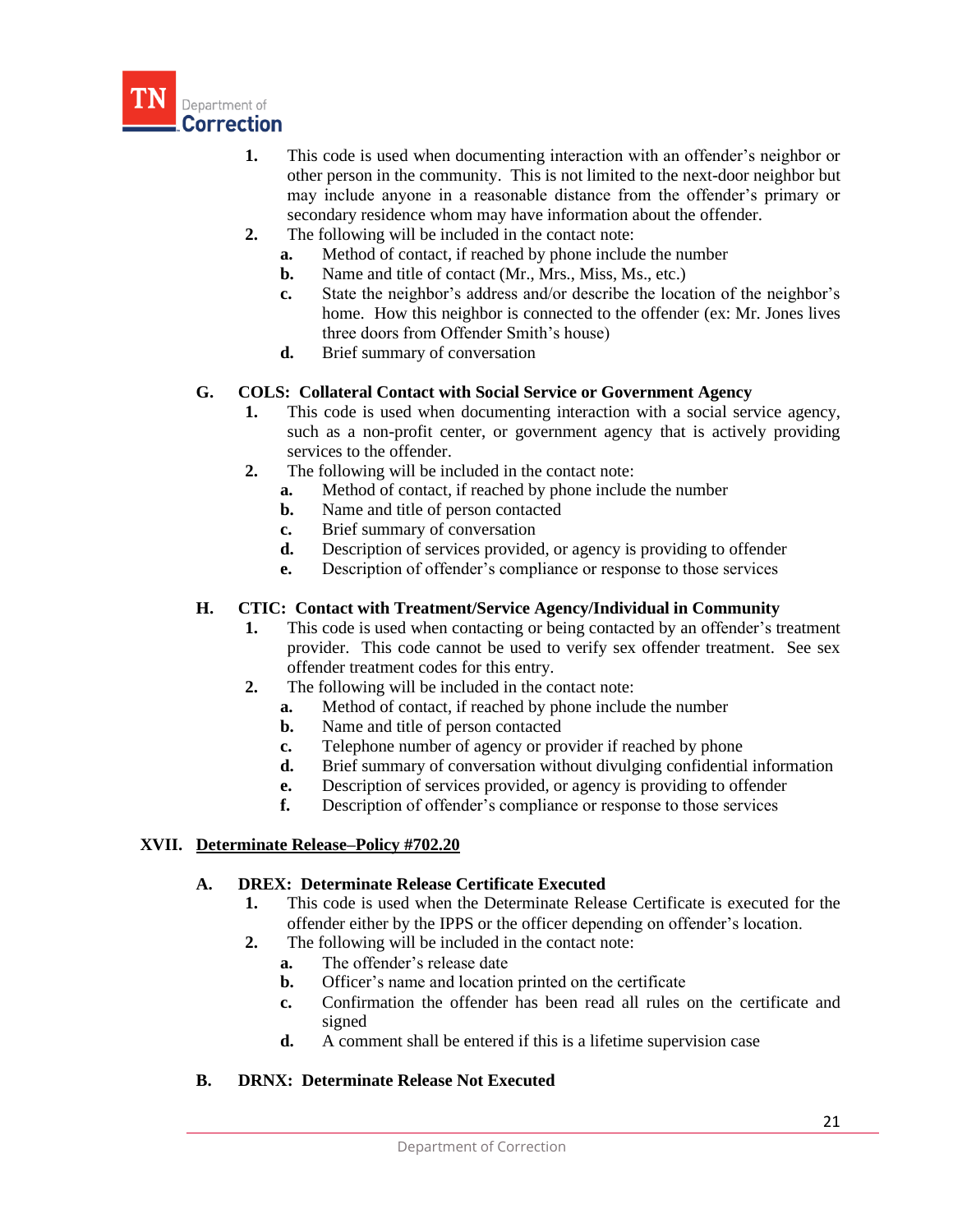1. This code is used when documenting interaction with an offender's neighbor or other person in the community. This is not limited to the next-door neighbor but may include anyone in a reasonable distance from the offender's primary or secondary residence whom may have information about the offender.
2. The following will be included in the contact note:
   - **a.** Method of contact, if reached by phone include the number
   - **b.** Name and title of contact (Mr., Mrs., Miss, Ms., etc.)
   - **c.** State the neighbor's address and/or describe the location of the neighbor's home. How this neighbor is connected to the offender (ex: Mr. Jones lives three doors from Offender Smith's house)
   - **d.** Brief summary of conversation

### G. COLS: Collateral Contact with Social Service or Government Agency

1. This code is used when documenting interaction with a social service agency, such as a non-profit center, or government agency that is actively providing services to the offender.
2. The following will be included in the contact note:
   - **a.** Method of contact, if reached by phone include the number
   - **b.** Name and title of person contacted
   - **c.** Brief summary of conversation
   - **d.** Description of services provided, or agency is providing to offender
   - **e.** Description of offender's compliance or response to those services

### H. CTIC: Contact with Treatment/Service Agency/Individual in Community

1. This code is used when contacting or being contacted by an offender's treatment provider. This code cannot be used to verify sex offender treatment. See sex offender treatment codes for this entry.
2. The following will be included in the contact note:
   - **a.** Method of contact, if reached by phone include the number
   - **b.** Name and title of person contacted
   - **c.** Telephone number of agency or provider if reached by phone
   - **d.** Brief summary of conversation without divulging confidential information
   - **e.** Description of services provided, or agency is providing to offender
   - **f.** Description of offender's compliance or response to those services

## XVII. Determinate Release–Policy #702.20

### A. DREX: Determinate Release Certificate Executed

1. This code is used when the Determinate Release Certificate is executed for the offender either by the IPPS or the officer depending on offender's location.
2. The following will be included in the contact note:
   - **a.** The offender's release date
   - **b.** Officer's name and location printed on the certificate
   - **c.** Confirmation the offender has been read all rules on the certificate and signed
   - **d.** A comment shall be entered if this is a lifetime supervision case

### B. DRNX: Determinate Release Not Executed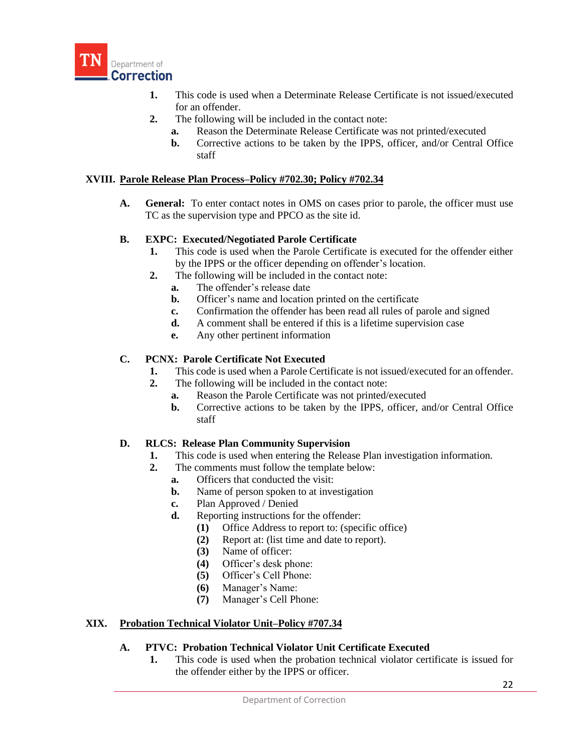1. This code is used when a Determinate Release Certificate is not issued/executed for an offender.
2. The following will be included in the contact note:
   - a. Reason the Determinate Release Certificate was not printed/executed
   - b. Corrective actions to be taken by the IPPS, officer, and/or Central Office staff

## XVIII. Parole Release Plan Process–Policy #702.30; Policy #702.34

**A. General:** To enter contact notes in OMS on cases prior to parole, the officer must use TC as the supervision type and PPCO as the site id.

**B. EXPC: Executed/Negotiated Parole Certificate**

1. This code is used when the Parole Certificate is executed for the offender either by the IPPS or the officer depending on offender's location.
2. The following will be included in the contact note:
   - a. The offender's release date
   - b. Officer's name and location printed on the certificate
   - c. Confirmation the offender has been read all rules of parole and signed
   - d. A comment shall be entered if this is a lifetime supervision case
   - e. Any other pertinent information

**C. PCNX: Parole Certificate Not Executed**

1. This code is used when a Parole Certificate is not issued/executed for an offender.
2. The following will be included in the contact note:
   - a. Reason the Parole Certificate was not printed/executed
   - b. Corrective actions to be taken by the IPPS, officer, and/or Central Office staff

**D. RLCS: Release Plan Community Supervision**

1. This code is used when entering the Release Plan investigation information.
2. The comments must follow the template below:
   - a. Officers that conducted the visit:
   - b. Name of person spoken to at investigation
   - c. Plan Approved / Denied
   - d. Reporting instructions for the offender:
     - (1) Office Address to report to: (specific office)
     - (2) Report at: (list time and date to report).
     - (3) Name of officer:
     - (4) Officer's desk phone:
     - (5) Officer's Cell Phone:
     - (6) Manager's Name:
     - (7) Manager's Cell Phone:

## XIX. Probation Technical Violator Unit–Policy #707.34

**A. PTVC: Probation Technical Violator Unit Certificate Executed**

1. This code is used when the probation technical violator certificate is issued for the offender either by the IPPS or officer.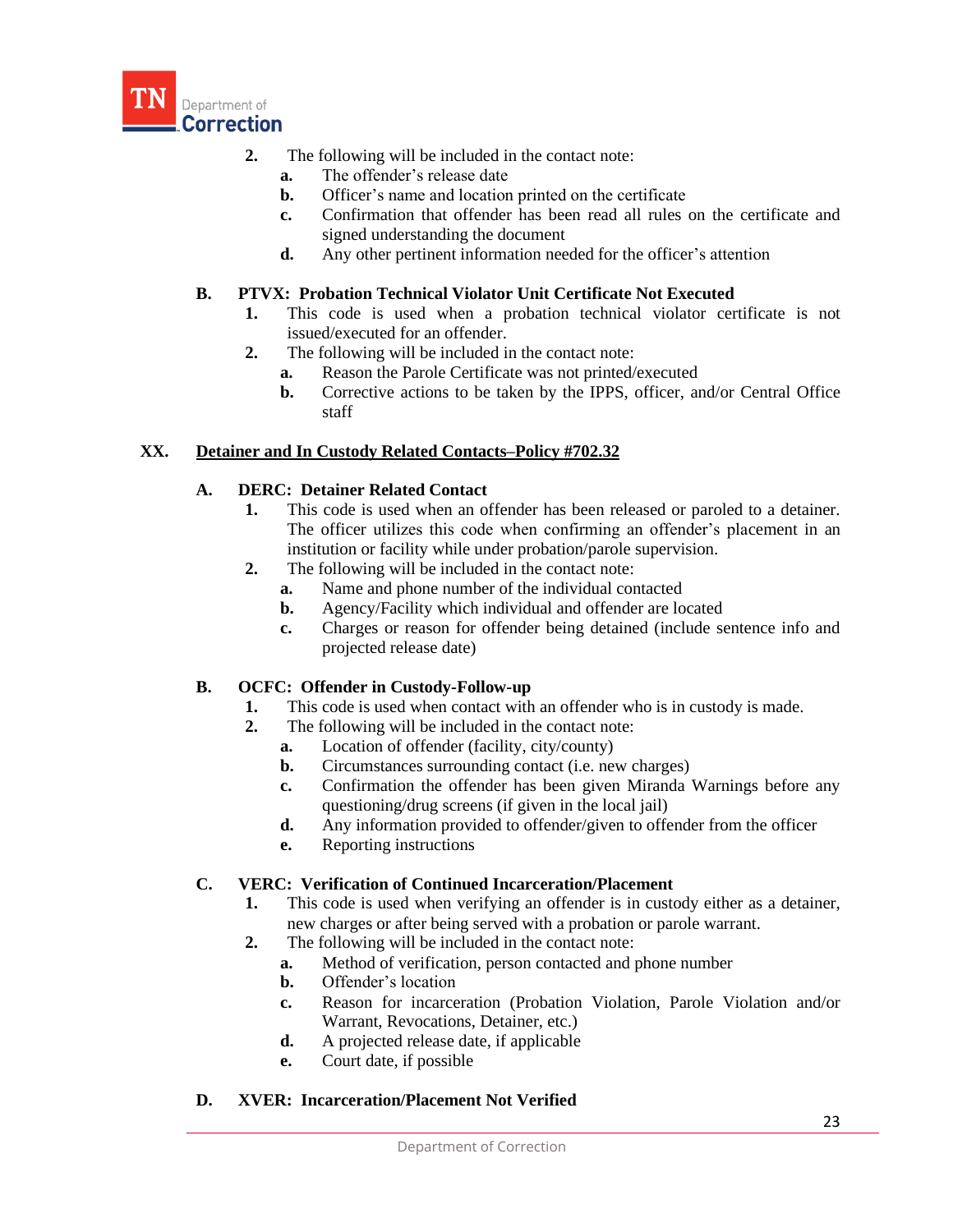2. The following will be included in the contact note:
   - a. The offender's release date
   - b. Officer's name and location printed on the certificate
   - c. Confirmation that offender has been read all rules on the certificate and signed understanding the document
   - d. Any other pertinent information needed for the officer's attention

**B. PTVX: Probation Technical Violator Unit Certificate Not Executed**

1. This code is used when a probation technical violator certificate is not issued/executed for an offender.
2. The following will be included in the contact note:
   - a. Reason the Parole Certificate was not printed/executed
   - b. Corrective actions to be taken by the IPPS, officer, and/or Central Office staff

## XX. <u>Detainer and In Custody Related Contacts–Policy #702.32</u>

**A. DERC: Detainer Related Contact**

1. This code is used when an offender has been released or paroled to a detainer. The officer utilizes this code when confirming an offender's placement in an institution or facility while under probation/parole supervision.
2. The following will be included in the contact note:
   - a. Name and phone number of the individual contacted
   - b. Agency/Facility which individual and offender are located
   - c. Charges or reason for offender being detained (include sentence info and projected release date)

**B. OCFC: Offender in Custody-Follow-up**

1. This code is used when contact with an offender who is in custody is made.
2. The following will be included in the contact note:
   - a. Location of offender (facility, city/county)
   - b. Circumstances surrounding contact (i.e. new charges)
   - c. Confirmation the offender has been given Miranda Warnings before any questioning/drug screens (if given in the local jail)
   - d. Any information provided to offender/given to offender from the officer
   - e. Reporting instructions

**C. VERC: Verification of Continued Incarceration/Placement**

1. This code is used when verifying an offender is in custody either as a detainer, new charges or after being served with a probation or parole warrant.
2. The following will be included in the contact note:
   - a. Method of verification, person contacted and phone number
   - b. Offender's location
   - c. Reason for incarceration (Probation Violation, Parole Violation and/or Warrant, Revocations, Detainer, etc.)
   - d. A projected release date, if applicable
   - e. Court date, if possible

**D. XVER: Incarceration/Placement Not Verified**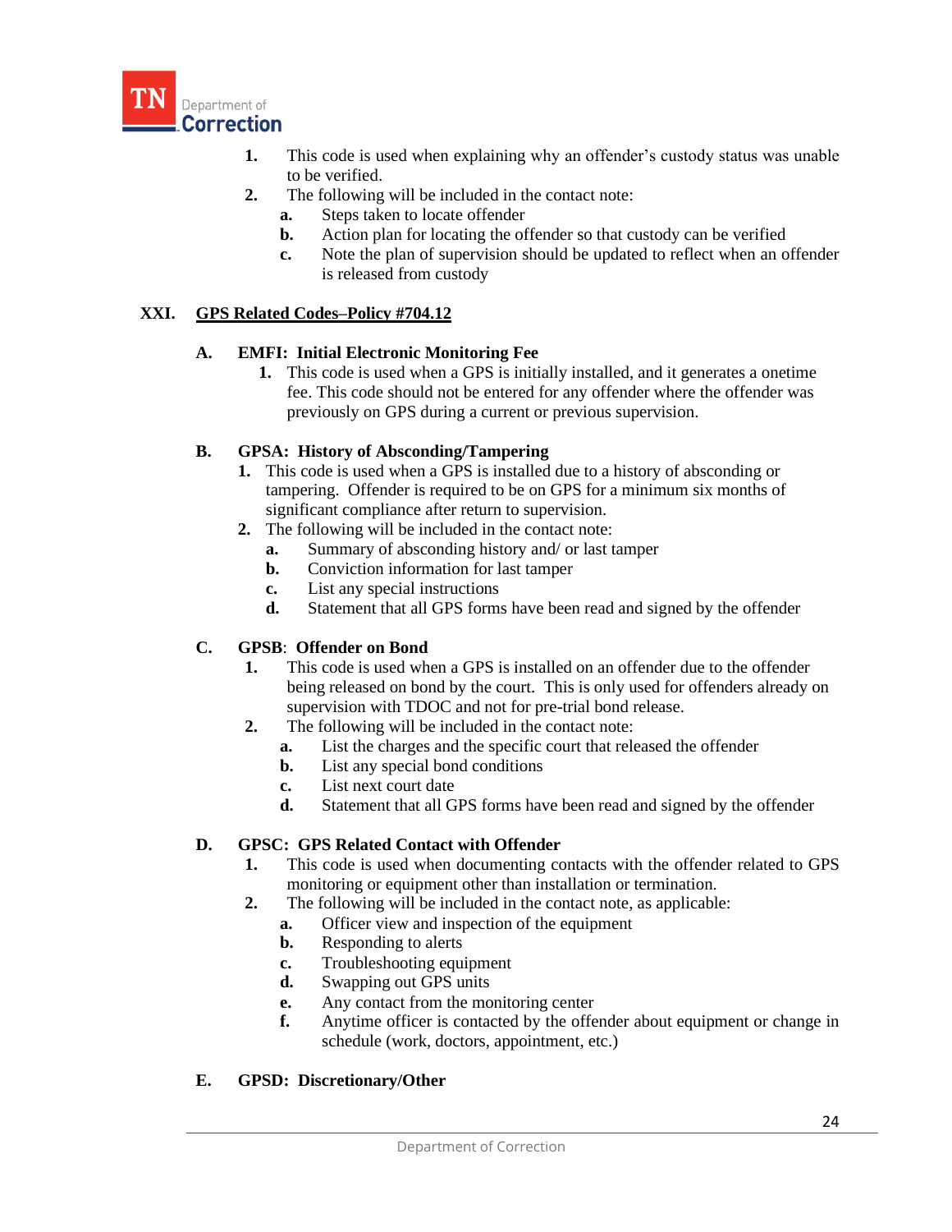1. This code is used when explaining why an offender's custody status was unable to be verified.
2. The following will be included in the contact note:
   - **a.** Steps taken to locate offender
   - **b.** Action plan for locating the offender so that custody can be verified
   - **c.** Note the plan of supervision should be updated to reflect when an offender is released from custody

## XXI. <u>GPS Related Codes–Policy #704.12</u>

### A. EMFI: Initial Electronic Monitoring Fee

1. This code is used when a GPS is initially installed, and it generates a onetime fee. This code should not be entered for any offender where the offender was previously on GPS during a current or previous supervision.

### B. GPSA: History of Absconding/Tampering

1. This code is used when a GPS is installed due to a history of absconding or tampering. Offender is required to be on GPS for a minimum six months of significant compliance after return to supervision.
2. The following will be included in the contact note:
   - **a.** Summary of absconding history and/ or last tamper
   - **b.** Conviction information for last tamper
   - **c.** List any special instructions
   - **d.** Statement that all GPS forms have been read and signed by the offender

### C. GPSB: Offender on Bond

1. This code is used when a GPS is installed on an offender due to the offender being released on bond by the court. This is only used for offenders already on supervision with TDOC and not for pre-trial bond release.
2. The following will be included in the contact note:
   - **a.** List the charges and the specific court that released the offender
   - **b.** List any special bond conditions
   - **c.** List next court date
   - **d.** Statement that all GPS forms have been read and signed by the offender

### D. GPSC: GPS Related Contact with Offender

1. This code is used when documenting contacts with the offender related to GPS monitoring or equipment other than installation or termination.
2. The following will be included in the contact note, as applicable:
   - **a.** Officer view and inspection of the equipment
   - **b.** Responding to alerts
   - **c.** Troubleshooting equipment
   - **d.** Swapping out GPS units
   - **e.** Any contact from the monitoring center
   - **f.** Anytime officer is contacted by the offender about equipment or change in schedule (work, doctors, appointment, etc.)

### E. GPSD: Discretionary/Other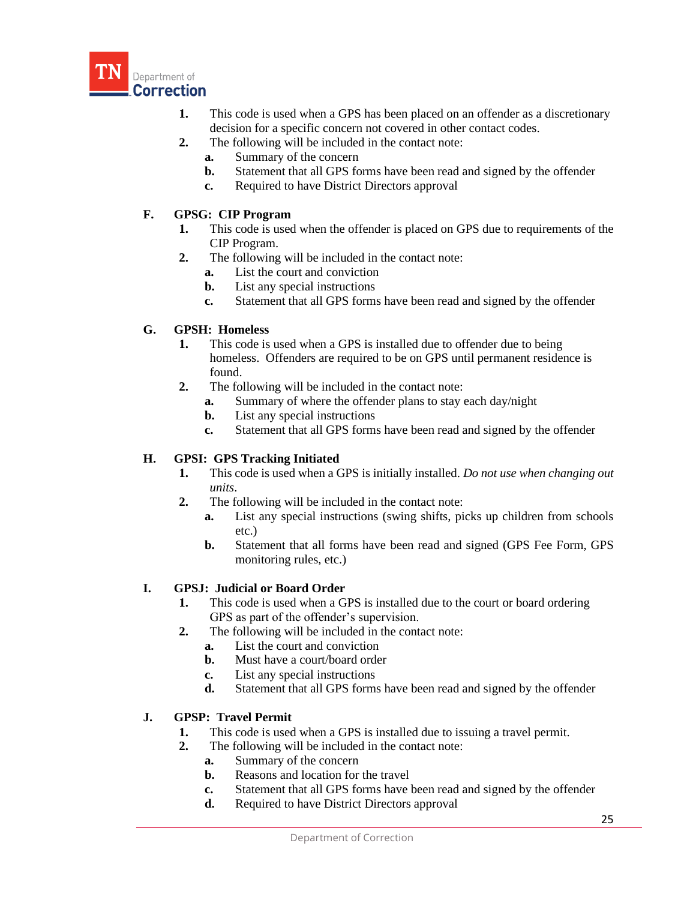1. This code is used when a GPS has been placed on an offender as a discretionary decision for a specific concern not covered in other contact codes.
2. The following will be included in the contact note:
   a. Summary of the concern
   b. Statement that all GPS forms have been read and signed by the offender
   c. Required to have District Directors approval

**F. GPSG: CIP Program**

1. This code is used when the offender is placed on GPS due to requirements of the CIP Program.
2. The following will be included in the contact note:
   a. List the court and conviction
   b. List any special instructions
   c. Statement that all GPS forms have been read and signed by the offender

**G. GPSH: Homeless**

1. This code is used when a GPS is installed due to offender due to being homeless. Offenders are required to be on GPS until permanent residence is found.
2. The following will be included in the contact note:
   a. Summary of where the offender plans to stay each day/night
   b. List any special instructions
   c. Statement that all GPS forms have been read and signed by the offender

**H. GPSI: GPS Tracking Initiated**

1. This code is used when a GPS is initially installed. *Do not use when changing out units*.
2. The following will be included in the contact note:
   a. List any special instructions (swing shifts, picks up children from schools etc.)
   b. Statement that all forms have been read and signed (GPS Fee Form, GPS monitoring rules, etc.)

**I. GPSJ: Judicial or Board Order**

1. This code is used when a GPS is installed due to the court or board ordering GPS as part of the offender's supervision.
2. The following will be included in the contact note:
   a. List the court and conviction
   b. Must have a court/board order
   c. List any special instructions
   d. Statement that all GPS forms have been read and signed by the offender

**J. GPSP: Travel Permit**

1. This code is used when a GPS is installed due to issuing a travel permit.
2. The following will be included in the contact note:
   a. Summary of the concern
   b. Reasons and location for the travel
   c. Statement that all GPS forms have been read and signed by the offender
   d. Required to have District Directors approval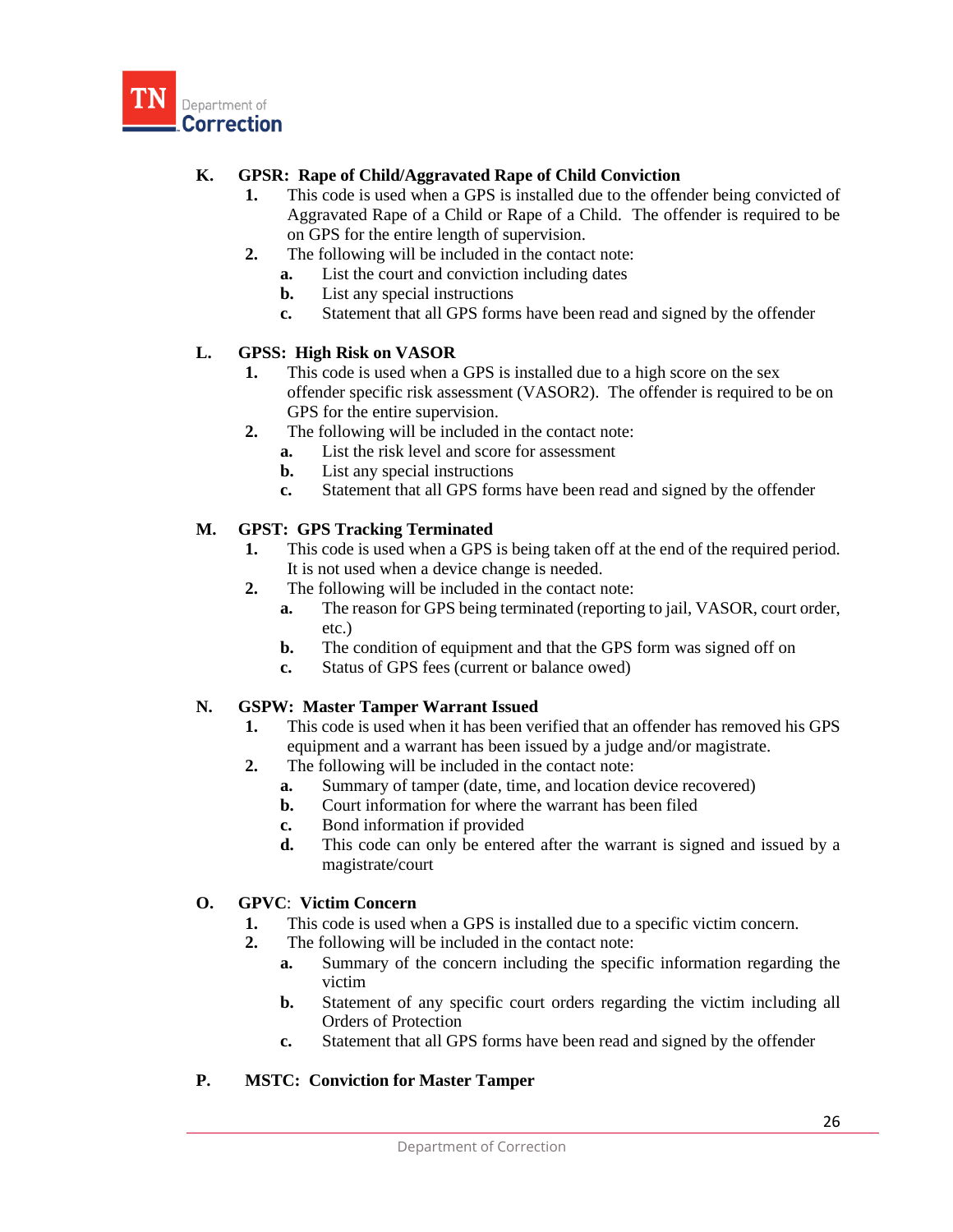**K. GPSR: Rape of Child/Aggravated Rape of Child Conviction**

1. This code is used when a GPS is installed due to the offender being convicted of Aggravated Rape of a Child or Rape of a Child. The offender is required to be on GPS for the entire length of supervision.
2. The following will be included in the contact note:
   - a. List the court and conviction including dates
   - b. List any special instructions
   - c. Statement that all GPS forms have been read and signed by the offender

**L. GPSS: High Risk on VASOR**

1. This code is used when a GPS is installed due to a high score on the sex offender specific risk assessment (VASOR2). The offender is required to be on GPS for the entire supervision.
2. The following will be included in the contact note:
   - a. List the risk level and score for assessment
   - b. List any special instructions
   - c. Statement that all GPS forms have been read and signed by the offender

**M. GPST: GPS Tracking Terminated**

1. This code is used when a GPS is being taken off at the end of the required period. It is not used when a device change is needed.
2. The following will be included in the contact note:
   - a. The reason for GPS being terminated (reporting to jail, VASOR, court order, etc.)
   - b. The condition of equipment and that the GPS form was signed off on
   - c. Status of GPS fees (current or balance owed)

**N. GSPW: Master Tamper Warrant Issued**

1. This code is used when it has been verified that an offender has removed his GPS equipment and a warrant has been issued by a judge and/or magistrate.
2. The following will be included in the contact note:
   - a. Summary of tamper (date, time, and location device recovered)
   - b. Court information for where the warrant has been filed
   - c. Bond information if provided
   - d. This code can only be entered after the warrant is signed and issued by a magistrate/court

**O. GPVC: Victim Concern**

1. This code is used when a GPS is installed due to a specific victim concern.
2. The following will be included in the contact note:
   - a. Summary of the concern including the specific information regarding the victim
   - b. Statement of any specific court orders regarding the victim including all Orders of Protection
   - c. Statement that all GPS forms have been read and signed by the offender

**P. MSTC: Conviction for Master Tamper**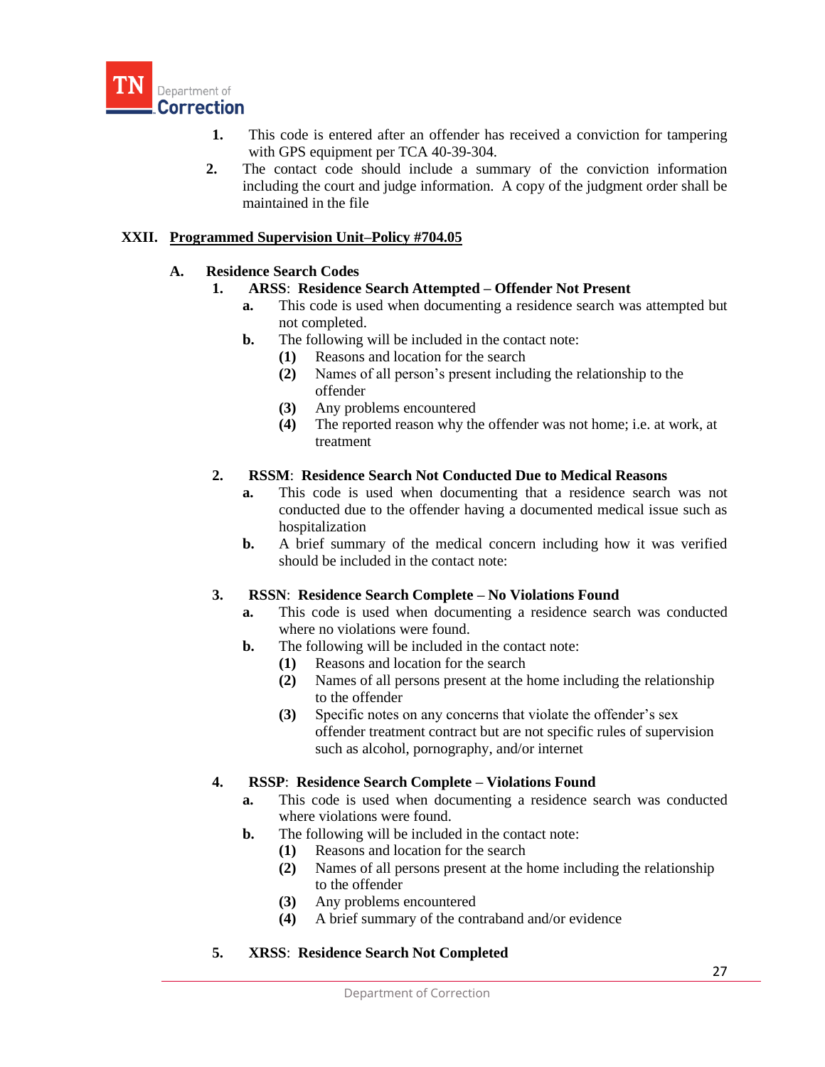1. This code is entered after an offender has received a conviction for tampering with GPS equipment per TCA 40-39-304.
2. The contact code should include a summary of the conviction information including the court and judge information. A copy of the judgment order shall be maintained in the file

## XXII. Programmed Supervision Unit–Policy #704.05

### A. Residence Search Codes

1. **ARSS**: **Residence Search Attempted – Offender Not Present**
   - **a.** This code is used when documenting a residence search was attempted but not completed.
   - **b.** The following will be included in the contact note:
     - **(1)** Reasons and location for the search
     - **(2)** Names of all person's present including the relationship to the offender
     - **(3)** Any problems encountered
     - **(4)** The reported reason why the offender was not home; i.e. at work, at treatment

2. **RSSM**: **Residence Search Not Conducted Due to Medical Reasons**
   - **a.** This code is used when documenting that a residence search was not conducted due to the offender having a documented medical issue such as hospitalization
   - **b.** A brief summary of the medical concern including how it was verified should be included in the contact note:

3. **RSSN**: **Residence Search Complete – No Violations Found**
   - **a.** This code is used when documenting a residence search was conducted where no violations were found.
   - **b.** The following will be included in the contact note:
     - **(1)** Reasons and location for the search
     - **(2)** Names of all persons present at the home including the relationship to the offender
     - **(3)** Specific notes on any concerns that violate the offender's sex offender treatment contract but are not specific rules of supervision such as alcohol, pornography, and/or internet

4. **RSSP**: **Residence Search Complete – Violations Found**
   - **a.** This code is used when documenting a residence search was conducted where violations were found.
   - **b.** The following will be included in the contact note:
     - **(1)** Reasons and location for the search
     - **(2)** Names of all persons present at the home including the relationship to the offender
     - **(3)** Any problems encountered
     - **(4)** A brief summary of the contraband and/or evidence

5. **XRSS**: **Residence Search Not Completed**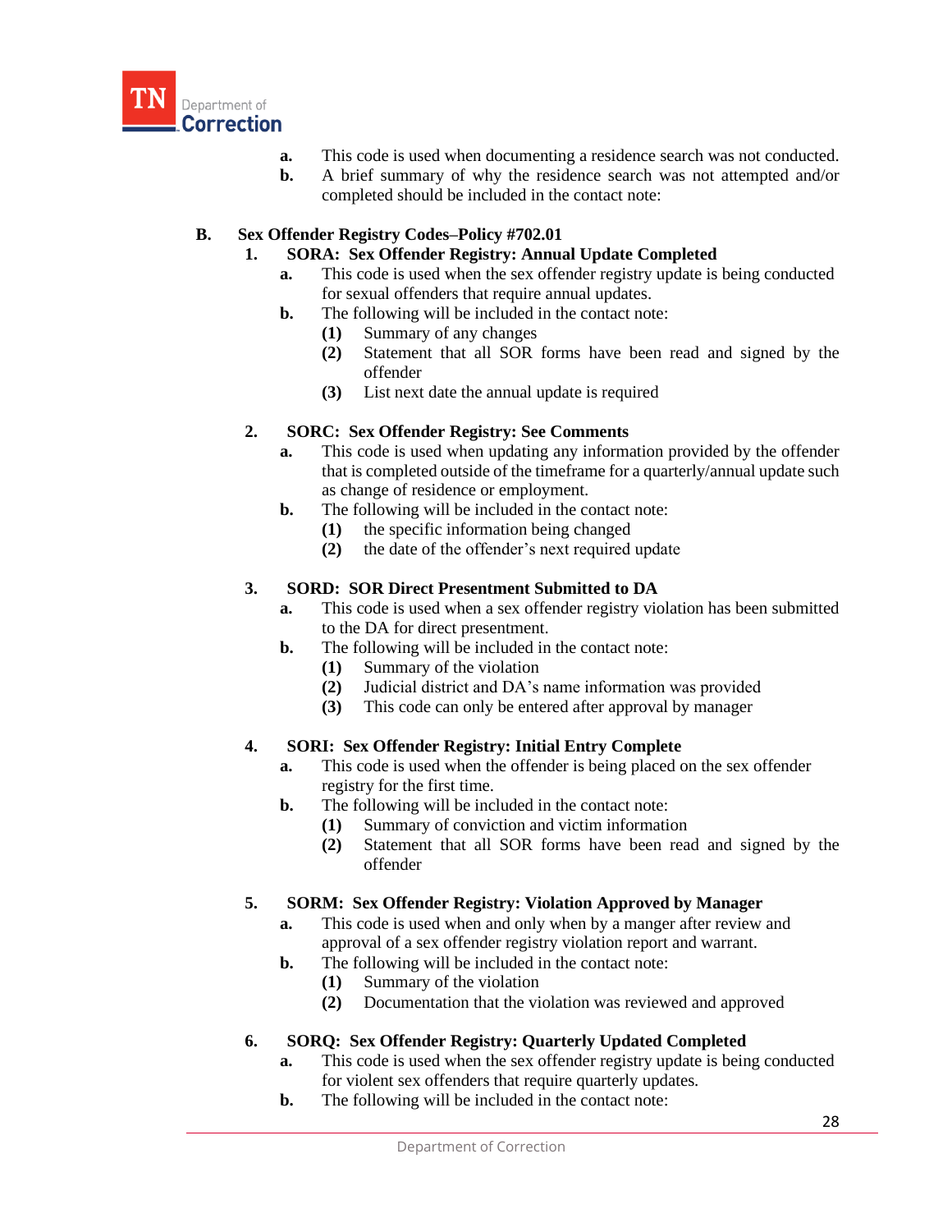a. This code is used when documenting a residence search was not conducted.

b. A brief summary of why the residence search was not attempted and/or completed should be included in the contact note:

**B. Sex Offender Registry Codes–Policy #702.01**

**1. SORA: Sex Offender Registry: Annual Update Completed**

a. This code is used when the sex offender registry update is being conducted for sexual offenders that require annual updates.

b. The following will be included in the contact note:

(1) Summary of any changes

(2) Statement that all SOR forms have been read and signed by the offender

(3) List next date the annual update is required

**2. SORC: Sex Offender Registry: See Comments**

a. This code is used when updating any information provided by the offender that is completed outside of the timeframe for a quarterly/annual update such as change of residence or employment.

b. The following will be included in the contact note:

(1) the specific information being changed

(2) the date of the offender's next required update

**3. SORD: SOR Direct Presentment Submitted to DA**

a. This code is used when a sex offender registry violation has been submitted to the DA for direct presentment.

b. The following will be included in the contact note:

(1) Summary of the violation

(2) Judicial district and DA's name information was provided

(3) This code can only be entered after approval by manager

**4. SORI: Sex Offender Registry: Initial Entry Complete**

a. This code is used when the offender is being placed on the sex offender registry for the first time.

b. The following will be included in the contact note:

(1) Summary of conviction and victim information

(2) Statement that all SOR forms have been read and signed by the offender

**5. SORM: Sex Offender Registry: Violation Approved by Manager**

a. This code is used when and only when by a manger after review and approval of a sex offender registry violation report and warrant.

b. The following will be included in the contact note:

(1) Summary of the violation

(2) Documentation that the violation was reviewed and approved

**6. SORQ: Sex Offender Registry: Quarterly Updated Completed**

a. This code is used when the sex offender registry update is being conducted for violent sex offenders that require quarterly updates.

b. The following will be included in the contact note: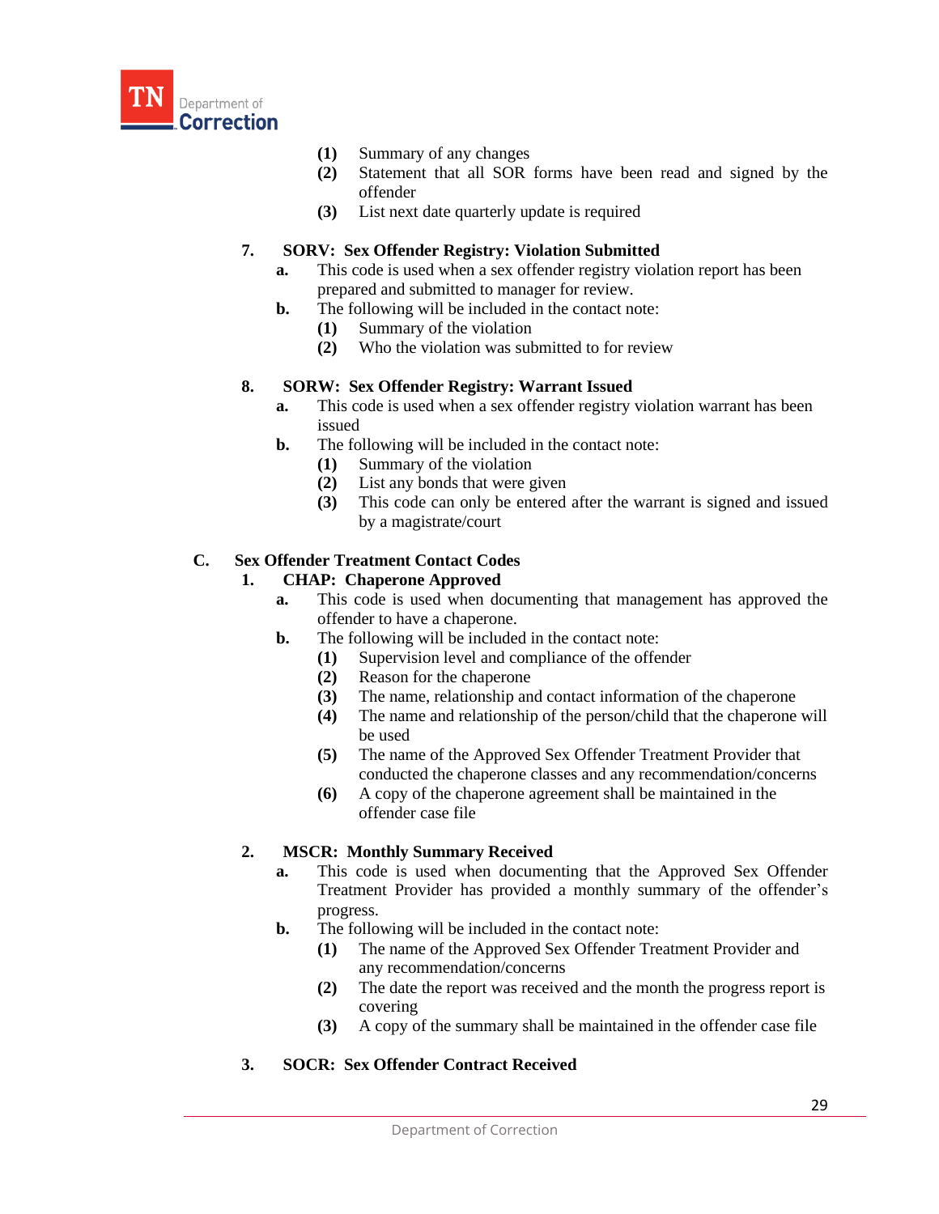(1) Summary of any changes

(2) Statement that all SOR forms have been read and signed by the offender

(3) List next date quarterly update is required

**7. SORV: Sex Offender Registry: Violation Submitted**

**a.** This code is used when a sex offender registry violation report has been prepared and submitted to manager for review.

**b.** The following will be included in the contact note:

(1) Summary of the violation

(2) Who the violation was submitted to for review

**8. SORW: Sex Offender Registry: Warrant Issued**

**a.** This code is used when a sex offender registry violation warrant has been issued

**b.** The following will be included in the contact note:

(1) Summary of the violation

(2) List any bonds that were given

(3) This code can only be entered after the warrant is signed and issued by a magistrate/court

**C. Sex Offender Treatment Contact Codes**

**1. CHAP: Chaperone Approved**

**a.** This code is used when documenting that management has approved the offender to have a chaperone.

**b.** The following will be included in the contact note:

(1) Supervision level and compliance of the offender

(2) Reason for the chaperone

(3) The name, relationship and contact information of the chaperone

(4) The name and relationship of the person/child that the chaperone will be used

(5) The name of the Approved Sex Offender Treatment Provider that conducted the chaperone classes and any recommendation/concerns

(6) A copy of the chaperone agreement shall be maintained in the offender case file

**2. MSCR: Monthly Summary Received**

**a.** This code is used when documenting that the Approved Sex Offender Treatment Provider has provided a monthly summary of the offender's progress.

**b.** The following will be included in the contact note:

(1) The name of the Approved Sex Offender Treatment Provider and any recommendation/concerns

(2) The date the report was received and the month the progress report is covering

(3) A copy of the summary shall be maintained in the offender case file

**3. SOCR: Sex Offender Contract Received**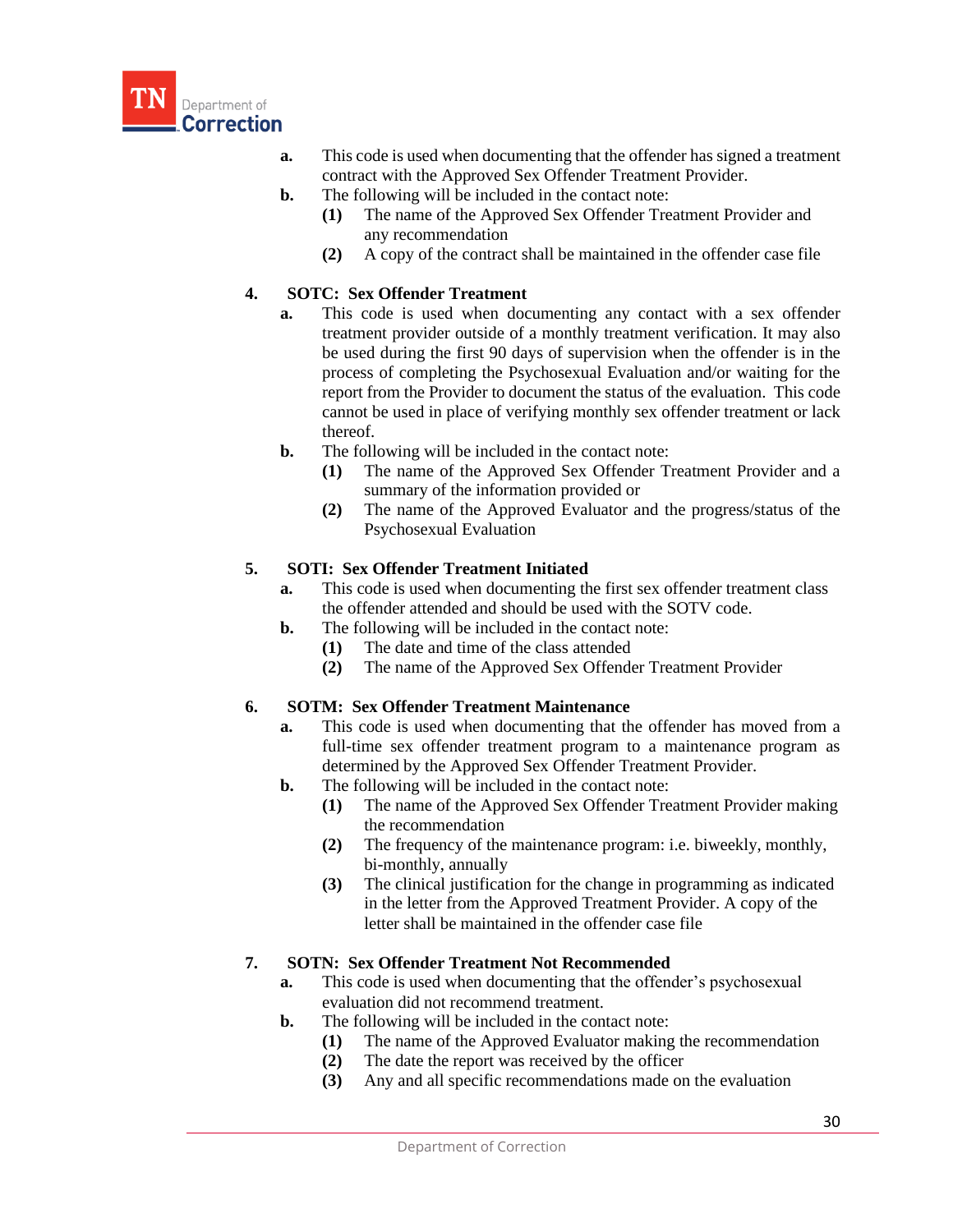a. This code is used when documenting that the offender has signed a treatment contract with the Approved Sex Offender Treatment Provider.

b. The following will be included in the contact note:
   (1) The name of the Approved Sex Offender Treatment Provider and any recommendation
   (2) A copy of the contract shall be maintained in the offender case file

**4. SOTC: Sex Offender Treatment**

a. This code is used when documenting any contact with a sex offender treatment provider outside of a monthly treatment verification. It may also be used during the first 90 days of supervision when the offender is in the process of completing the Psychosexual Evaluation and/or waiting for the report from the Provider to document the status of the evaluation. This code cannot be used in place of verifying monthly sex offender treatment or lack thereof.

b. The following will be included in the contact note:
   (1) The name of the Approved Sex Offender Treatment Provider and a summary of the information provided or
   (2) The name of the Approved Evaluator and the progress/status of the Psychosexual Evaluation

**5. SOTI: Sex Offender Treatment Initiated**

a. This code is used when documenting the first sex offender treatment class the offender attended and should be used with the SOTV code.

b. The following will be included in the contact note:
   (1) The date and time of the class attended
   (2) The name of the Approved Sex Offender Treatment Provider

**6. SOTM: Sex Offender Treatment Maintenance**

a. This code is used when documenting that the offender has moved from a full-time sex offender treatment program to a maintenance program as determined by the Approved Sex Offender Treatment Provider.

b. The following will be included in the contact note:
   (1) The name of the Approved Sex Offender Treatment Provider making the recommendation
   (2) The frequency of the maintenance program: i.e. biweekly, monthly, bi-monthly, annually
   (3) The clinical justification for the change in programming as indicated in the letter from the Approved Treatment Provider. A copy of the letter shall be maintained in the offender case file

**7. SOTN: Sex Offender Treatment Not Recommended**

a. This code is used when documenting that the offender's psychosexual evaluation did not recommend treatment.

b. The following will be included in the contact note:
   (1) The name of the Approved Evaluator making the recommendation
   (2) The date the report was received by the officer
   (3) Any and all specific recommendations made on the evaluation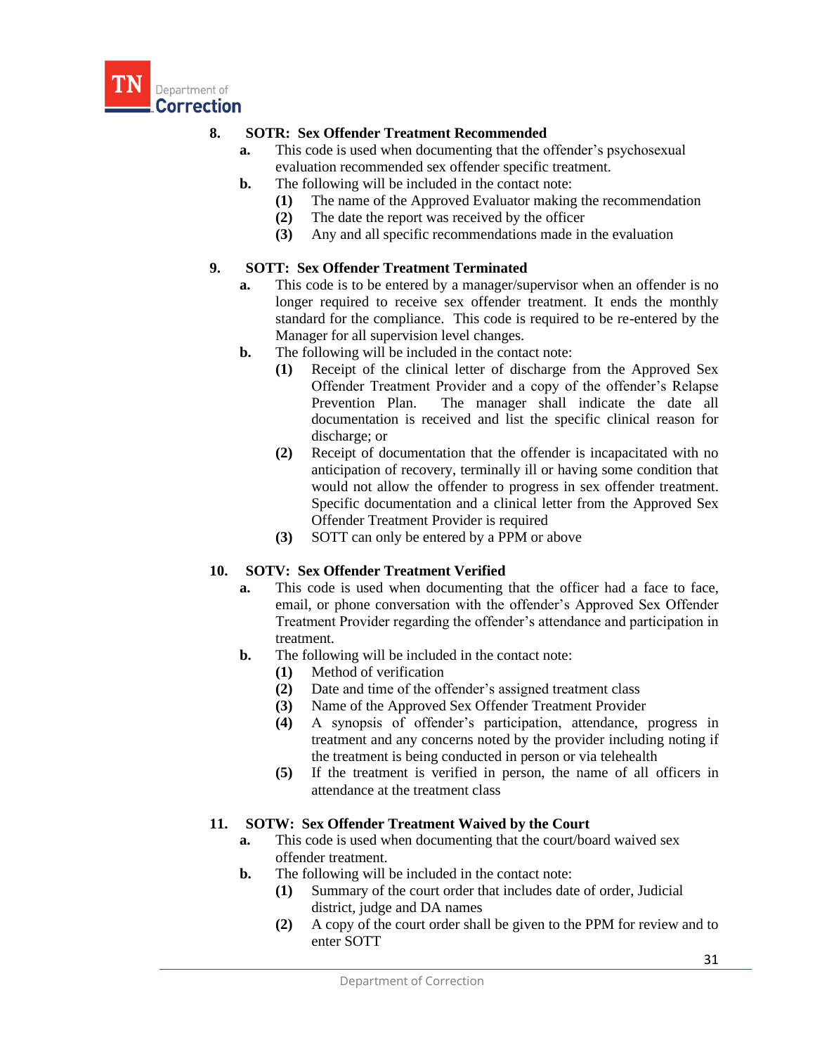**8. SOTR: Sex Offender Treatment Recommended**

- **a.** This code is used when documenting that the offender's psychosexual evaluation recommended sex offender specific treatment.
- **b.** The following will be included in the contact note:
  - **(1)** The name of the Approved Evaluator making the recommendation
  - **(2)** The date the report was received by the officer
  - **(3)** Any and all specific recommendations made in the evaluation

**9. SOTT: Sex Offender Treatment Terminated**

- **a.** This code is to be entered by a manager/supervisor when an offender is no longer required to receive sex offender treatment. It ends the monthly standard for the compliance. This code is required to be re-entered by the Manager for all supervision level changes.
- **b.** The following will be included in the contact note:
  - **(1)** Receipt of the clinical letter of discharge from the Approved Sex Offender Treatment Provider and a copy of the offender's Relapse Prevention Plan. The manager shall indicate the date all documentation is received and list the specific clinical reason for discharge; or
  - **(2)** Receipt of documentation that the offender is incapacitated with no anticipation of recovery, terminally ill or having some condition that would not allow the offender to progress in sex offender treatment. Specific documentation and a clinical letter from the Approved Sex Offender Treatment Provider is required
  - **(3)** SOTT can only be entered by a PPM or above

**10. SOTV: Sex Offender Treatment Verified**

- **a.** This code is used when documenting that the officer had a face to face, email, or phone conversation with the offender's Approved Sex Offender Treatment Provider regarding the offender's attendance and participation in treatment.
- **b.** The following will be included in the contact note:
  - **(1)** Method of verification
  - **(2)** Date and time of the offender's assigned treatment class
  - **(3)** Name of the Approved Sex Offender Treatment Provider
  - **(4)** A synopsis of offender's participation, attendance, progress in treatment and any concerns noted by the provider including noting if the treatment is being conducted in person or via telehealth
  - **(5)** If the treatment is verified in person, the name of all officers in attendance at the treatment class

**11. SOTW: Sex Offender Treatment Waived by the Court**

- **a.** This code is used when documenting that the court/board waived sex offender treatment.
- **b.** The following will be included in the contact note:
  - **(1)** Summary of the court order that includes date of order, Judicial district, judge and DA names
  - **(2)** A copy of the court order shall be given to the PPM for review and to enter SOTT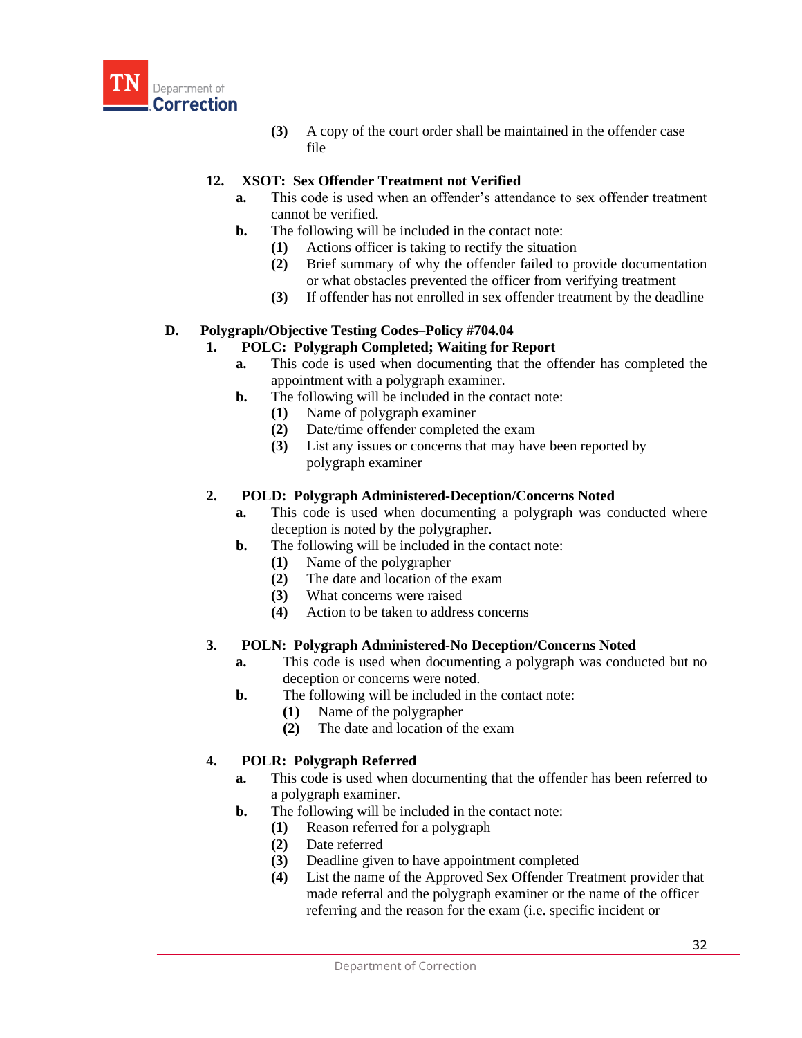(3) A copy of the court order shall be maintained in the offender case file

**12. XSOT: Sex Offender Treatment not Verified**

a. This code is used when an offender's attendance to sex offender treatment cannot be verified.

b. The following will be included in the contact note:

(1) Actions officer is taking to rectify the situation

(2) Brief summary of why the offender failed to provide documentation or what obstacles prevented the officer from verifying treatment

(3) If offender has not enrolled in sex offender treatment by the deadline

**D. Polygraph/Objective Testing Codes–Policy #704.04**

**1. POLC: Polygraph Completed; Waiting for Report**

a. This code is used when documenting that the offender has completed the appointment with a polygraph examiner.

b. The following will be included in the contact note:

(1) Name of polygraph examiner

(2) Date/time offender completed the exam

(3) List any issues or concerns that may have been reported by polygraph examiner

**2. POLD: Polygraph Administered-Deception/Concerns Noted**

a. This code is used when documenting a polygraph was conducted where deception is noted by the polygrapher.

b. The following will be included in the contact note:

(1) Name of the polygrapher

(2) The date and location of the exam

(3) What concerns were raised

(4) Action to be taken to address concerns

**3. POLN: Polygraph Administered-No Deception/Concerns Noted**

a. This code is used when documenting a polygraph was conducted but no deception or concerns were noted.

b. The following will be included in the contact note:

(1) Name of the polygrapher

(2) The date and location of the exam

**4. POLR: Polygraph Referred**

a. This code is used when documenting that the offender has been referred to a polygraph examiner.

b. The following will be included in the contact note:

(1) Reason referred for a polygraph

(2) Date referred

(3) Deadline given to have appointment completed

(4) List the name of the Approved Sex Offender Treatment provider that made referral and the polygraph examiner or the name of the officer referring and the reason for the exam (i.e. specific incident or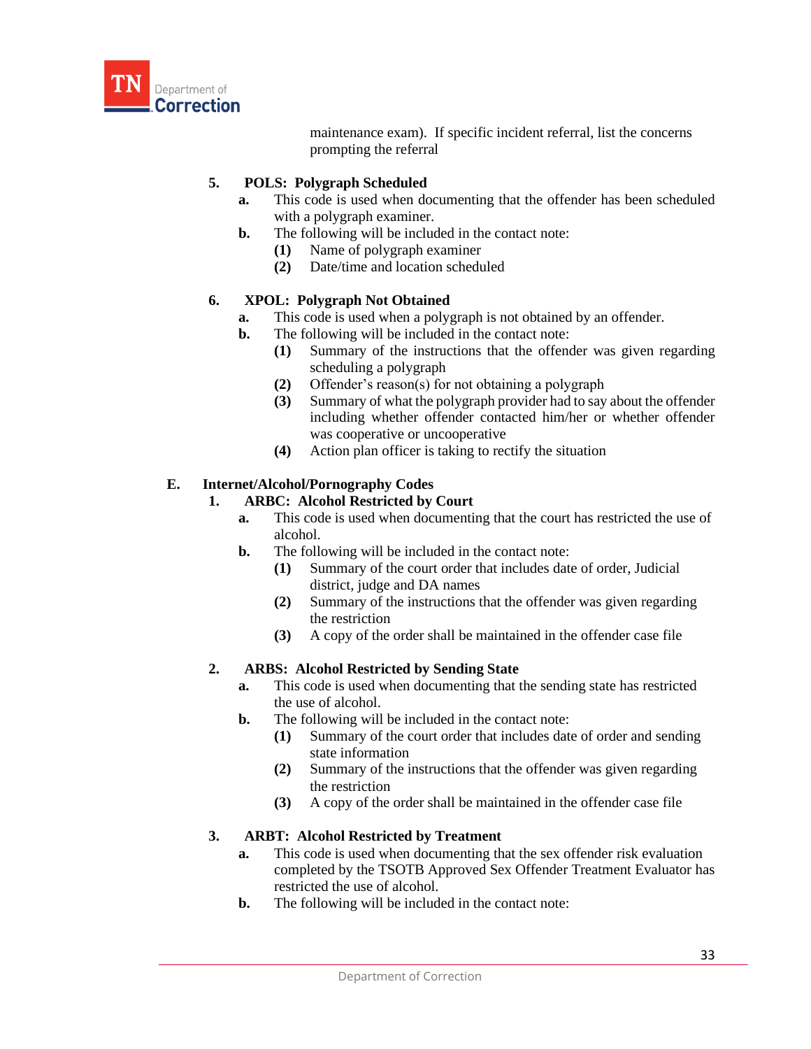maintenance exam). If specific incident referral, list the concerns prompting the referral

5. **POLS: Polygraph Scheduled**
   - **a.** This code is used when documenting that the offender has been scheduled with a polygraph examiner.
   - **b.** The following will be included in the contact note:
     - **(1)** Name of polygraph examiner
     - **(2)** Date/time and location scheduled

6. **XPOL: Polygraph Not Obtained**
   - **a.** This code is used when a polygraph is not obtained by an offender.
   - **b.** The following will be included in the contact note:
     - **(1)** Summary of the instructions that the offender was given regarding scheduling a polygraph
     - **(2)** Offender's reason(s) for not obtaining a polygraph
     - **(3)** Summary of what the polygraph provider had to say about the offender including whether offender contacted him/her or whether offender was cooperative or uncooperative
     - **(4)** Action plan officer is taking to rectify the situation

**E. Internet/Alcohol/Pornography Codes**

1. **ARBC: Alcohol Restricted by Court**
   - **a.** This code is used when documenting that the court has restricted the use of alcohol.
   - **b.** The following will be included in the contact note:
     - **(1)** Summary of the court order that includes date of order, Judicial district, judge and DA names
     - **(2)** Summary of the instructions that the offender was given regarding the restriction
     - **(3)** A copy of the order shall be maintained in the offender case file

2. **ARBS: Alcohol Restricted by Sending State**
   - **a.** This code is used when documenting that the sending state has restricted the use of alcohol.
   - **b.** The following will be included in the contact note:
     - **(1)** Summary of the court order that includes date of order and sending state information
     - **(2)** Summary of the instructions that the offender was given regarding the restriction
     - **(3)** A copy of the order shall be maintained in the offender case file

3. **ARBT: Alcohol Restricted by Treatment**
   - **a.** This code is used when documenting that the sex offender risk evaluation completed by the TSOTB Approved Sex Offender Treatment Evaluator has restricted the use of alcohol.
   - **b.** The following will be included in the contact note: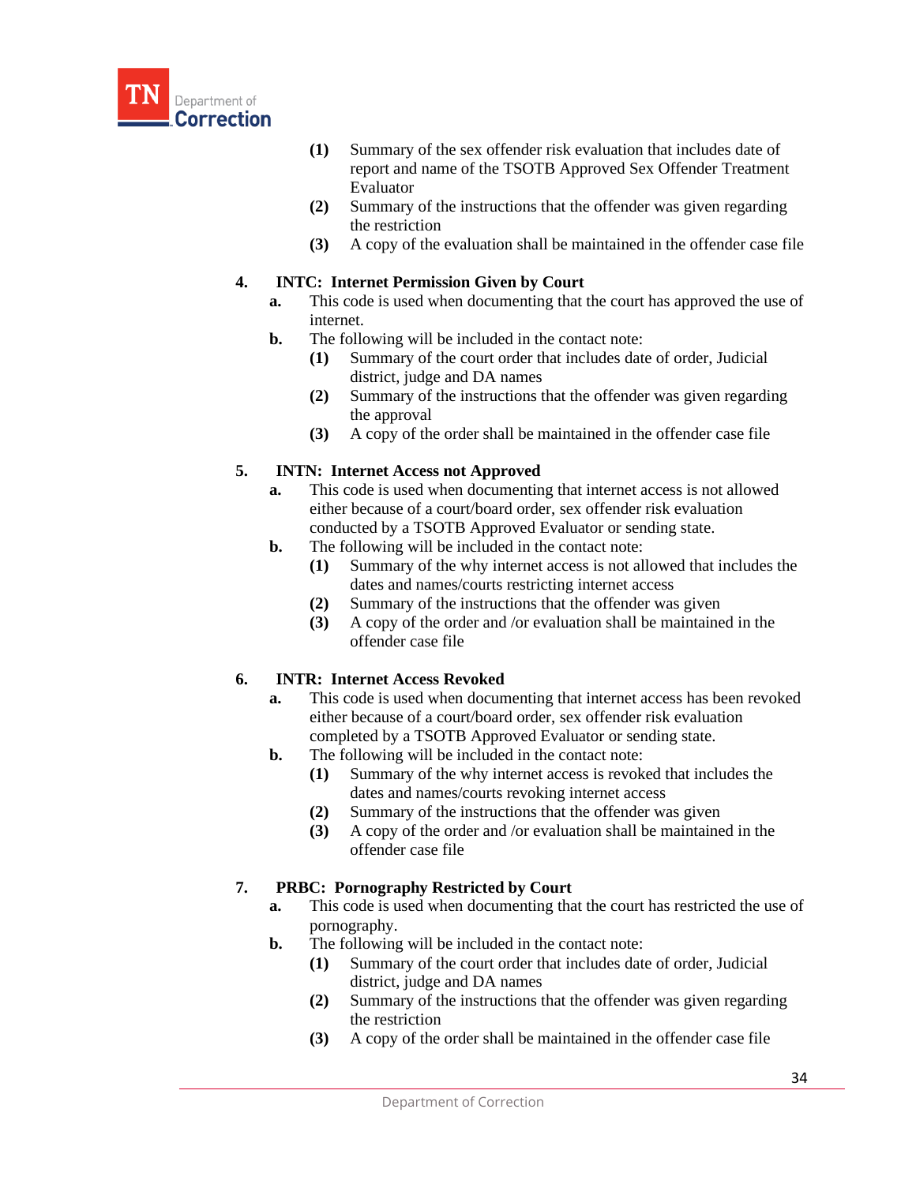(1) Summary of the sex offender risk evaluation that includes date of report and name of the TSOTB Approved Sex Offender Treatment Evaluator

(2) Summary of the instructions that the offender was given regarding the restriction

(3) A copy of the evaluation shall be maintained in the offender case file

**4. INTC: Internet Permission Given by Court**

**a.** This code is used when documenting that the court has approved the use of internet.

**b.** The following will be included in the contact note:

(1) Summary of the court order that includes date of order, Judicial district, judge and DA names

(2) Summary of the instructions that the offender was given regarding the approval

(3) A copy of the order shall be maintained in the offender case file

**5. INTN: Internet Access not Approved**

**a.** This code is used when documenting that internet access is not allowed either because of a court/board order, sex offender risk evaluation conducted by a TSOTB Approved Evaluator or sending state.

**b.** The following will be included in the contact note:

(1) Summary of the why internet access is not allowed that includes the dates and names/courts restricting internet access

(2) Summary of the instructions that the offender was given

(3) A copy of the order and /or evaluation shall be maintained in the offender case file

**6. INTR: Internet Access Revoked**

**a.** This code is used when documenting that internet access has been revoked either because of a court/board order, sex offender risk evaluation completed by a TSOTB Approved Evaluator or sending state.

**b.** The following will be included in the contact note:

(1) Summary of the why internet access is revoked that includes the dates and names/courts revoking internet access

(2) Summary of the instructions that the offender was given

(3) A copy of the order and /or evaluation shall be maintained in the offender case file

**7. PRBC: Pornography Restricted by Court**

**a.** This code is used when documenting that the court has restricted the use of pornography.

**b.** The following will be included in the contact note:

(1) Summary of the court order that includes date of order, Judicial district, judge and DA names

(2) Summary of the instructions that the offender was given regarding the restriction

(3) A copy of the order shall be maintained in the offender case file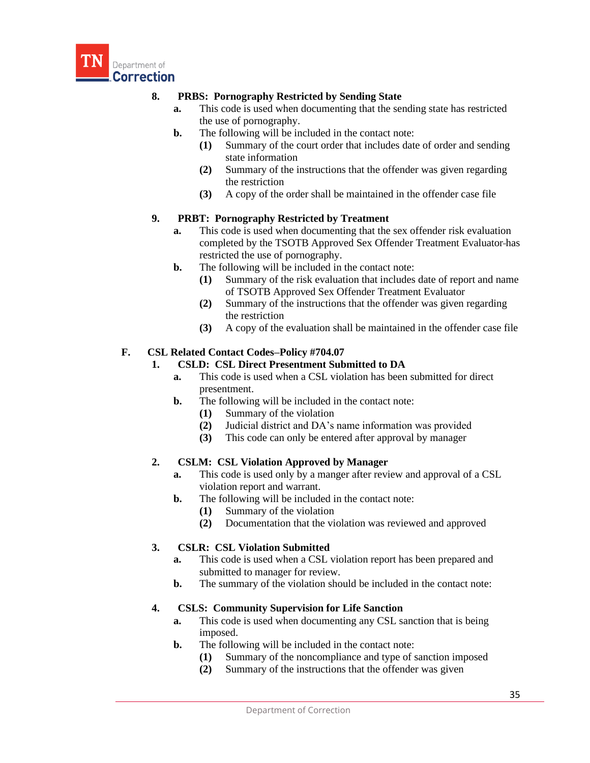8. **PRBS: Pornography Restricted by Sending State**
   - **a.** This code is used when documenting that the sending state has restricted the use of pornography.
   - **b.** The following will be included in the contact note:
     - **(1)** Summary of the court order that includes date of order and sending state information
     - **(2)** Summary of the instructions that the offender was given regarding the restriction
     - **(3)** A copy of the order shall be maintained in the offender case file

9. **PRBT: Pornography Restricted by Treatment**
   - **a.** This code is used when documenting that the sex offender risk evaluation completed by the TSOTB Approved Sex Offender Treatment Evaluator has restricted the use of pornography.
   - **b.** The following will be included in the contact note:
     - **(1)** Summary of the risk evaluation that includes date of report and name of TSOTB Approved Sex Offender Treatment Evaluator
     - **(2)** Summary of the instructions that the offender was given regarding the restriction
     - **(3)** A copy of the evaluation shall be maintained in the offender case file

**F. CSL Related Contact Codes–Policy #704.07**

1. **CSLD: CSL Direct Presentment Submitted to DA**
   - **a.** This code is used when a CSL violation has been submitted for direct presentment.
   - **b.** The following will be included in the contact note:
     - **(1)** Summary of the violation
     - **(2)** Judicial district and DA's name information was provided
     - **(3)** This code can only be entered after approval by manager

2. **CSLM: CSL Violation Approved by Manager**
   - **a.** This code is used only by a manger after review and approval of a CSL violation report and warrant.
   - **b.** The following will be included in the contact note:
     - **(1)** Summary of the violation
     - **(2)** Documentation that the violation was reviewed and approved

3. **CSLR: CSL Violation Submitted**
   - **a.** This code is used when a CSL violation report has been prepared and submitted to manager for review.
   - **b.** The summary of the violation should be included in the contact note:

4. **CSLS: Community Supervision for Life Sanction**
   - **a.** This code is used when documenting any CSL sanction that is being imposed.
   - **b.** The following will be included in the contact note:
     - **(1)** Summary of the noncompliance and type of sanction imposed
     - **(2)** Summary of the instructions that the offender was given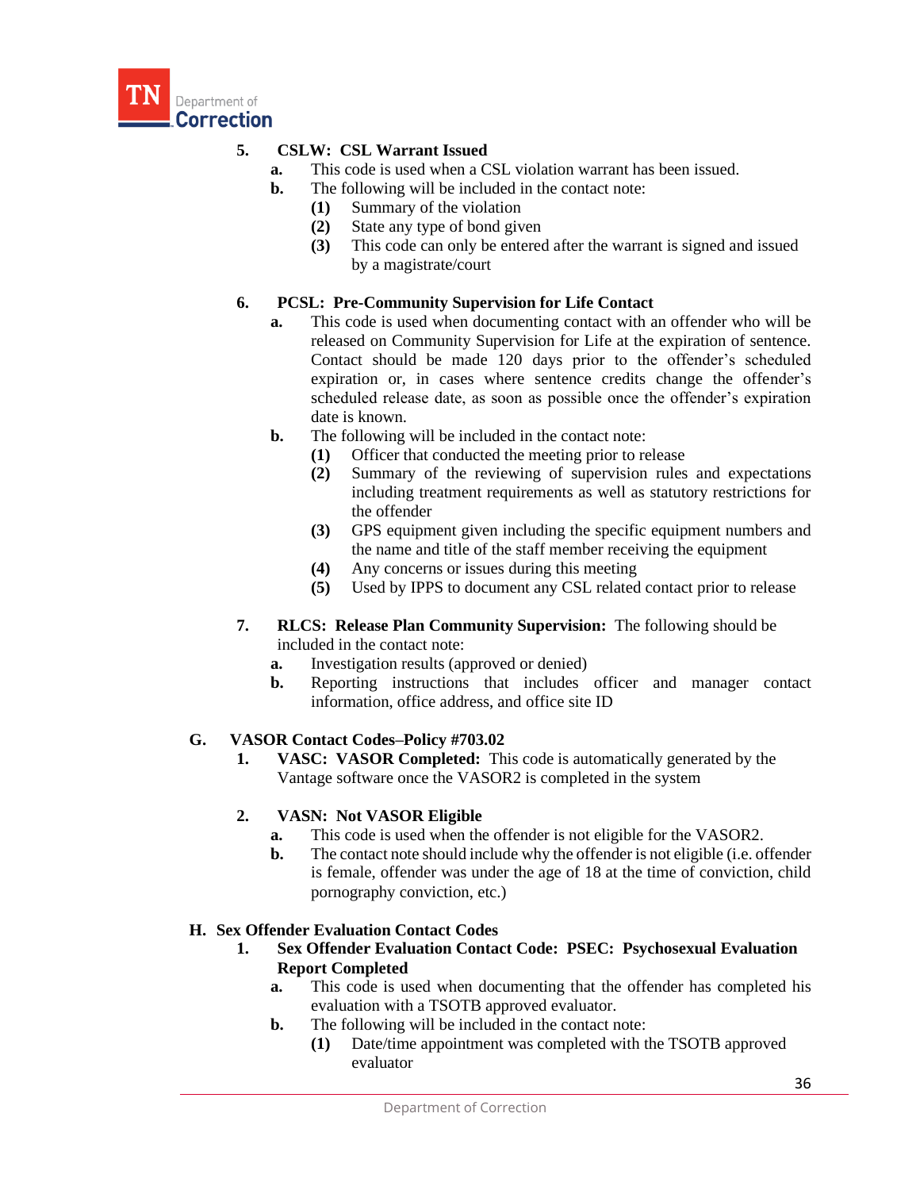5. **CSLW: CSL Warrant Issued**
   - **a.** This code is used when a CSL violation warrant has been issued.
   - **b.** The following will be included in the contact note:
     - **(1)** Summary of the violation
     - **(2)** State any type of bond given
     - **(3)** This code can only be entered after the warrant is signed and issued by a magistrate/court

6. **PCSL: Pre-Community Supervision for Life Contact**
   - **a.** This code is used when documenting contact with an offender who will be released on Community Supervision for Life at the expiration of sentence. Contact should be made 120 days prior to the offender's scheduled expiration or, in cases where sentence credits change the offender's scheduled release date, as soon as possible once the offender's expiration date is known.
   - **b.** The following will be included in the contact note:
     - **(1)** Officer that conducted the meeting prior to release
     - **(2)** Summary of the reviewing of supervision rules and expectations including treatment requirements as well as statutory restrictions for the offender
     - **(3)** GPS equipment given including the specific equipment numbers and the name and title of the staff member receiving the equipment
     - **(4)** Any concerns or issues during this meeting
     - **(5)** Used by IPPS to document any CSL related contact prior to release

7. **RLCS: Release Plan Community Supervision:** The following should be included in the contact note:
   - **a.** Investigation results (approved or denied)
   - **b.** Reporting instructions that includes officer and manager contact information, office address, and office site ID

**G. VASOR Contact Codes–Policy #703.02**

1. **VASC: VASOR Completed:** This code is automatically generated by the Vantage software once the VASOR2 is completed in the system

2. **VASN: Not VASOR Eligible**
   - **a.** This code is used when the offender is not eligible for the VASOR2.
   - **b.** The contact note should include why the offender is not eligible (i.e. offender is female, offender was under the age of 18 at the time of conviction, child pornography conviction, etc.)

**H. Sex Offender Evaluation Contact Codes**

1. **Sex Offender Evaluation Contact Code: PSEC: Psychosexual Evaluation Report Completed**
   - **a.** This code is used when documenting that the offender has completed his evaluation with a TSOTB approved evaluator.
   - **b.** The following will be included in the contact note:
     - **(1)** Date/time appointment was completed with the TSOTB approved evaluator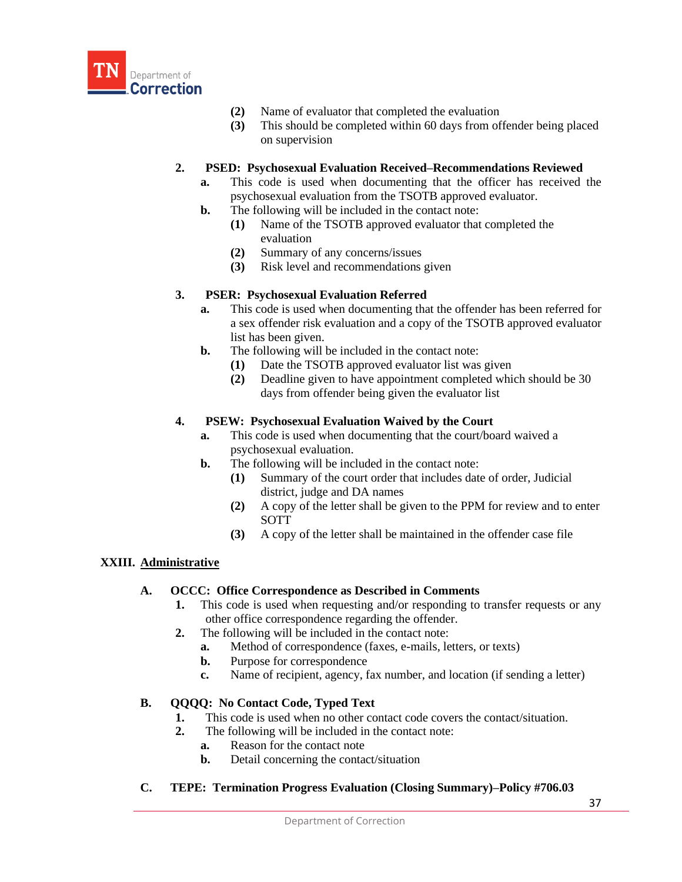(2) Name of evaluator that completed the evaluation

(3) This should be completed within 60 days from offender being placed on supervision

**2. PSED: Psychosexual Evaluation Received–Recommendations Reviewed**

**a.** This code is used when documenting that the officer has received the psychosexual evaluation from the TSOTB approved evaluator.

**b.** The following will be included in the contact note:

**(1)** Name of the TSOTB approved evaluator that completed the evaluation

**(2)** Summary of any concerns/issues

**(3)** Risk level and recommendations given

**3. PSER: Psychosexual Evaluation Referred**

**a.** This code is used when documenting that the offender has been referred for a sex offender risk evaluation and a copy of the TSOTB approved evaluator list has been given.

**b.** The following will be included in the contact note:

**(1)** Date the TSOTB approved evaluator list was given

**(2)** Deadline given to have appointment completed which should be 30 days from offender being given the evaluator list

**4. PSEW: Psychosexual Evaluation Waived by the Court**

**a.** This code is used when documenting that the court/board waived a psychosexual evaluation.

**b.** The following will be included in the contact note:

**(1)** Summary of the court order that includes date of order, Judicial district, judge and DA names

**(2)** A copy of the letter shall be given to the PPM for review and to enter SOTT

**(3)** A copy of the letter shall be maintained in the offender case file

## XXIII. Administrative

### A. OCCC: Office Correspondence as Described in Comments

**1.** This code is used when requesting and/or responding to transfer requests or any other office correspondence regarding the offender.

**2.** The following will be included in the contact note:

**a.** Method of correspondence (faxes, e-mails, letters, or texts)

**b.** Purpose for correspondence

**c.** Name of recipient, agency, fax number, and location (if sending a letter)

### B. QQQQ: No Contact Code, Typed Text

**1.** This code is used when no other contact code covers the contact/situation.

**2.** The following will be included in the contact note:

**a.** Reason for the contact note

**b.** Detail concerning the contact/situation

### C. TEPE: Termination Progress Evaluation (Closing Summary)–Policy #706.03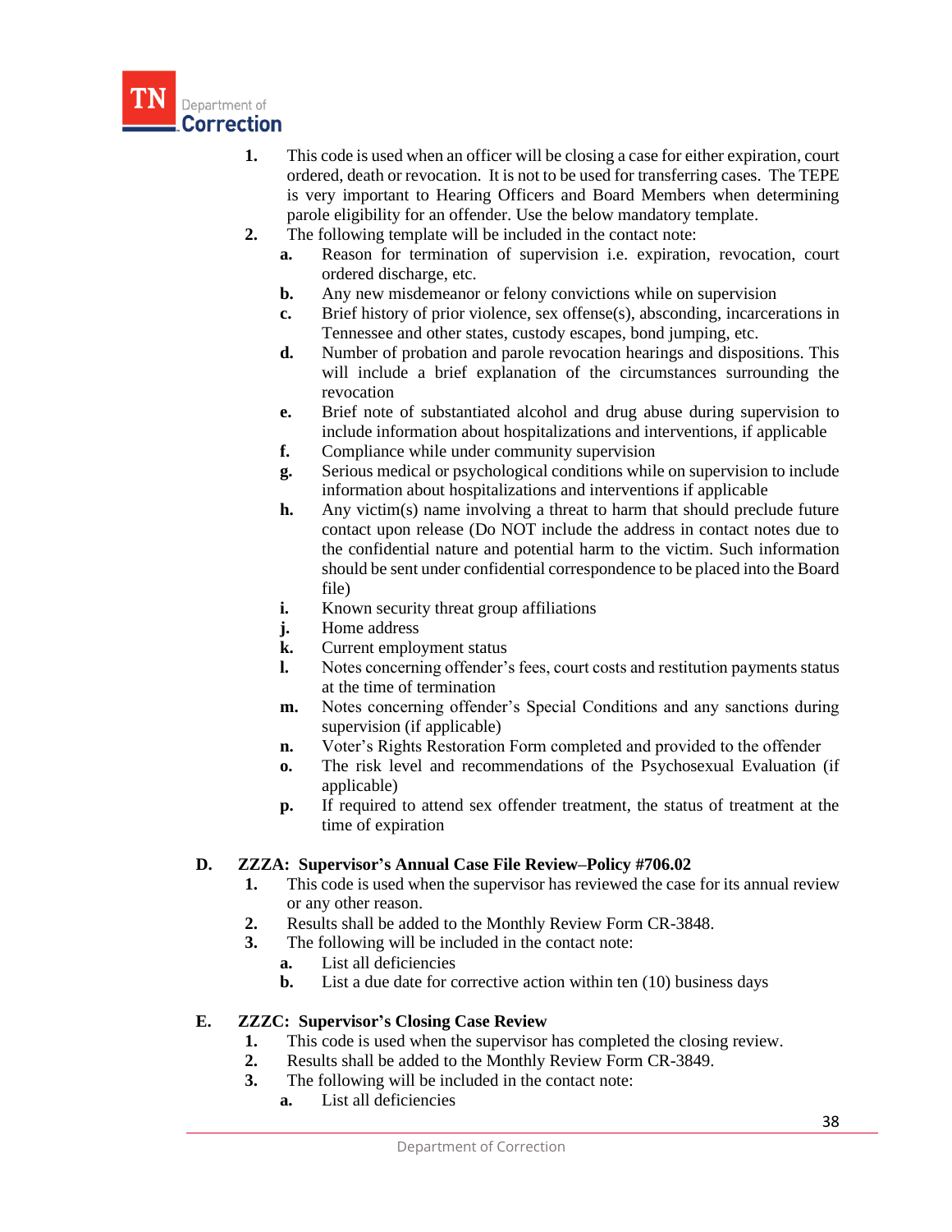1. This code is used when an officer will be closing a case for either expiration, court ordered, death or revocation. It is not to be used for transferring cases. The TEPE is very important to Hearing Officers and Board Members when determining parole eligibility for an offender. Use the below mandatory template.
2. The following template will be included in the contact note:
   a. Reason for termination of supervision i.e. expiration, revocation, court ordered discharge, etc.
   b. Any new misdemeanor or felony convictions while on supervision
   c. Brief history of prior violence, sex offense(s), absconding, incarcerations in Tennessee and other states, custody escapes, bond jumping, etc.
   d. Number of probation and parole revocation hearings and dispositions. This will include a brief explanation of the circumstances surrounding the revocation
   e. Brief note of substantiated alcohol and drug abuse during supervision to include information about hospitalizations and interventions, if applicable
   f. Compliance while under community supervision
   g. Serious medical or psychological conditions while on supervision to include information about hospitalizations and interventions if applicable
   h. Any victim(s) name involving a threat to harm that should preclude future contact upon release (Do NOT include the address in contact notes due to the confidential nature and potential harm to the victim. Such information should be sent under confidential correspondence to be placed into the Board file)
   i. Known security threat group affiliations
   j. Home address
   k. Current employment status
   l. Notes concerning offender's fees, court costs and restitution payments status at the time of termination
   m. Notes concerning offender's Special Conditions and any sanctions during supervision (if applicable)
   n. Voter's Rights Restoration Form completed and provided to the offender
   o. The risk level and recommendations of the Psychosexual Evaluation (if applicable)
   p. If required to attend sex offender treatment, the status of treatment at the time of expiration

**D. ZZZA: Supervisor's Annual Case File Review–Policy #706.02**

1. This code is used when the supervisor has reviewed the case for its annual review or any other reason.
2. Results shall be added to the Monthly Review Form CR-3848.
3. The following will be included in the contact note:
   a. List all deficiencies
   b. List a due date for corrective action within ten (10) business days

**E. ZZZC: Supervisor's Closing Case Review**

1. This code is used when the supervisor has completed the closing review.
2. Results shall be added to the Monthly Review Form CR-3849.
3. The following will be included in the contact note:
   a. List all deficiencies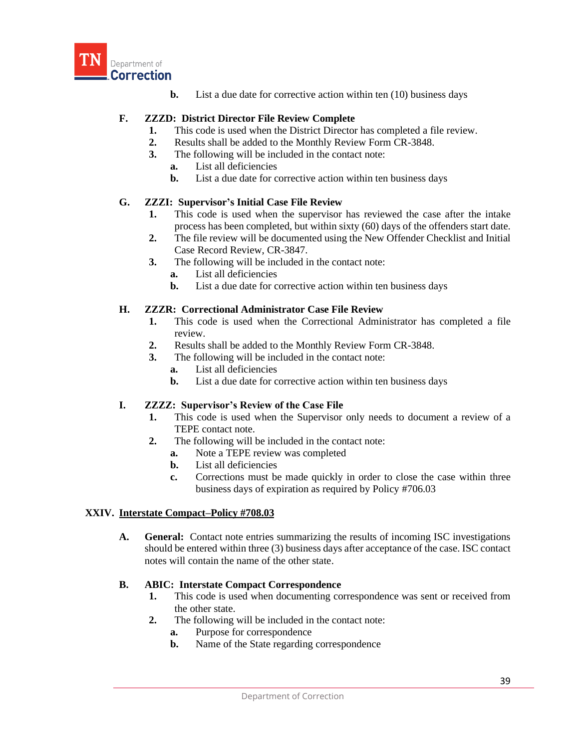b. List a due date for corrective action within ten (10) business days

**F. ZZZD: District Director File Review Complete**

1. This code is used when the District Director has completed a file review.
2. Results shall be added to the Monthly Review Form CR-3848.
3. The following will be included in the contact note:
   a. List all deficiencies
   b. List a due date for corrective action within ten business days

**G. ZZZI: Supervisor's Initial Case File Review**

1. This code is used when the supervisor has reviewed the case after the intake process has been completed, but within sixty (60) days of the offenders start date.
2. The file review will be documented using the New Offender Checklist and Initial Case Record Review, CR-3847.
3. The following will be included in the contact note:
   a. List all deficiencies
   b. List a due date for corrective action within ten business days

**H. ZZZR: Correctional Administrator Case File Review**

1. This code is used when the Correctional Administrator has completed a file review.
2. Results shall be added to the Monthly Review Form CR-3848.
3. The following will be included in the contact note:
   a. List all deficiencies
   b. List a due date for corrective action within ten business days

**I. ZZZZ: Supervisor's Review of the Case File**

1. This code is used when the Supervisor only needs to document a review of a TEPE contact note.
2. The following will be included in the contact note:
   a. Note a TEPE review was completed
   b. List all deficiencies
   c. Corrections must be made quickly in order to close the case within three business days of expiration as required by Policy #706.03

## XXIV. Interstate Compact–Policy #708.03

**A. General:** Contact note entries summarizing the results of incoming ISC investigations should be entered within three (3) business days after acceptance of the case. ISC contact notes will contain the name of the other state.

**B. ABIC: Interstate Compact Correspondence**

1. This code is used when documenting correspondence was sent or received from the other state.
2. The following will be included in the contact note:
   a. Purpose for correspondence
   b. Name of the State regarding correspondence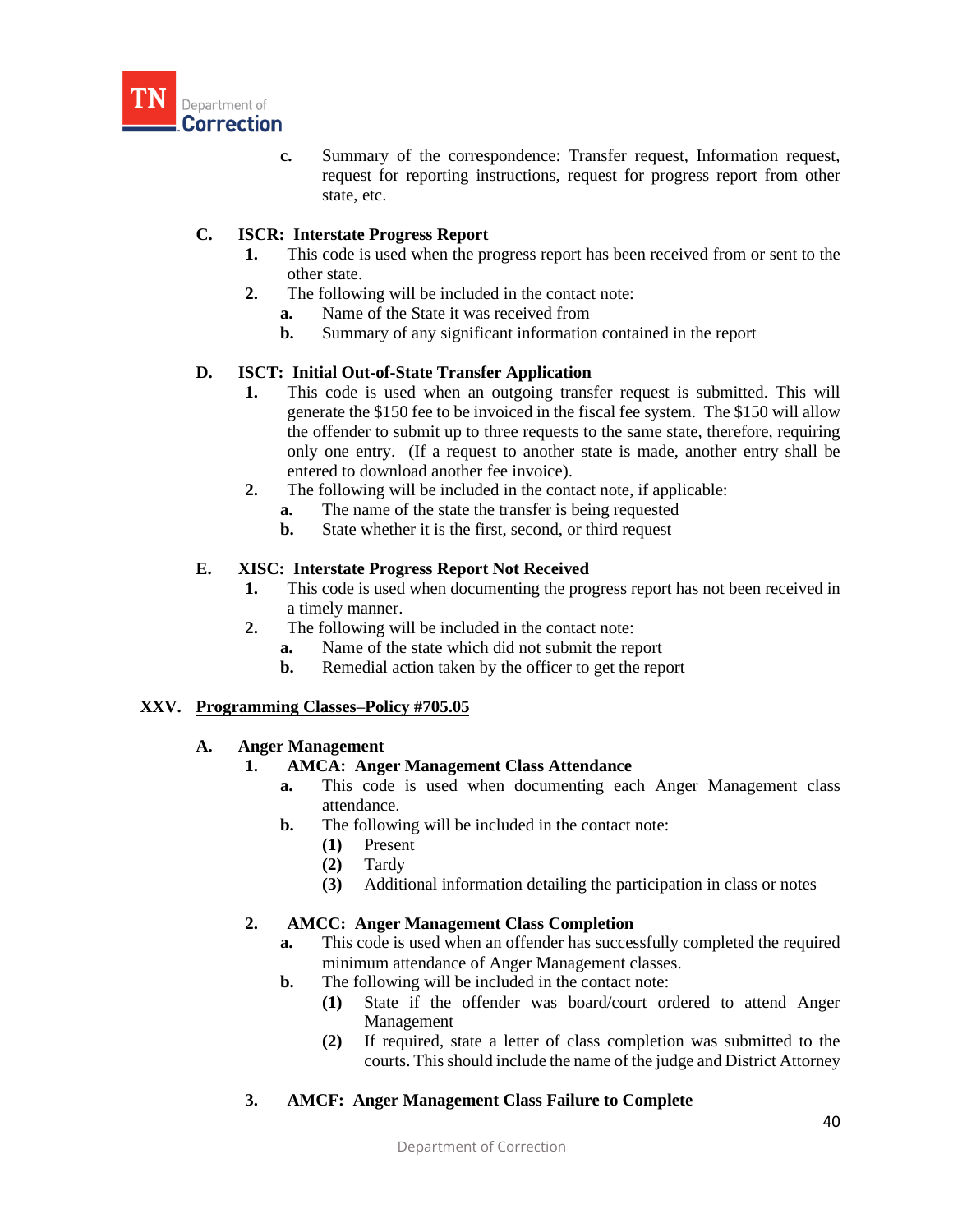c. Summary of the correspondence: Transfer request, Information request, request for reporting instructions, request for progress report from other state, etc.

**C. ISCR: Interstate Progress Report**

1. This code is used when the progress report has been received from or sent to the other state.
2. The following will be included in the contact note:
   a. Name of the State it was received from
   b. Summary of any significant information contained in the report

**D. ISCT: Initial Out-of-State Transfer Application**

1. This code is used when an outgoing transfer request is submitted. This will generate the $150 fee to be invoiced in the fiscal fee system. The $150 will allow the offender to submit up to three requests to the same state, therefore, requiring only one entry. (If a request to another state is made, another entry shall be entered to download another fee invoice).
2. The following will be included in the contact note, if applicable:
   a. The name of the state the transfer is being requested
   b. State whether it is the first, second, or third request

**E. XISC: Interstate Progress Report Not Received**

1. This code is used when documenting the progress report has not been received in a timely manner.
2. The following will be included in the contact note:
   a. Name of the state which did not submit the report
   b. Remedial action taken by the officer to get the report

## XXV. Programming Classes–Policy #705.05

**A. Anger Management**

1. **AMCA: Anger Management Class Attendance**
   a. This code is used when documenting each Anger Management class attendance.
   b. The following will be included in the contact note:
      (1) Present
      (2) Tardy
      (3) Additional information detailing the participation in class or notes

2. **AMCC: Anger Management Class Completion**
   a. This code is used when an offender has successfully completed the required minimum attendance of Anger Management classes.
   b. The following will be included in the contact note:
      (1) State if the offender was board/court ordered to attend Anger Management
      (2) If required, state a letter of class completion was submitted to the courts. This should include the name of the judge and District Attorney

3. **AMCF: Anger Management Class Failure to Complete**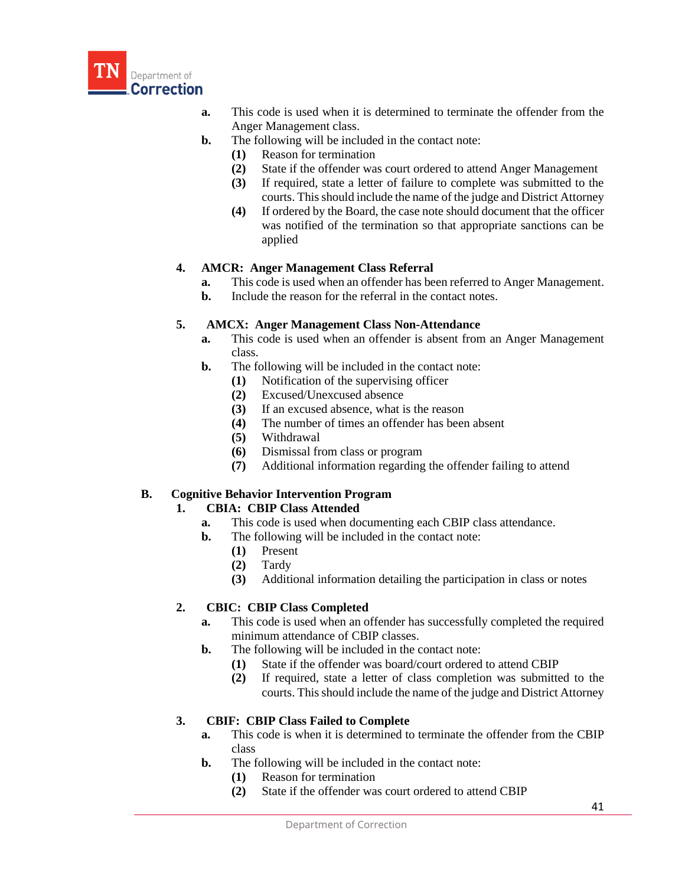a. This code is used when it is determined to terminate the offender from the Anger Management class.

b. The following will be included in the contact note:
   (1) Reason for termination
   (2) State if the offender was court ordered to attend Anger Management
   (3) If required, state a letter of failure to complete was submitted to the courts. This should include the name of the judge and District Attorney
   (4) If ordered by the Board, the case note should document that the officer was notified of the termination so that appropriate sanctions can be applied

**4. AMCR: Anger Management Class Referral**

a. This code is used when an offender has been referred to Anger Management.

b. Include the reason for the referral in the contact notes.

**5. AMCX: Anger Management Class Non-Attendance**

a. This code is used when an offender is absent from an Anger Management class.

b. The following will be included in the contact note:
   (1) Notification of the supervising officer
   (2) Excused/Unexcused absence
   (3) If an excused absence, what is the reason
   (4) The number of times an offender has been absent
   (5) Withdrawal
   (6) Dismissal from class or program
   (7) Additional information regarding the offender failing to attend

**B. Cognitive Behavior Intervention Program**

**1. CBIA: CBIP Class Attended**

a. This code is used when documenting each CBIP class attendance.

b. The following will be included in the contact note:
   (1) Present
   (2) Tardy
   (3) Additional information detailing the participation in class or notes

**2. CBIC: CBIP Class Completed**

a. This code is used when an offender has successfully completed the required minimum attendance of CBIP classes.

b. The following will be included in the contact note:
   (1) State if the offender was board/court ordered to attend CBIP
   (2) If required, state a letter of class completion was submitted to the courts. This should include the name of the judge and District Attorney

**3. CBIF: CBIP Class Failed to Complete**

a. This code is when it is determined to terminate the offender from the CBIP class

b. The following will be included in the contact note:
   (1) Reason for termination
   (2) State if the offender was court ordered to attend CBIP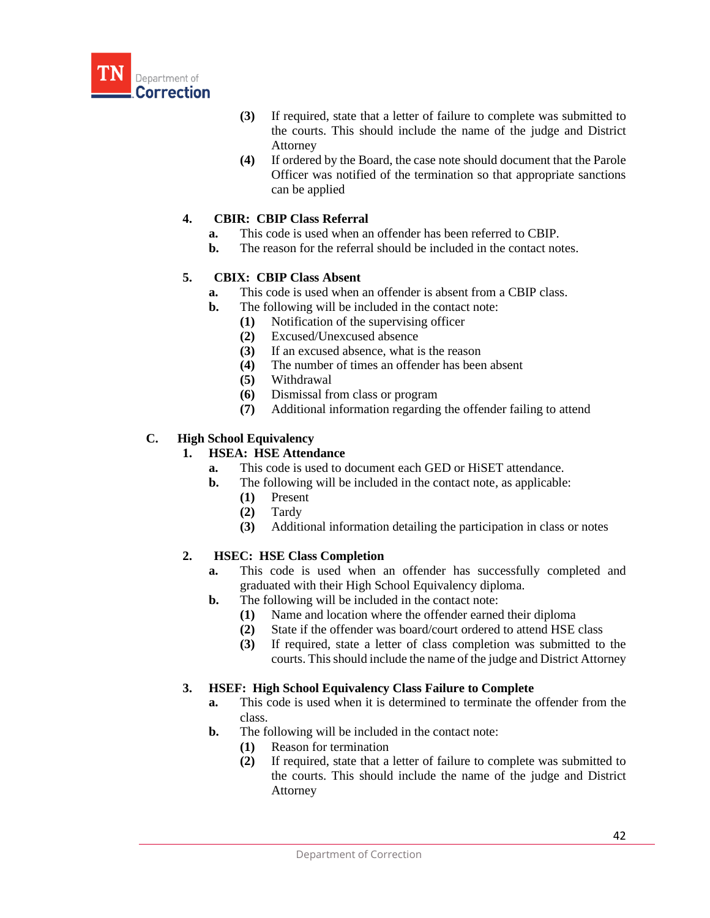(3) If required, state that a letter of failure to complete was submitted to the courts. This should include the name of the judge and District Attorney

(4) If ordered by the Board, the case note should document that the Parole Officer was notified of the termination so that appropriate sanctions can be applied

**4. CBIR: CBIP Class Referral**

- **a.** This code is used when an offender has been referred to CBIP.
- **b.** The reason for the referral should be included in the contact notes.

**5. CBIX: CBIP Class Absent**

- **a.** This code is used when an offender is absent from a CBIP class.
- **b.** The following will be included in the contact note:
  - **(1)** Notification of the supervising officer
  - **(2)** Excused/Unexcused absence
  - **(3)** If an excused absence, what is the reason
  - **(4)** The number of times an offender has been absent
  - **(5)** Withdrawal
  - **(6)** Dismissal from class or program
  - **(7)** Additional information regarding the offender failing to attend

## C. High School Equivalency

**1. HSEA: HSE Attendance**

- **a.** This code is used to document each GED or HiSET attendance.
- **b.** The following will be included in the contact note, as applicable:
  - **(1)** Present
  - **(2)** Tardy
  - **(3)** Additional information detailing the participation in class or notes

**2. HSEC: HSE Class Completion**

- **a.** This code is used when an offender has successfully completed and graduated with their High School Equivalency diploma.
- **b.** The following will be included in the contact note:
  - **(1)** Name and location where the offender earned their diploma
  - **(2)** State if the offender was board/court ordered to attend HSE class
  - **(3)** If required, state a letter of class completion was submitted to the courts. This should include the name of the judge and District Attorney

**3. HSEF: High School Equivalency Class Failure to Complete**

- **a.** This code is used when it is determined to terminate the offender from the class.
- **b.** The following will be included in the contact note:
  - **(1)** Reason for termination
  - **(2)** If required, state that a letter of failure to complete was submitted to the courts. This should include the name of the judge and District Attorney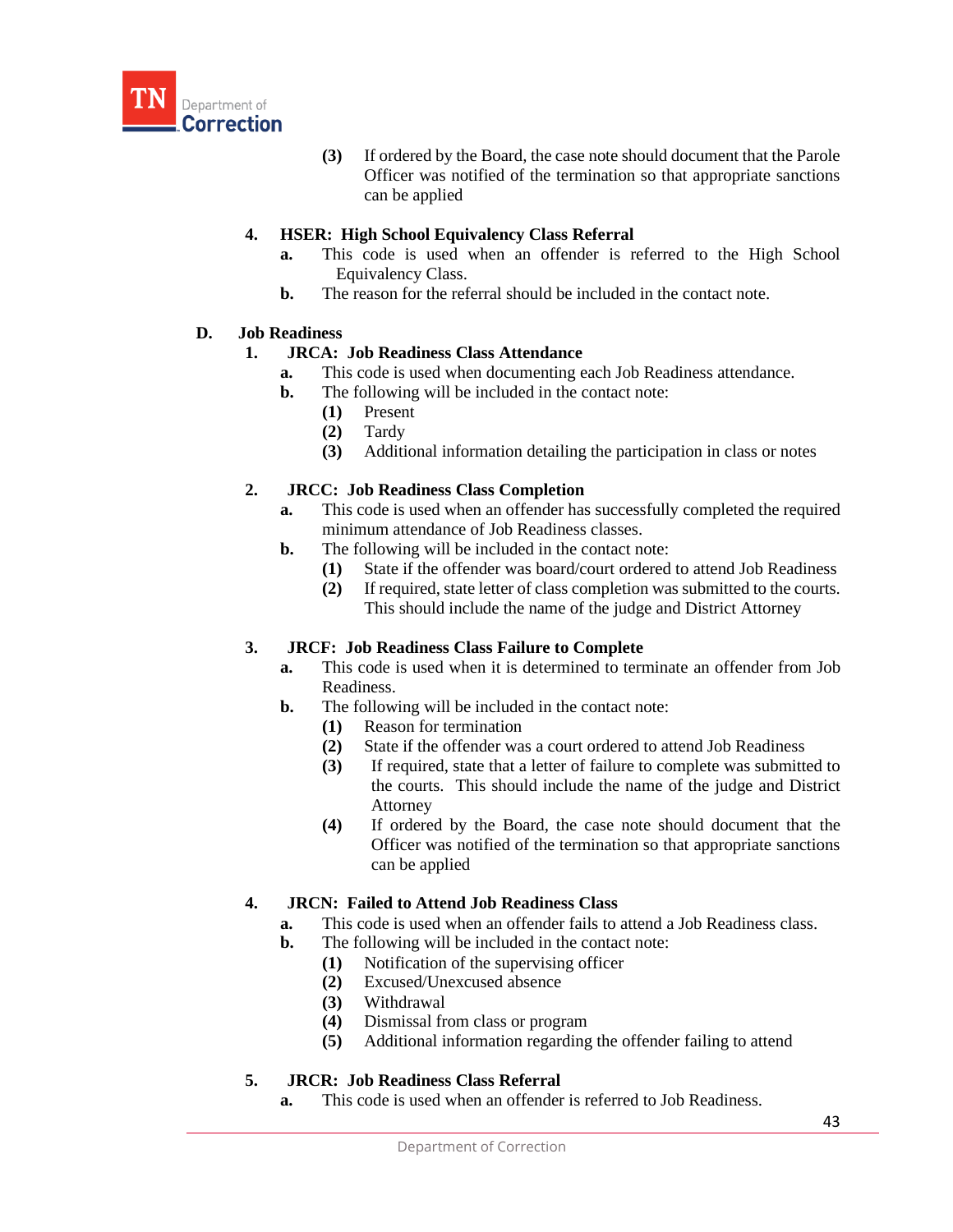(3) If ordered by the Board, the case note should document that the Parole Officer was notified of the termination so that appropriate sanctions can be applied

4. **HSER: High School Equivalency Class Referral**
   - **a.** This code is used when an offender is referred to the High School Equivalency Class.
   - **b.** The reason for the referral should be included in the contact note.

**D. Job Readiness**

1. **JRCA: Job Readiness Class Attendance**
   - **a.** This code is used when documenting each Job Readiness attendance.
   - **b.** The following will be included in the contact note:
     - **(1)** Present
     - **(2)** Tardy
     - **(3)** Additional information detailing the participation in class or notes

2. **JRCC: Job Readiness Class Completion**
   - **a.** This code is used when an offender has successfully completed the required minimum attendance of Job Readiness classes.
   - **b.** The following will be included in the contact note:
     - **(1)** State if the offender was board/court ordered to attend Job Readiness
     - **(2)** If required, state letter of class completion was submitted to the courts. This should include the name of the judge and District Attorney

3. **JRCF: Job Readiness Class Failure to Complete**
   - **a.** This code is used when it is determined to terminate an offender from Job Readiness.
   - **b.** The following will be included in the contact note:
     - **(1)** Reason for termination
     - **(2)** State if the offender was a court ordered to attend Job Readiness
     - **(3)** If required, state that a letter of failure to complete was submitted to the courts. This should include the name of the judge and District Attorney
     - **(4)** If ordered by the Board, the case note should document that the Officer was notified of the termination so that appropriate sanctions can be applied

4. **JRCN: Failed to Attend Job Readiness Class**
   - **a.** This code is used when an offender fails to attend a Job Readiness class.
   - **b.** The following will be included in the contact note:
     - **(1)** Notification of the supervising officer
     - **(2)** Excused/Unexcused absence
     - **(3)** Withdrawal
     - **(4)** Dismissal from class or program
     - **(5)** Additional information regarding the offender failing to attend

5. **JRCR: Job Readiness Class Referral**
   - **a.** This code is used when an offender is referred to Job Readiness.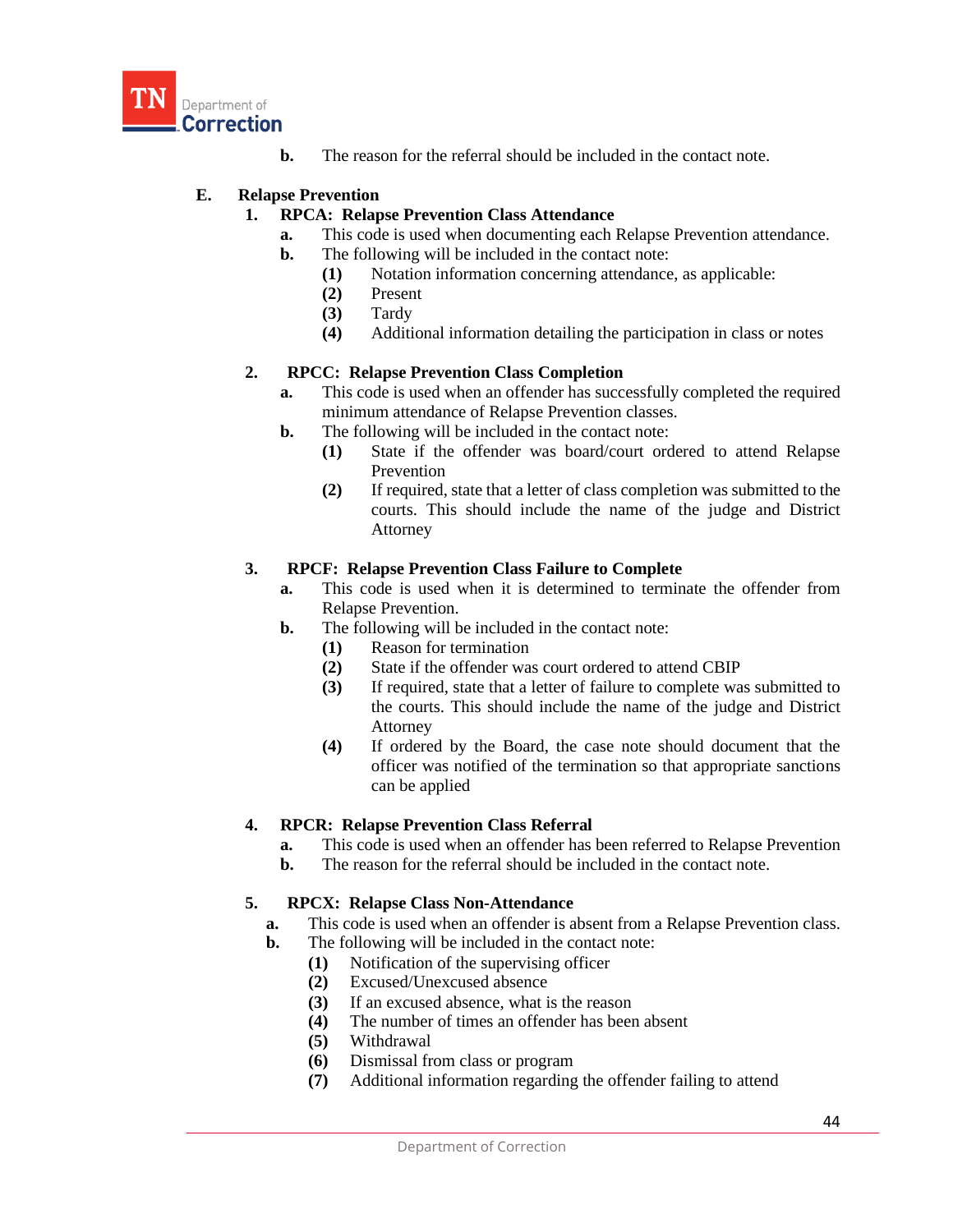**b.** The reason for the referral should be included in the contact note.

**E. Relapse Prevention**

**1. RPCA: Relapse Prevention Class Attendance**

**a.** This code is used when documenting each Relapse Prevention attendance.

**b.** The following will be included in the contact note:

**(1)** Notation information concerning attendance, as applicable:

**(2)** Present

**(3)** Tardy

**(4)** Additional information detailing the participation in class or notes

**2. RPCC: Relapse Prevention Class Completion**

**a.** This code is used when an offender has successfully completed the required minimum attendance of Relapse Prevention classes.

**b.** The following will be included in the contact note:

**(1)** State if the offender was board/court ordered to attend Relapse Prevention

**(2)** If required, state that a letter of class completion was submitted to the courts. This should include the name of the judge and District Attorney

**3. RPCF: Relapse Prevention Class Failure to Complete**

**a.** This code is used when it is determined to terminate the offender from Relapse Prevention.

**b.** The following will be included in the contact note:

**(1)** Reason for termination

**(2)** State if the offender was court ordered to attend CBIP

**(3)** If required, state that a letter of failure to complete was submitted to the courts. This should include the name of the judge and District Attorney

**(4)** If ordered by the Board, the case note should document that the officer was notified of the termination so that appropriate sanctions can be applied

**4. RPCR: Relapse Prevention Class Referral**

**a.** This code is used when an offender has been referred to Relapse Prevention

**b.** The reason for the referral should be included in the contact note.

**5. RPCX: Relapse Class Non-Attendance**

**a.** This code is used when an offender is absent from a Relapse Prevention class.

**b.** The following will be included in the contact note:

**(1)** Notification of the supervising officer

**(2)** Excused/Unexcused absence

**(3)** If an excused absence, what is the reason

**(4)** The number of times an offender has been absent

**(5)** Withdrawal

**(6)** Dismissal from class or program

**(7)** Additional information regarding the offender failing to attend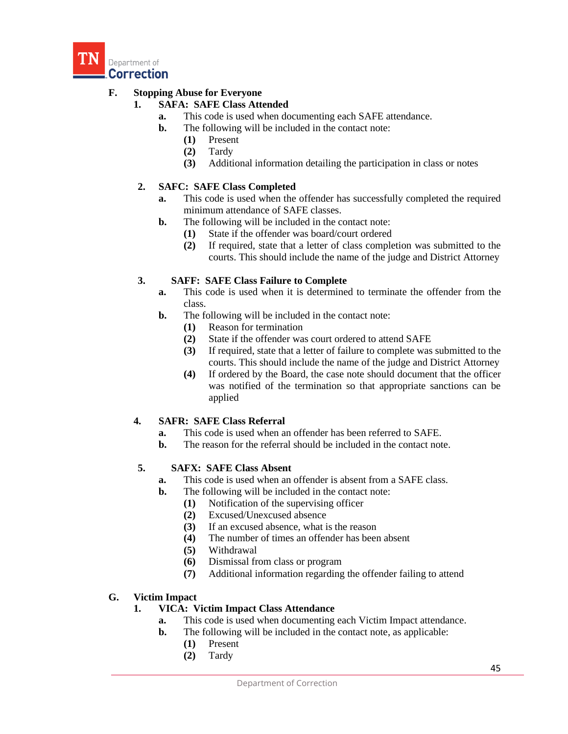**F. Stopping Abuse for Everyone**

**1. SAFA: SAFE Class Attended**

- **a.** This code is used when documenting each SAFE attendance.
- **b.** The following will be included in the contact note:
  - **(1)** Present
  - **(2)** Tardy
  - **(3)** Additional information detailing the participation in class or notes

**2. SAFC: SAFE Class Completed**

- **a.** This code is used when the offender has successfully completed the required minimum attendance of SAFE classes.
- **b.** The following will be included in the contact note:
  - **(1)** State if the offender was board/court ordered
  - **(2)** If required, state that a letter of class completion was submitted to the courts. This should include the name of the judge and District Attorney

**3. SAFF: SAFE Class Failure to Complete**

- **a.** This code is used when it is determined to terminate the offender from the class.
- **b.** The following will be included in the contact note:
  - **(1)** Reason for termination
  - **(2)** State if the offender was court ordered to attend SAFE
  - **(3)** If required, state that a letter of failure to complete was submitted to the courts. This should include the name of the judge and District Attorney
  - **(4)** If ordered by the Board, the case note should document that the officer was notified of the termination so that appropriate sanctions can be applied

**4. SAFR: SAFE Class Referral**

- **a.** This code is used when an offender has been referred to SAFE.
- **b.** The reason for the referral should be included in the contact note.

**5. SAFX: SAFE Class Absent**

- **a.** This code is used when an offender is absent from a SAFE class.
- **b.** The following will be included in the contact note:
  - **(1)** Notification of the supervising officer
  - **(2)** Excused/Unexcused absence
  - **(3)** If an excused absence, what is the reason
  - **(4)** The number of times an offender has been absent
  - **(5)** Withdrawal
  - **(6)** Dismissal from class or program
  - **(7)** Additional information regarding the offender failing to attend

**G. Victim Impact**

**1. VICA: Victim Impact Class Attendance**

- **a.** This code is used when documenting each Victim Impact attendance.
- **b.** The following will be included in the contact note, as applicable:
  - **(1)** Present
  - **(2)** Tardy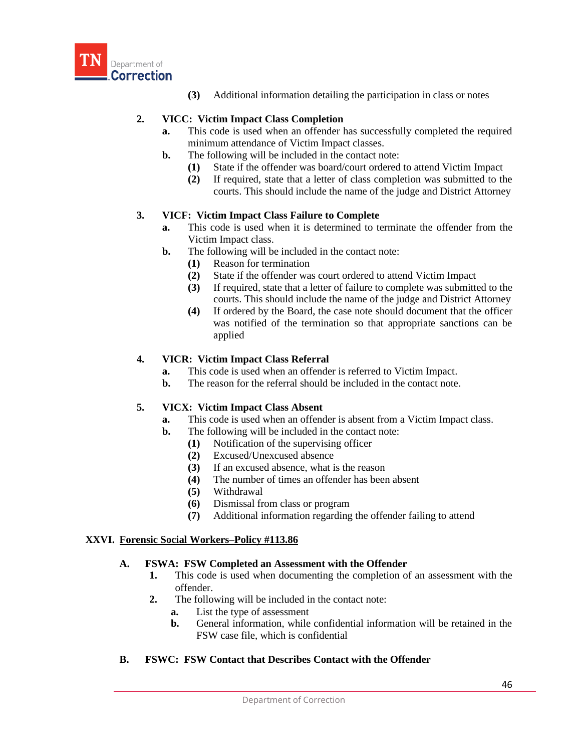(3) Additional information detailing the participation in class or notes

2. **VICC: Victim Impact Class Completion**
   - a. This code is used when an offender has successfully completed the required minimum attendance of Victim Impact classes.
   - b. The following will be included in the contact note:
     - (1) State if the offender was board/court ordered to attend Victim Impact
     - (2) If required, state that a letter of class completion was submitted to the courts. This should include the name of the judge and District Attorney

3. **VICF: Victim Impact Class Failure to Complete**
   - a. This code is used when it is determined to terminate the offender from the Victim Impact class.
   - b. The following will be included in the contact note:
     - (1) Reason for termination
     - (2) State if the offender was court ordered to attend Victim Impact
     - (3) If required, state that a letter of failure to complete was submitted to the courts. This should include the name of the judge and District Attorney
     - (4) If ordered by the Board, the case note should document that the officer was notified of the termination so that appropriate sanctions can be applied

4. **VICR: Victim Impact Class Referral**
   - a. This code is used when an offender is referred to Victim Impact.
   - b. The reason for the referral should be included in the contact note.

5. **VICX: Victim Impact Class Absent**
   - a. This code is used when an offender is absent from a Victim Impact class.
   - b. The following will be included in the contact note:
     - (1) Notification of the supervising officer
     - (2) Excused/Unexcused absence
     - (3) If an excused absence, what is the reason
     - (4) The number of times an offender has been absent
     - (5) Withdrawal
     - (6) Dismissal from class or program
     - (7) Additional information regarding the offender failing to attend

## XXVI. Forensic Social Workers–Policy #113.86

### A. FSWA: FSW Completed an Assessment with the Offender

1. This code is used when documenting the completion of an assessment with the offender.
2. The following will be included in the contact note:
   - a. List the type of assessment
   - b. General information, while confidential information will be retained in the FSW case file, which is confidential

### B. FSWC: FSW Contact that Describes Contact with the Offender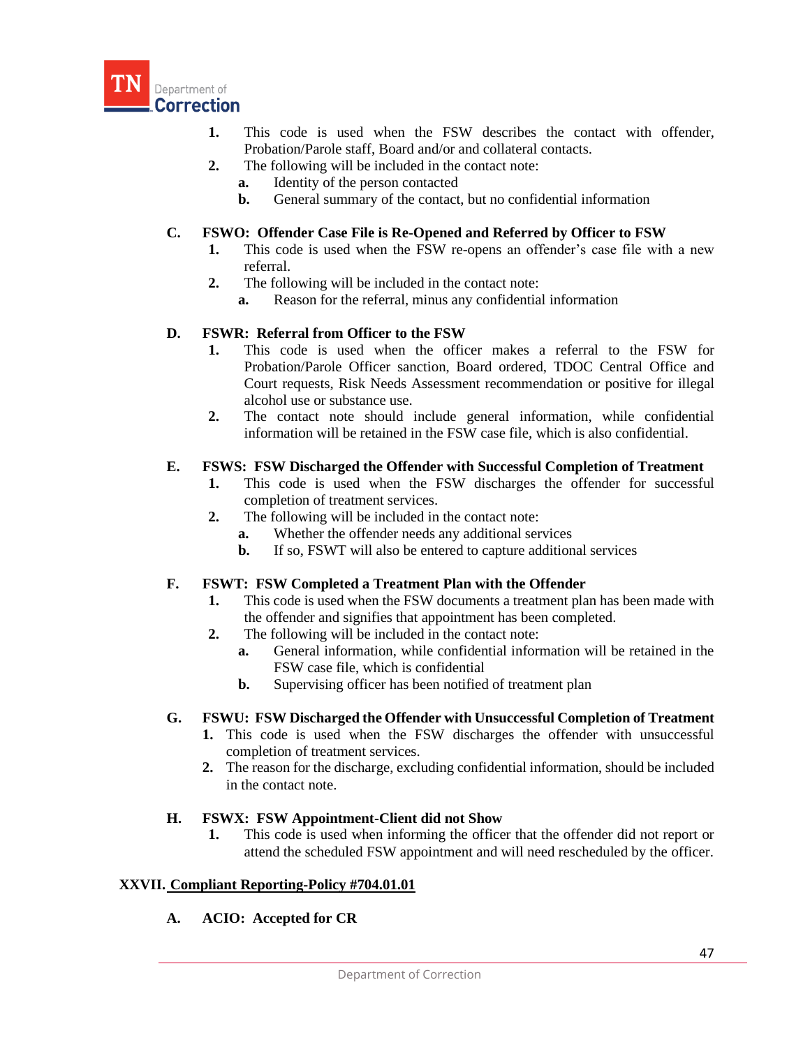1. This code is used when the FSW describes the contact with offender, Probation/Parole staff, Board and/or and collateral contacts.
2. The following will be included in the contact note:
   a. Identity of the person contacted
   b. General summary of the contact, but no confidential information

**C. FSWO: Offender Case File is Re-Opened and Referred by Officer to FSW**

1. This code is used when the FSW re-opens an offender's case file with a new referral.
2. The following will be included in the contact note:
   a. Reason for the referral, minus any confidential information

**D. FSWR: Referral from Officer to the FSW**

1. This code is used when the officer makes a referral to the FSW for Probation/Parole Officer sanction, Board ordered, TDOC Central Office and Court requests, Risk Needs Assessment recommendation or positive for illegal alcohol use or substance use.
2. The contact note should include general information, while confidential information will be retained in the FSW case file, which is also confidential.

**E. FSWS: FSW Discharged the Offender with Successful Completion of Treatment**

1. This code is used when the FSW discharges the offender for successful completion of treatment services.
2. The following will be included in the contact note:
   a. Whether the offender needs any additional services
   b. If so, FSWT will also be entered to capture additional services

**F. FSWT: FSW Completed a Treatment Plan with the Offender**

1. This code is used when the FSW documents a treatment plan has been made with the offender and signifies that appointment has been completed.
2. The following will be included in the contact note:
   a. General information, while confidential information will be retained in the FSW case file, which is confidential
   b. Supervising officer has been notified of treatment plan

**G. FSWU: FSW Discharged the Offender with Unsuccessful Completion of Treatment**

1. This code is used when the FSW discharges the offender with unsuccessful completion of treatment services.
2. The reason for the discharge, excluding confidential information, should be included in the contact note.

**H. FSWX: FSW Appointment-Client did not Show**

1. This code is used when informing the officer that the offender did not report or attend the scheduled FSW appointment and will need rescheduled by the officer.

## XXVII. Compliant Reporting-Policy #704.01.01

**A. ACIO: Accepted for CR**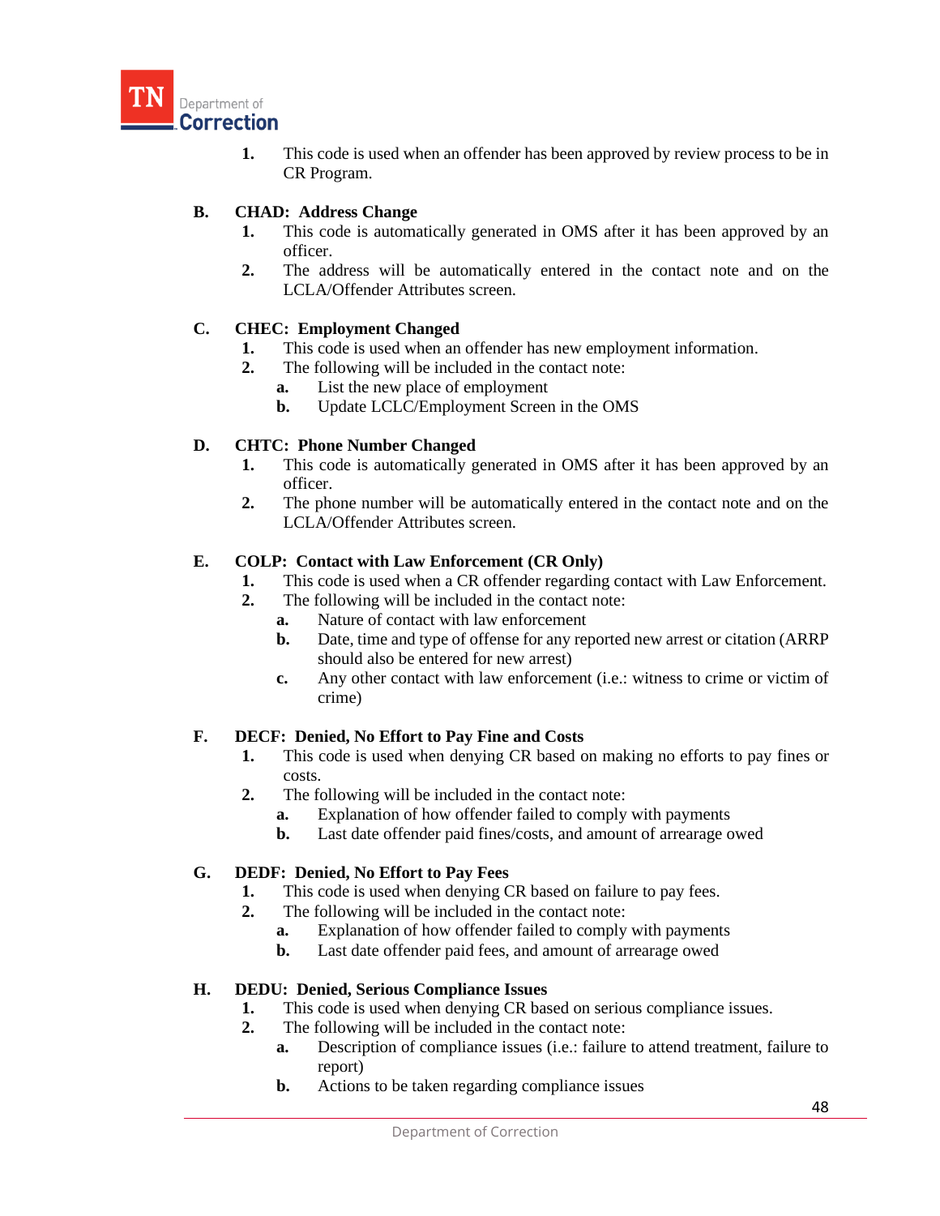1. This code is used when an offender has been approved by review process to be in CR Program.

**B. CHAD: Address Change**

1. This code is automatically generated in OMS after it has been approved by an officer.
2. The address will be automatically entered in the contact note and on the LCLA/Offender Attributes screen.

**C. CHEC: Employment Changed**

1. This code is used when an offender has new employment information.
2. The following will be included in the contact note:
   a. List the new place of employment
   b. Update LCLC/Employment Screen in the OMS

**D. CHTC: Phone Number Changed**

1. This code is automatically generated in OMS after it has been approved by an officer.
2. The phone number will be automatically entered in the contact note and on the LCLA/Offender Attributes screen.

**E. COLP: Contact with Law Enforcement (CR Only)**

1. This code is used when a CR offender regarding contact with Law Enforcement.
2. The following will be included in the contact note:
   a. Nature of contact with law enforcement
   b. Date, time and type of offense for any reported new arrest or citation (ARRP should also be entered for new arrest)
   c. Any other contact with law enforcement (i.e.: witness to crime or victim of crime)

**F. DECF: Denied, No Effort to Pay Fine and Costs**

1. This code is used when denying CR based on making no efforts to pay fines or costs.
2. The following will be included in the contact note:
   a. Explanation of how offender failed to comply with payments
   b. Last date offender paid fines/costs, and amount of arrearage owed

**G. DEDF: Denied, No Effort to Pay Fees**

1. This code is used when denying CR based on failure to pay fees.
2. The following will be included in the contact note:
   a. Explanation of how offender failed to comply with payments
   b. Last date offender paid fees, and amount of arrearage owed

**H. DEDU: Denied, Serious Compliance Issues**

1. This code is used when denying CR based on serious compliance issues.
2. The following will be included in the contact note:
   a. Description of compliance issues (i.e.: failure to attend treatment, failure to report)
   b. Actions to be taken regarding compliance issues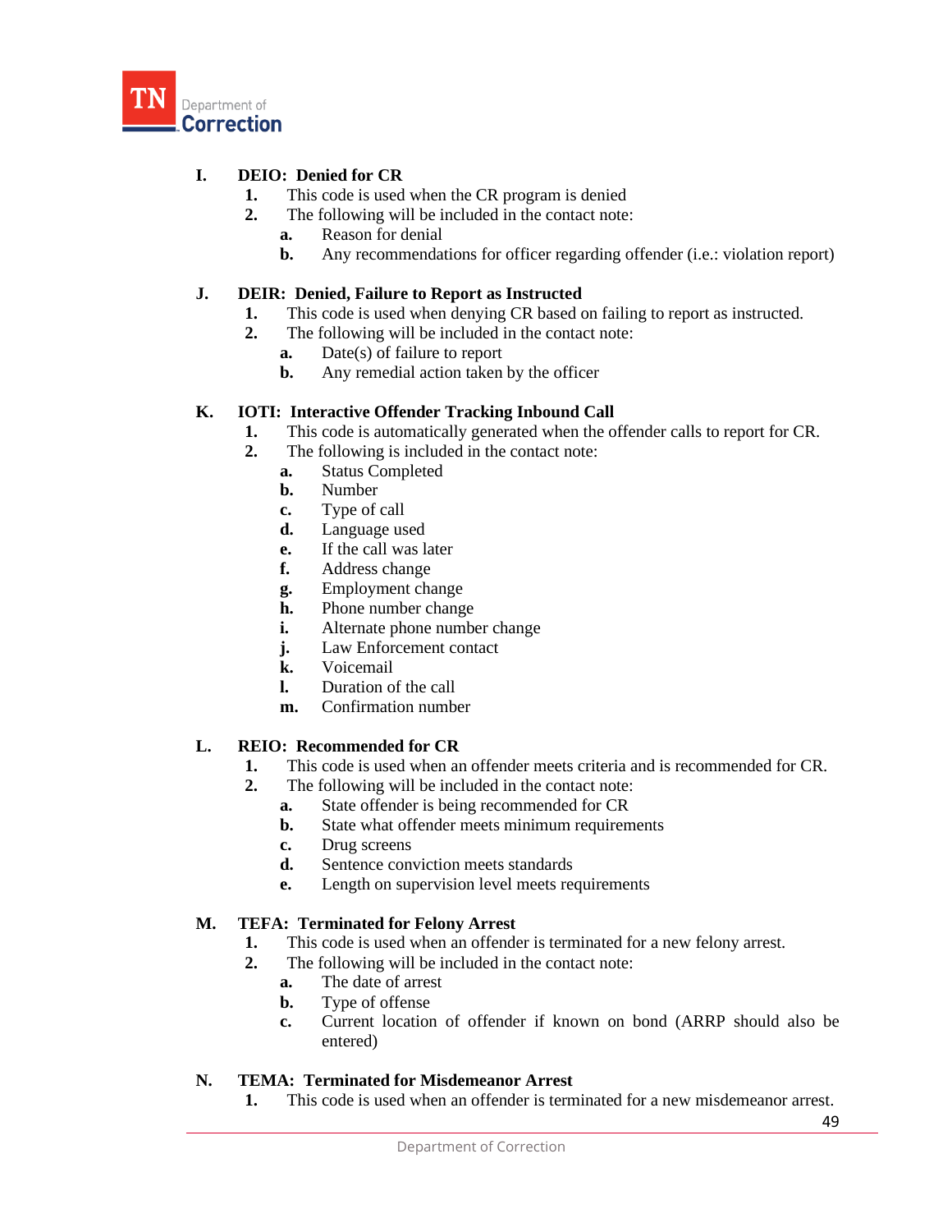**I. DEIO: Denied for CR**

1. This code is used when the CR program is denied
2. The following will be included in the contact note:
   - a. Reason for denial
   - b. Any recommendations for officer regarding offender (i.e.: violation report)

**J. DEIR: Denied, Failure to Report as Instructed**

1. This code is used when denying CR based on failing to report as instructed.
2. The following will be included in the contact note:
   - a. Date(s) of failure to report
   - b. Any remedial action taken by the officer

**K. IOTI: Interactive Offender Tracking Inbound Call**

1. This code is automatically generated when the offender calls to report for CR.
2. The following is included in the contact note:
   - a. Status Completed
   - b. Number
   - c. Type of call
   - d. Language used
   - e. If the call was later
   - f. Address change
   - g. Employment change
   - h. Phone number change
   - i. Alternate phone number change
   - j. Law Enforcement contact
   - k. Voicemail
   - l. Duration of the call
   - m. Confirmation number

**L. REIO: Recommended for CR**

1. This code is used when an offender meets criteria and is recommended for CR.
2. The following will be included in the contact note:
   - a. State offender is being recommended for CR
   - b. State what offender meets minimum requirements
   - c. Drug screens
   - d. Sentence conviction meets standards
   - e. Length on supervision level meets requirements

**M. TEFA: Terminated for Felony Arrest**

1. This code is used when an offender is terminated for a new felony arrest.
2. The following will be included in the contact note:
   - a. The date of arrest
   - b. Type of offense
   - c. Current location of offender if known on bond (ARRP should also be entered)

**N. TEMA: Terminated for Misdemeanor Arrest**

1. This code is used when an offender is terminated for a new misdemeanor arrest.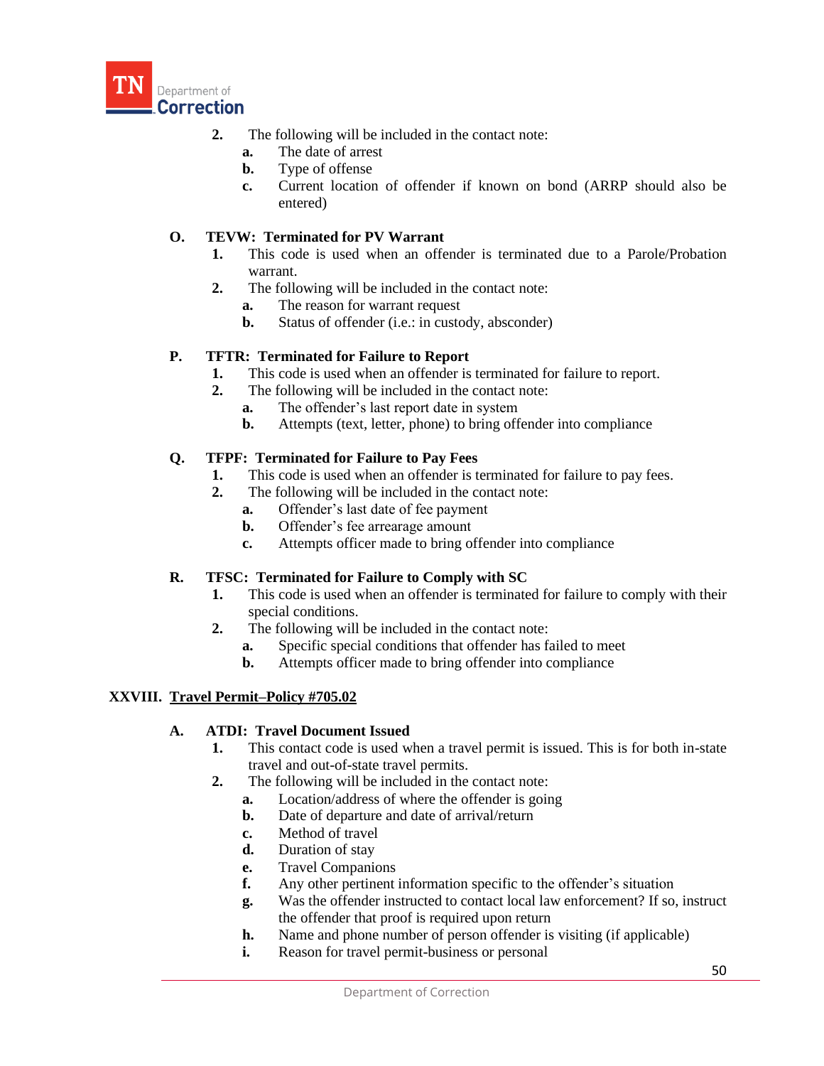2. The following will be included in the contact note:
   a. The date of arrest
   b. Type of offense
   c. Current location of offender if known on bond (ARRP should also be entered)

### O. TEVW: Terminated for PV Warrant

1. This code is used when an offender is terminated due to a Parole/Probation warrant.
2. The following will be included in the contact note:
   a. The reason for warrant request
   b. Status of offender (i.e.: in custody, absconder)

### P. TFTR: Terminated for Failure to Report

1. This code is used when an offender is terminated for failure to report.
2. The following will be included in the contact note:
   a. The offender's last report date in system
   b. Attempts (text, letter, phone) to bring offender into compliance

### Q. TFPF: Terminated for Failure to Pay Fees

1. This code is used when an offender is terminated for failure to pay fees.
2. The following will be included in the contact note:
   a. Offender's last date of fee payment
   b. Offender's fee arrearage amount
   c. Attempts officer made to bring offender into compliance

### R. TFSC: Terminated for Failure to Comply with SC

1. This code is used when an offender is terminated for failure to comply with their special conditions.
2. The following will be included in the contact note:
   a. Specific special conditions that offender has failed to meet
   b. Attempts officer made to bring offender into compliance

## XXVIII. Travel Permit–Policy #705.02

### A. ATDI: Travel Document Issued

1. This contact code is used when a travel permit is issued. This is for both in-state travel and out-of-state travel permits.
2. The following will be included in the contact note:
   a. Location/address of where the offender is going
   b. Date of departure and date of arrival/return
   c. Method of travel
   d. Duration of stay
   e. Travel Companions
   f. Any other pertinent information specific to the offender's situation
   g. Was the offender instructed to contact local law enforcement? If so, instruct the offender that proof is required upon return
   h. Name and phone number of person offender is visiting (if applicable)
   i. Reason for travel permit-business or personal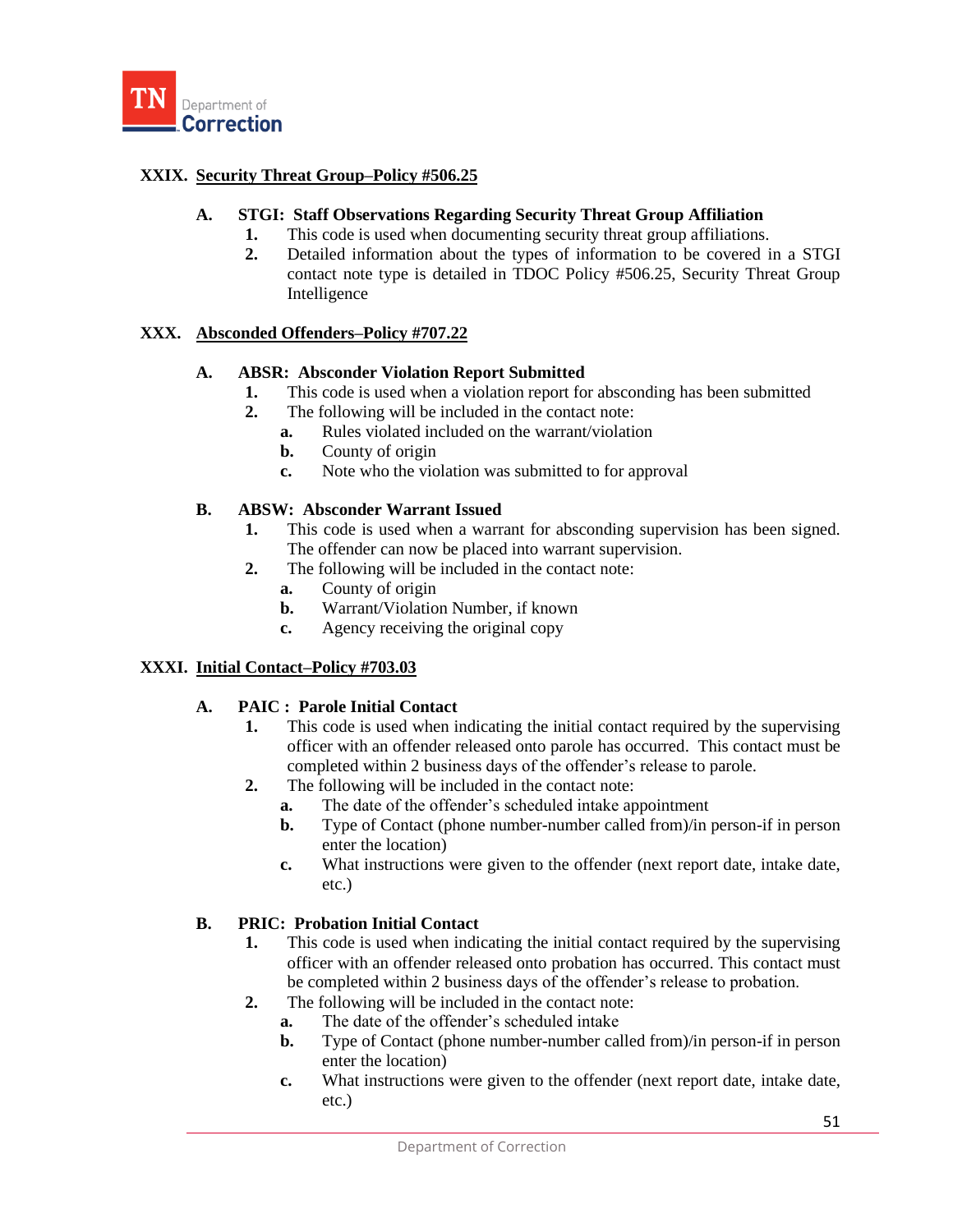## XXIX. Security Threat Group–Policy #506.25

### A. STGI: Staff Observations Regarding Security Threat Group Affiliation

1. This code is used when documenting security threat group affiliations.
2. Detailed information about the types of information to be covered in a STGI contact note type is detailed in TDOC Policy #506.25, Security Threat Group Intelligence

## XXX. Absconded Offenders–Policy #707.22

### A. ABSR: Absconder Violation Report Submitted

1. This code is used when a violation report for absconding has been submitted
2. The following will be included in the contact note:
   - a. Rules violated included on the warrant/violation
   - b. County of origin
   - c. Note who the violation was submitted to for approval

### B. ABSW: Absconder Warrant Issued

1. This code is used when a warrant for absconding supervision has been signed. The offender can now be placed into warrant supervision.
2. The following will be included in the contact note:
   - a. County of origin
   - b. Warrant/Violation Number, if known
   - c. Agency receiving the original copy

## XXXI. Initial Contact–Policy #703.03

### A. PAIC : Parole Initial Contact

1. This code is used when indicating the initial contact required by the supervising officer with an offender released onto parole has occurred. This contact must be completed within 2 business days of the offender's release to parole.
2. The following will be included in the contact note:
   - a. The date of the offender's scheduled intake appointment
   - b. Type of Contact (phone number-number called from)/in person-if in person enter the location)
   - c. What instructions were given to the offender (next report date, intake date, etc.)

### B. PRIC: Probation Initial Contact

1. This code is used when indicating the initial contact required by the supervising officer with an offender released onto probation has occurred. This contact must be completed within 2 business days of the offender's release to probation.
2. The following will be included in the contact note:
   - a. The date of the offender's scheduled intake
   - b. Type of Contact (phone number-number called from)/in person-if in person enter the location)
   - c. What instructions were given to the offender (next report date, intake date, etc.)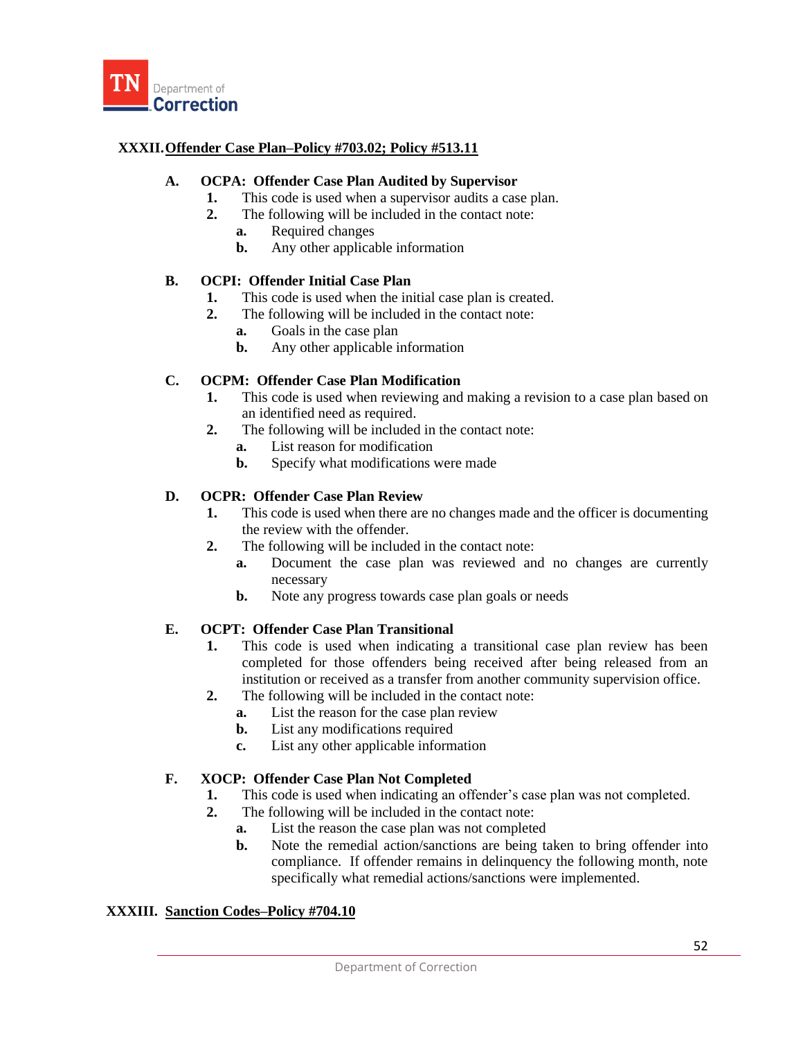## XXXII. Offender Case Plan–Policy #703.02; Policy #513.11

### A. OCPA: Offender Case Plan Audited by Supervisor

1. This code is used when a supervisor audits a case plan.
2. The following will be included in the contact note:
   - a. Required changes
   - b. Any other applicable information

### B. OCPI: Offender Initial Case Plan

1. This code is used when the initial case plan is created.
2. The following will be included in the contact note:
   - a. Goals in the case plan
   - b. Any other applicable information

### C. OCPM: Offender Case Plan Modification

1. This code is used when reviewing and making a revision to a case plan based on an identified need as required.
2. The following will be included in the contact note:
   - a. List reason for modification
   - b. Specify what modifications were made

### D. OCPR: Offender Case Plan Review

1. This code is used when there are no changes made and the officer is documenting the review with the offender.
2. The following will be included in the contact note:
   - a. Document the case plan was reviewed and no changes are currently necessary
   - b. Note any progress towards case plan goals or needs

### E. OCPT: Offender Case Plan Transitional

1. This code is used when indicating a transitional case plan review has been completed for those offenders being received after being released from an institution or received as a transfer from another community supervision office.
2. The following will be included in the contact note:
   - a. List the reason for the case plan review
   - b. List any modifications required
   - c. List any other applicable information

### F. XOCP: Offender Case Plan Not Completed

1. This code is used when indicating an offender's case plan was not completed.
2. The following will be included in the contact note:
   - a. List the reason the case plan was not completed
   - b. Note the remedial action/sanctions are being taken to bring offender into compliance. If offender remains in delinquency the following month, note specifically what remedial actions/sanctions were implemented.

## XXXIII. Sanction Codes–Policy #704.10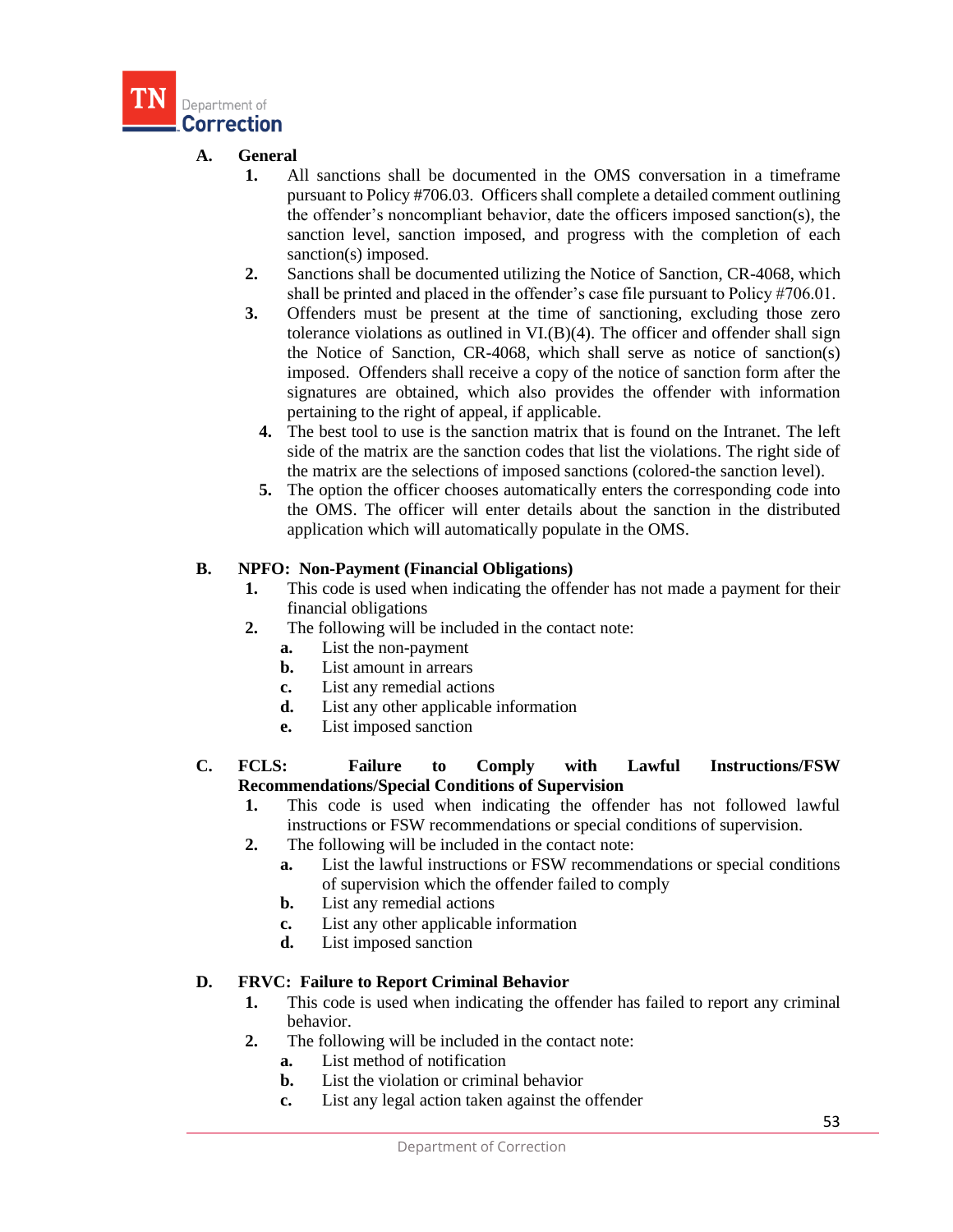**A. General**

1. All sanctions shall be documented in the OMS conversation in a timeframe pursuant to Policy #706.03. Officers shall complete a detailed comment outlining the offender's noncompliant behavior, date the officers imposed sanction(s), the sanction level, sanction imposed, and progress with the completion of each sanction(s) imposed.
2. Sanctions shall be documented utilizing the Notice of Sanction, CR-4068, which shall be printed and placed in the offender's case file pursuant to Policy #706.01.
3. Offenders must be present at the time of sanctioning, excluding those zero tolerance violations as outlined in VI.(B)(4). The officer and offender shall sign the Notice of Sanction, CR-4068, which shall serve as notice of sanction(s) imposed. Offenders shall receive a copy of the notice of sanction form after the signatures are obtained, which also provides the offender with information pertaining to the right of appeal, if applicable.
4. The best tool to use is the sanction matrix that is found on the Intranet. The left side of the matrix are the sanction codes that list the violations. The right side of the matrix are the selections of imposed sanctions (colored-the sanction level).
5. The option the officer chooses automatically enters the corresponding code into the OMS. The officer will enter details about the sanction in the distributed application which will automatically populate in the OMS.

**B. NPFO: Non-Payment (Financial Obligations)**

1. This code is used when indicating the offender has not made a payment for their financial obligations
2. The following will be included in the contact note:
   - a. List the non-payment
   - b. List amount in arrears
   - c. List any remedial actions
   - d. List any other applicable information
   - e. List imposed sanction

**C. FCLS: Failure to Comply with Lawful Instructions/FSW Recommendations/Special Conditions of Supervision**

1. This code is used when indicating the offender has not followed lawful instructions or FSW recommendations or special conditions of supervision.
2. The following will be included in the contact note:
   - a. List the lawful instructions or FSW recommendations or special conditions of supervision which the offender failed to comply
   - b. List any remedial actions
   - c. List any other applicable information
   - d. List imposed sanction

**D. FRVC: Failure to Report Criminal Behavior**

1. This code is used when indicating the offender has failed to report any criminal behavior.
2. The following will be included in the contact note:
   - a. List method of notification
   - b. List the violation or criminal behavior
   - c. List any legal action taken against the offender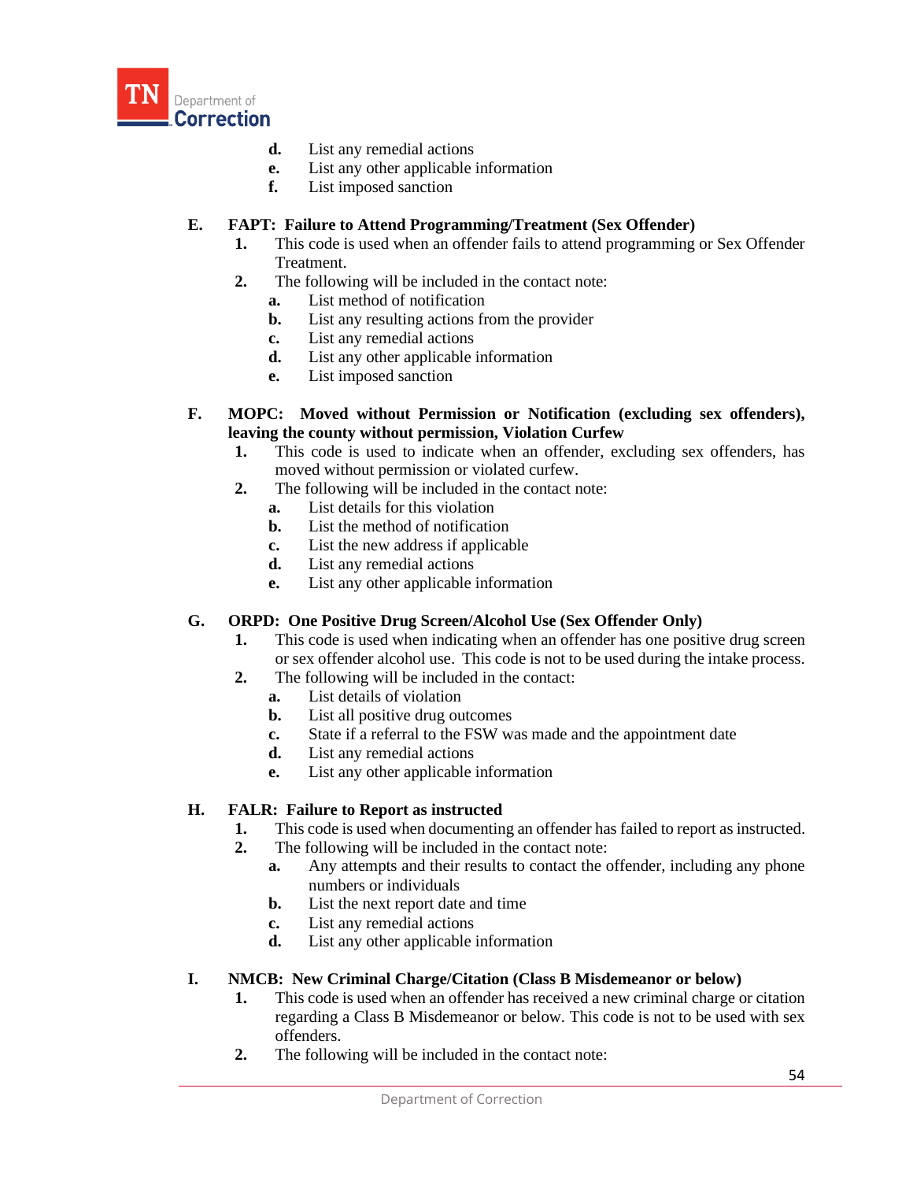d. List any remedial actions
e. List any other applicable information
f. List imposed sanction

**E. FAPT: Failure to Attend Programming/Treatment (Sex Offender)**

1. This code is used when an offender fails to attend programming or Sex Offender Treatment.
2. The following will be included in the contact note:
   a. List method of notification
   b. List any resulting actions from the provider
   c. List any remedial actions
   d. List any other applicable information
   e. List imposed sanction

**F. MOPC: Moved without Permission or Notification (excluding sex offenders), leaving the county without permission, Violation Curfew**

1. This code is used to indicate when an offender, excluding sex offenders, has moved without permission or violated curfew.
2. The following will be included in the contact note:
   a. List details for this violation
   b. List the method of notification
   c. List the new address if applicable
   d. List any remedial actions
   e. List any other applicable information

**G. ORPD: One Positive Drug Screen/Alcohol Use (Sex Offender Only)**

1. This code is used when indicating when an offender has one positive drug screen or sex offender alcohol use. This code is not to be used during the intake process.
2. The following will be included in the contact:
   a. List details of violation
   b. List all positive drug outcomes
   c. State if a referral to the FSW was made and the appointment date
   d. List any remedial actions
   e. List any other applicable information

**H. FALR: Failure to Report as instructed**

1. This code is used when documenting an offender has failed to report as instructed.
2. The following will be included in the contact note:
   a. Any attempts and their results to contact the offender, including any phone numbers or individuals
   b. List the next report date and time
   c. List any remedial actions
   d. List any other applicable information

**I. NMCB: New Criminal Charge/Citation (Class B Misdemeanor or below)**

1. This code is used when an offender has received a new criminal charge or citation regarding a Class B Misdemeanor or below. This code is not to be used with sex offenders.
2. The following will be included in the contact note: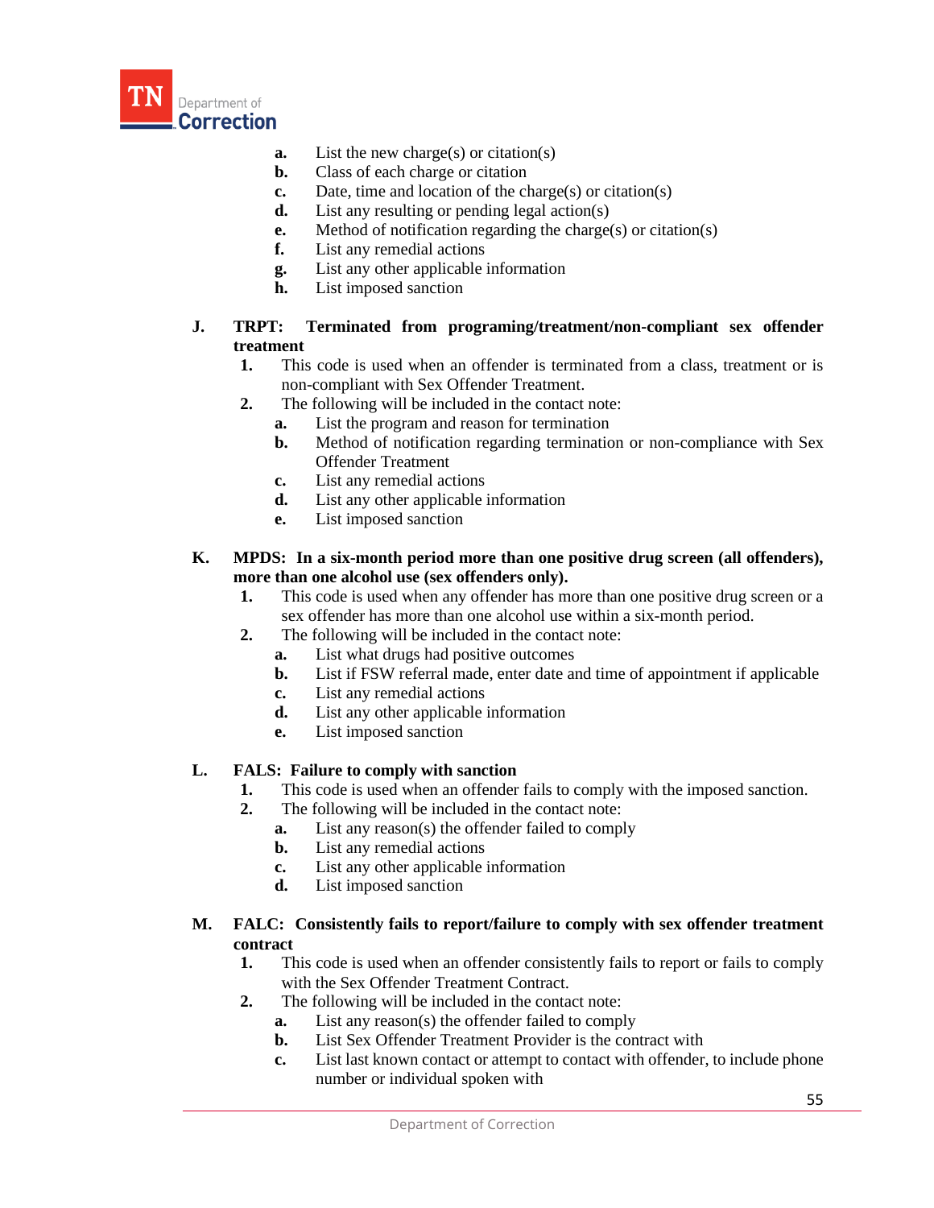a. List the new charge(s) or citation(s)
b. Class of each charge or citation
c. Date, time and location of the charge(s) or citation(s)
d. List any resulting or pending legal action(s)
e. Method of notification regarding the charge(s) or citation(s)
f. List any remedial actions
g. List any other applicable information
h. List imposed sanction

**J. TRPT: Terminated from programing/treatment/non-compliant sex offender treatment**

1. This code is used when an offender is terminated from a class, treatment or is non-compliant with Sex Offender Treatment.
2. The following will be included in the contact note:
   a. List the program and reason for termination
   b. Method of notification regarding termination or non-compliance with Sex Offender Treatment
   c. List any remedial actions
   d. List any other applicable information
   e. List imposed sanction

**K. MPDS: In a six-month period more than one positive drug screen (all offenders), more than one alcohol use (sex offenders only).**

1. This code is used when any offender has more than one positive drug screen or a sex offender has more than one alcohol use within a six-month period.
2. The following will be included in the contact note:
   a. List what drugs had positive outcomes
   b. List if FSW referral made, enter date and time of appointment if applicable
   c. List any remedial actions
   d. List any other applicable information
   e. List imposed sanction

**L. FALS: Failure to comply with sanction**

1. This code is used when an offender fails to comply with the imposed sanction.
2. The following will be included in the contact note:
   a. List any reason(s) the offender failed to comply
   b. List any remedial actions
   c. List any other applicable information
   d. List imposed sanction

**M. FALC: Consistently fails to report/failure to comply with sex offender treatment contract**

1. This code is used when an offender consistently fails to report or fails to comply with the Sex Offender Treatment Contract.
2. The following will be included in the contact note:
   a. List any reason(s) the offender failed to comply
   b. List Sex Offender Treatment Provider is the contract with
   c. List last known contact or attempt to contact with offender, to include phone number or individual spoken with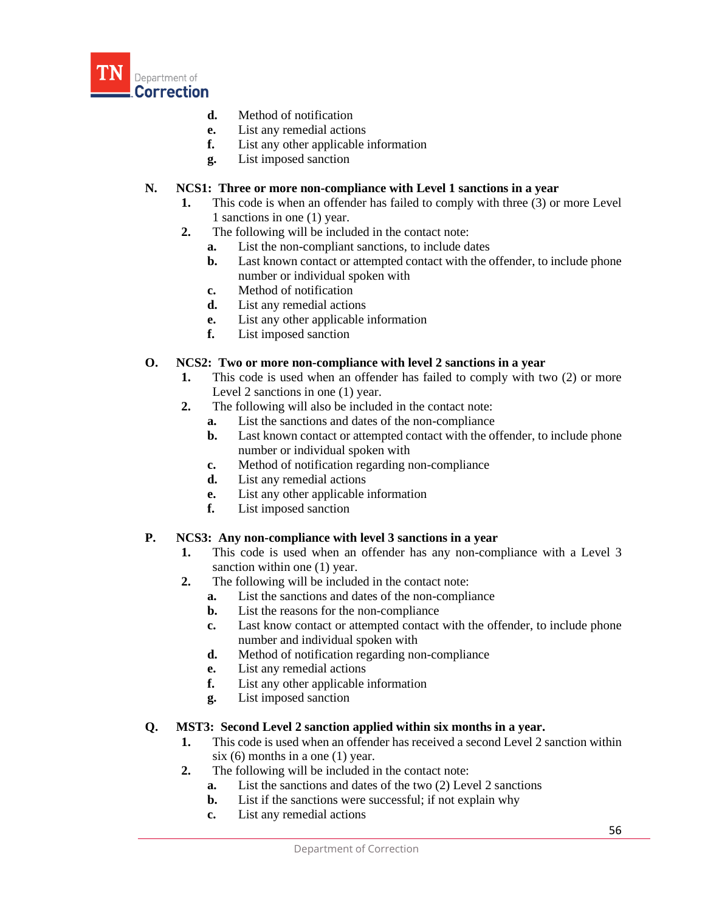d. Method of notification
e. List any remedial actions
f. List any other applicable information
g. List imposed sanction

**N. NCS1: Three or more non-compliance with Level 1 sanctions in a year**

1. This code is when an offender has failed to comply with three (3) or more Level 1 sanctions in one (1) year.
2. The following will be included in the contact note:
   a. List the non-compliant sanctions, to include dates
   b. Last known contact or attempted contact with the offender, to include phone number or individual spoken with
   c. Method of notification
   d. List any remedial actions
   e. List any other applicable information
   f. List imposed sanction

**O. NCS2: Two or more non-compliance with level 2 sanctions in a year**

1. This code is used when an offender has failed to comply with two (2) or more Level 2 sanctions in one (1) year.
2. The following will also be included in the contact note:
   a. List the sanctions and dates of the non-compliance
   b. Last known contact or attempted contact with the offender, to include phone number or individual spoken with
   c. Method of notification regarding non-compliance
   d. List any remedial actions
   e. List any other applicable information
   f. List imposed sanction

**P. NCS3: Any non-compliance with level 3 sanctions in a year**

1. This code is used when an offender has any non-compliance with a Level 3 sanction within one (1) year.
2. The following will be included in the contact note:
   a. List the sanctions and dates of the non-compliance
   b. List the reasons for the non-compliance
   c. Last know contact or attempted contact with the offender, to include phone number and individual spoken with
   d. Method of notification regarding non-compliance
   e. List any remedial actions
   f. List any other applicable information
   g. List imposed sanction

**Q. MST3: Second Level 2 sanction applied within six months in a year.**

1. This code is used when an offender has received a second Level 2 sanction within six (6) months in a one (1) year.
2. The following will be included in the contact note:
   a. List the sanctions and dates of the two (2) Level 2 sanctions
   b. List if the sanctions were successful; if not explain why
   c. List any remedial actions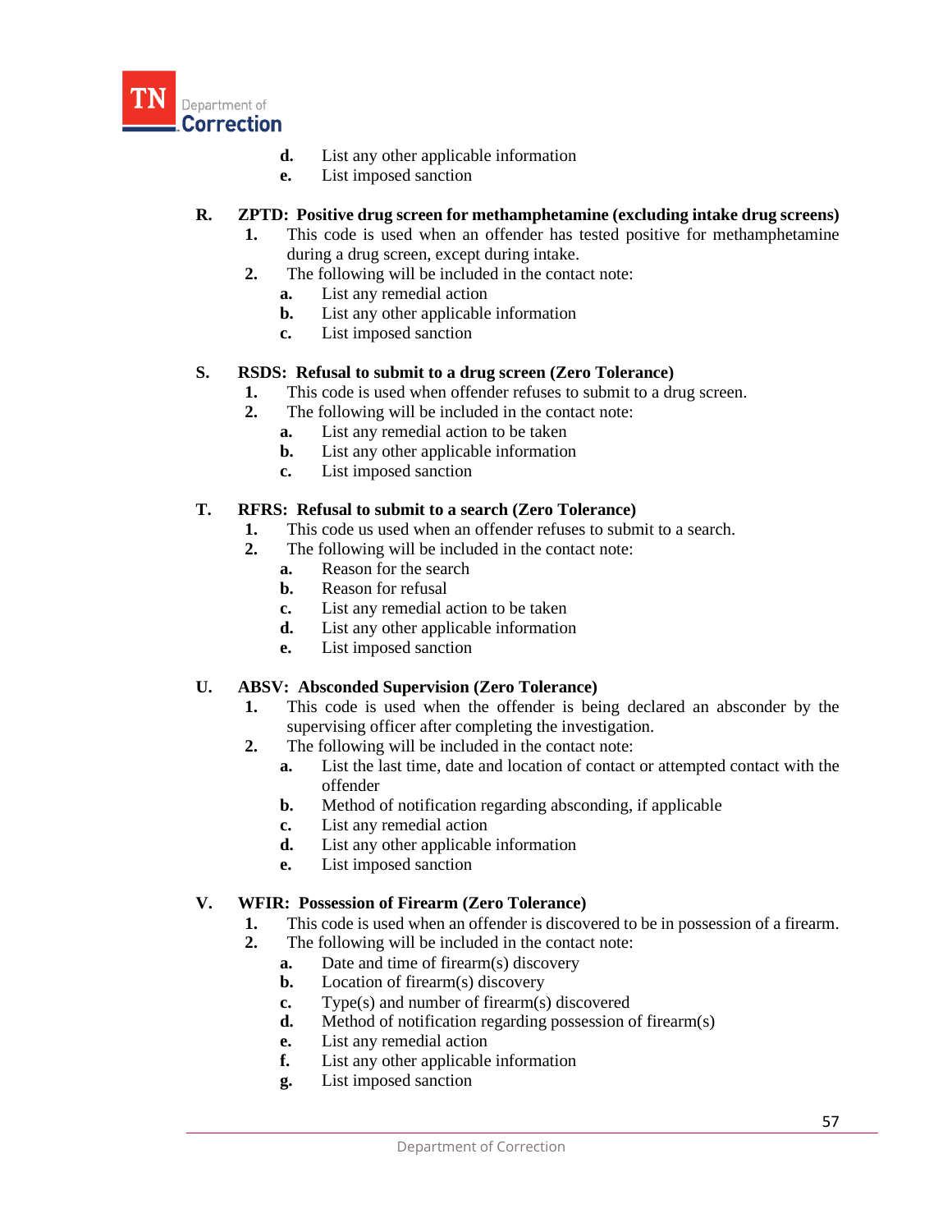d. List any other applicable information
   e. List imposed sanction

**R. ZPTD: Positive drug screen for methamphetamine (excluding intake drug screens)**

1. This code is used when an offender has tested positive for methamphetamine during a drug screen, except during intake.
2. The following will be included in the contact note:
   a. List any remedial action
   b. List any other applicable information
   c. List imposed sanction

**S. RSDS: Refusal to submit to a drug screen (Zero Tolerance)**

1. This code is used when offender refuses to submit to a drug screen.
2. The following will be included in the contact note:
   a. List any remedial action to be taken
   b. List any other applicable information
   c. List imposed sanction

**T. RFRS: Refusal to submit to a search (Zero Tolerance)**

1. This code us used when an offender refuses to submit to a search.
2. The following will be included in the contact note:
   a. Reason for the search
   b. Reason for refusal
   c. List any remedial action to be taken
   d. List any other applicable information
   e. List imposed sanction

**U. ABSV: Absconded Supervision (Zero Tolerance)**

1. This code is used when the offender is being declared an absconder by the supervising officer after completing the investigation.
2. The following will be included in the contact note:
   a. List the last time, date and location of contact or attempted contact with the offender
   b. Method of notification regarding absconding, if applicable
   c. List any remedial action
   d. List any other applicable information
   e. List imposed sanction

**V. WFIR: Possession of Firearm (Zero Tolerance)**

1. This code is used when an offender is discovered to be in possession of a firearm.
2. The following will be included in the contact note:
   a. Date and time of firearm(s) discovery
   b. Location of firearm(s) discovery
   c. Type(s) and number of firearm(s) discovered
   d. Method of notification regarding possession of firearm(s)
   e. List any remedial action
   f. List any other applicable information
   g. List imposed sanction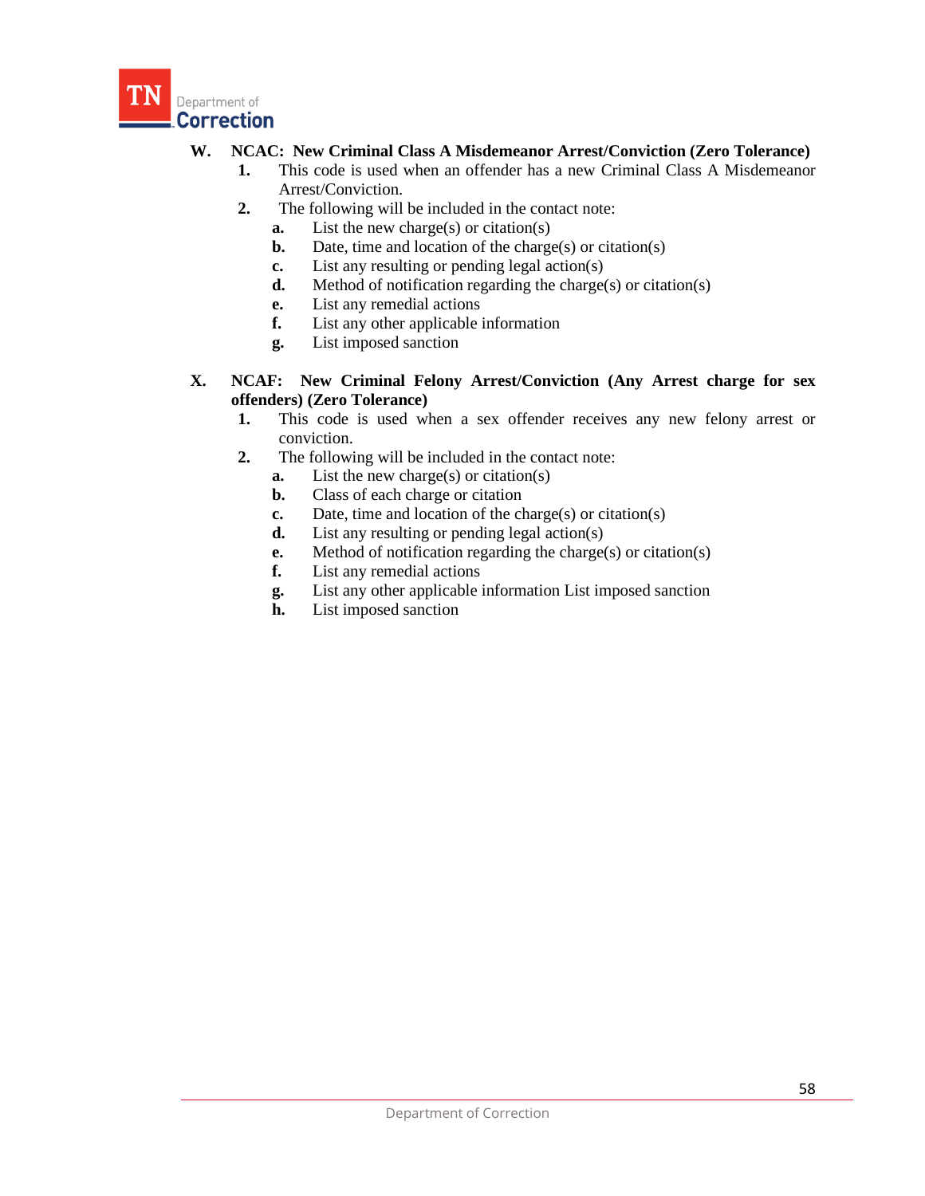**W. NCAC: New Criminal Class A Misdemeanor Arrest/Conviction (Zero Tolerance)**

1. This code is used when an offender has a new Criminal Class A Misdemeanor Arrest/Conviction.
2. The following will be included in the contact note:
   - **a.** List the new charge(s) or citation(s)
   - **b.** Date, time and location of the charge(s) or citation(s)
   - **c.** List any resulting or pending legal action(s)
   - **d.** Method of notification regarding the charge(s) or citation(s)
   - **e.** List any remedial actions
   - **f.** List any other applicable information
   - **g.** List imposed sanction

**X. NCAF: New Criminal Felony Arrest/Conviction (Any Arrest charge for sex offenders) (Zero Tolerance)**

1. This code is used when a sex offender receives any new felony arrest or conviction.
2. The following will be included in the contact note:
   - **a.** List the new charge(s) or citation(s)
   - **b.** Class of each charge or citation
   - **c.** Date, time and location of the charge(s) or citation(s)
   - **d.** List any resulting or pending legal action(s)
   - **e.** Method of notification regarding the charge(s) or citation(s)
   - **f.** List any remedial actions
   - **g.** List any other applicable information List imposed sanction
   - **h.** List imposed sanction